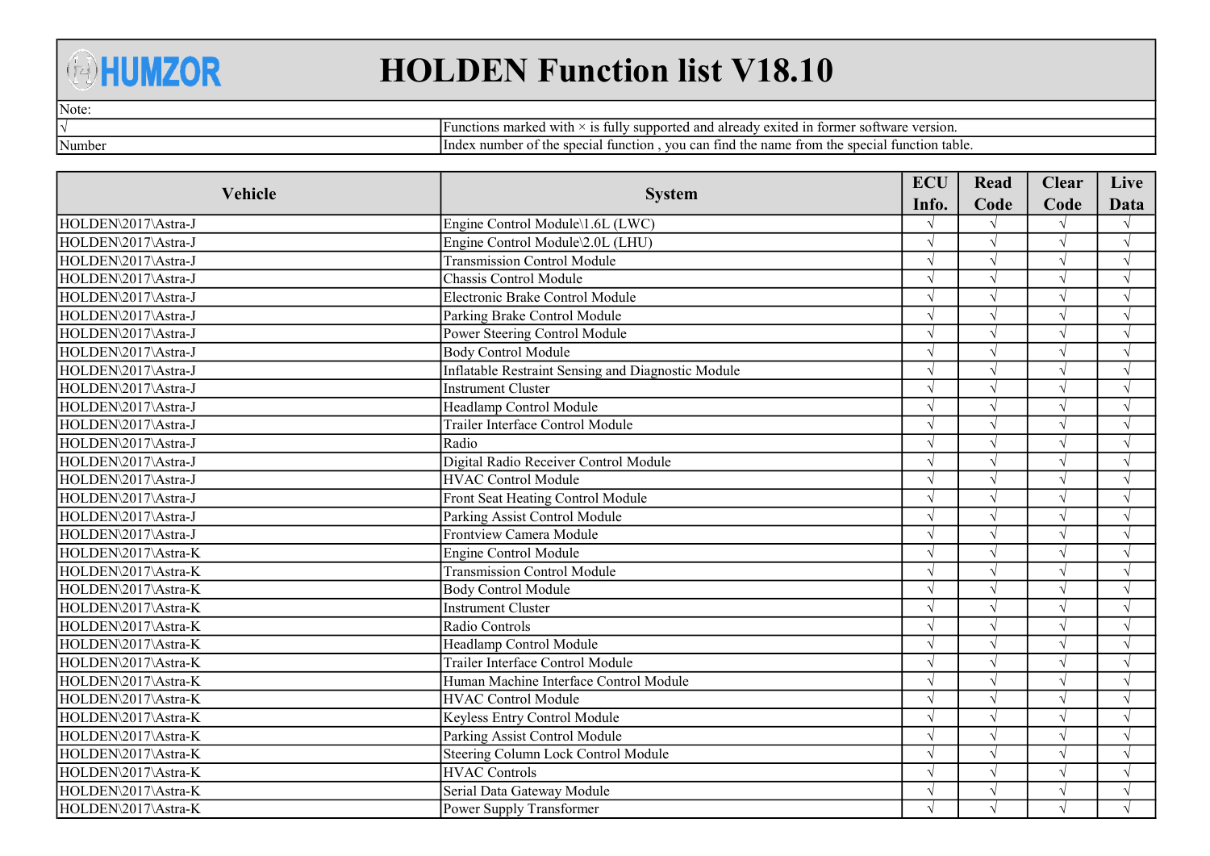# HOLDEN Function list V18.10

| Note: | |
|---|---|
| √ | Functions marked with × is fully supported and already exited in former software version. |
| Number | Index number of the special function , you can find the name from the special function table. |

| Vehicle | System | ECU Info. | Read Code | Clear Code | Live Data |
|---|---|---|---|---|---|
| HOLDEN\2017\Astra-J | Engine Control Module\1.6L (LWC) | √ | √ | √ | √ |
| HOLDEN\2017\Astra-J | Engine Control Module\2.0L (LHU) | √ | √ | √ | √ |
| HOLDEN\2017\Astra-J | Transmission Control Module | √ | √ | √ | √ |
| HOLDEN\2017\Astra-J | Chassis Control Module | √ | √ | √ | √ |
| HOLDEN\2017\Astra-J | Electronic Brake Control Module | √ | √ | √ | √ |
| HOLDEN\2017\Astra-J | Parking Brake Control Module | √ | √ | √ | √ |
| HOLDEN\2017\Astra-J | Power Steering Control Module | √ | √ | √ | √ |
| HOLDEN\2017\Astra-J | Body Control Module | √ | √ | √ | √ |
| HOLDEN\2017\Astra-J | Inflatable Restraint Sensing and Diagnostic Module | √ | √ | √ | √ |
| HOLDEN\2017\Astra-J | Instrument Cluster | √ | √ | √ | √ |
| HOLDEN\2017\Astra-J | Headlamp Control Module | √ | √ | √ | √ |
| HOLDEN\2017\Astra-J | Trailer Interface Control Module | √ | √ | √ | √ |
| HOLDEN\2017\Astra-J | Radio | √ | √ | √ | √ |
| HOLDEN\2017\Astra-J | Digital Radio Receiver Control Module | √ | √ | √ | √ |
| HOLDEN\2017\Astra-J | HVAC Control Module | √ | √ | √ | √ |
| HOLDEN\2017\Astra-J | Front Seat Heating Control Module | √ | √ | √ | √ |
| HOLDEN\2017\Astra-J | Parking Assist Control Module | √ | √ | √ | √ |
| HOLDEN\2017\Astra-J | Frontview Camera Module | √ | √ | √ | √ |
| HOLDEN\2017\Astra-K | Engine Control Module | √ | √ | √ | √ |
| HOLDEN\2017\Astra-K | Transmission Control Module | √ | √ | √ | √ |
| HOLDEN\2017\Astra-K | Body Control Module | √ | √ | √ | √ |
| HOLDEN\2017\Astra-K | Instrument Cluster | √ | √ | √ | √ |
| HOLDEN\2017\Astra-K | Radio Controls | √ | √ | √ | √ |
| HOLDEN\2017\Astra-K | Headlamp Control Module | √ | √ | √ | √ |
| HOLDEN\2017\Astra-K | Trailer Interface Control Module | √ | √ | √ | √ |
| HOLDEN\2017\Astra-K | Human Machine Interface Control Module | √ | √ | √ | √ |
| HOLDEN\2017\Astra-K | HVAC Control Module | √ | √ | √ | √ |
| HOLDEN\2017\Astra-K | Keyless Entry Control Module | √ | √ | √ | √ |
| HOLDEN\2017\Astra-K | Parking Assist Control Module | √ | √ | √ | √ |
| HOLDEN\2017\Astra-K | Steering Column Lock Control Module | √ | √ | √ | √ |
| HOLDEN\2017\Astra-K | HVAC Controls | √ | √ | √ | √ |
| HOLDEN\2017\Astra-K | Serial Data Gateway Module | √ | √ | √ | √ |
| HOLDEN\2017\Astra-K | Power Supply Transformer | √ | √ | √ | √ |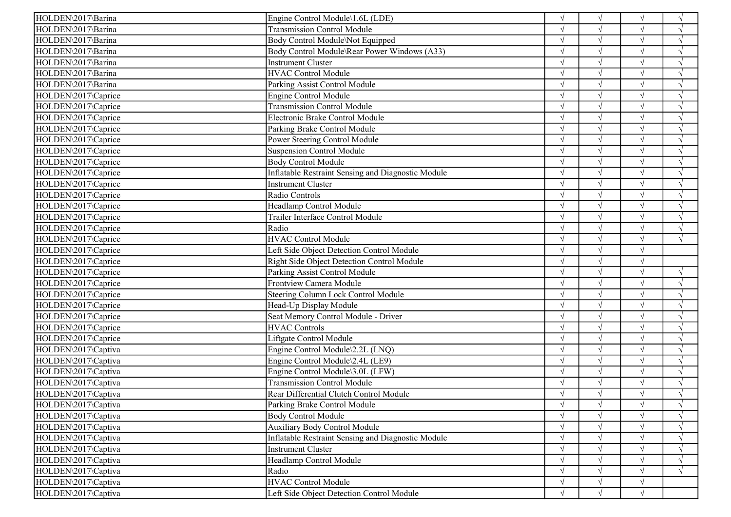| | | | | | |
|---|---|---|---|---|---|
| HOLDEN\2017\Barina | Engine Control Module\1.6L (LDE) | √ | √ | √ | √ |
| HOLDEN\2017\Barina | Transmission Control Module | √ | √ | √ | √ |
| HOLDEN\2017\Barina | Body Control Module\Not Equipped | √ | √ | √ | √ |
| HOLDEN\2017\Barina | Body Control Module\Rear Power Windows (A33) | √ | √ | √ | √ |
| HOLDEN\2017\Barina | Instrument Cluster | √ | √ | √ | √ |
| HOLDEN\2017\Barina | HVAC Control Module | √ | √ | √ | √ |
| HOLDEN\2017\Barina | Parking Assist Control Module | √ | √ | √ | √ |
| HOLDEN\2017\Caprice | Engine Control Module | √ | √ | √ | √ |
| HOLDEN\2017\Caprice | Transmission Control Module | √ | √ | √ | √ |
| HOLDEN\2017\Caprice | Electronic Brake Control Module | √ | √ | √ | √ |
| HOLDEN\2017\Caprice | Parking Brake Control Module | √ | √ | √ | √ |
| HOLDEN\2017\Caprice | Power Steering Control Module | √ | √ | √ | √ |
| HOLDEN\2017\Caprice | Suspension Control Module | √ | √ | √ | √ |
| HOLDEN\2017\Caprice | Body Control Module | √ | √ | √ | √ |
| HOLDEN\2017\Caprice | Inflatable Restraint Sensing and Diagnostic Module | √ | √ | √ | √ |
| HOLDEN\2017\Caprice | Instrument Cluster | √ | √ | √ | √ |
| HOLDEN\2017\Caprice | Radio Controls | √ | √ | √ | √ |
| HOLDEN\2017\Caprice | Headlamp Control Module | √ | √ | √ | √ |
| HOLDEN\2017\Caprice | Trailer Interface Control Module | √ | √ | √ | √ |
| HOLDEN\2017\Caprice | Radio | √ | √ | √ | √ |
| HOLDEN\2017\Caprice | HVAC Control Module | √ | √ | √ | √ |
| HOLDEN\2017\Caprice | Left Side Object Detection Control Module | √ | √ | √ | |
| HOLDEN\2017\Caprice | Right Side Object Detection Control Module | √ | √ | √ | |
| HOLDEN\2017\Caprice | Parking Assist Control Module | √ | √ | √ | √ |
| HOLDEN\2017\Caprice | Frontview Camera Module | √ | √ | √ | √ |
| HOLDEN\2017\Caprice | Steering Column Lock Control Module | √ | √ | √ | √ |
| HOLDEN\2017\Caprice | Head-Up Display Module | √ | √ | √ | √ |
| HOLDEN\2017\Caprice | Seat Memory Control Module - Driver | √ | √ | √ | √ |
| HOLDEN\2017\Caprice | HVAC Controls | √ | √ | √ | √ |
| HOLDEN\2017\Caprice | Liftgate Control Module | √ | √ | √ | √ |
| HOLDEN\2017\Captiva | Engine Control Module\2.2L (LNQ) | √ | √ | √ | √ |
| HOLDEN\2017\Captiva | Engine Control Module\2.4L (LE9) | √ | √ | √ | √ |
| HOLDEN\2017\Captiva | Engine Control Module\3.0L (LFW) | √ | √ | √ | √ |
| HOLDEN\2017\Captiva | Transmission Control Module | √ | √ | √ | √ |
| HOLDEN\2017\Captiva | Rear Differential Clutch Control Module | √ | √ | √ | √ |
| HOLDEN\2017\Captiva | Parking Brake Control Module | √ | √ | √ | √ |
| HOLDEN\2017\Captiva | Body Control Module | √ | √ | √ | √ |
| HOLDEN\2017\Captiva | Auxiliary Body Control Module | √ | √ | √ | √ |
| HOLDEN\2017\Captiva | Inflatable Restraint Sensing and Diagnostic Module | √ | √ | √ | √ |
| HOLDEN\2017\Captiva | Instrument Cluster | √ | √ | √ | √ |
| HOLDEN\2017\Captiva | Headlamp Control Module | √ | √ | √ | √ |
| HOLDEN\2017\Captiva | Radio | √ | √ | √ | √ |
| HOLDEN\2017\Captiva | HVAC Control Module | √ | √ | √ | |
| HOLDEN\2017\Captiva | Left Side Object Detection Control Module | √ | √ | √ | |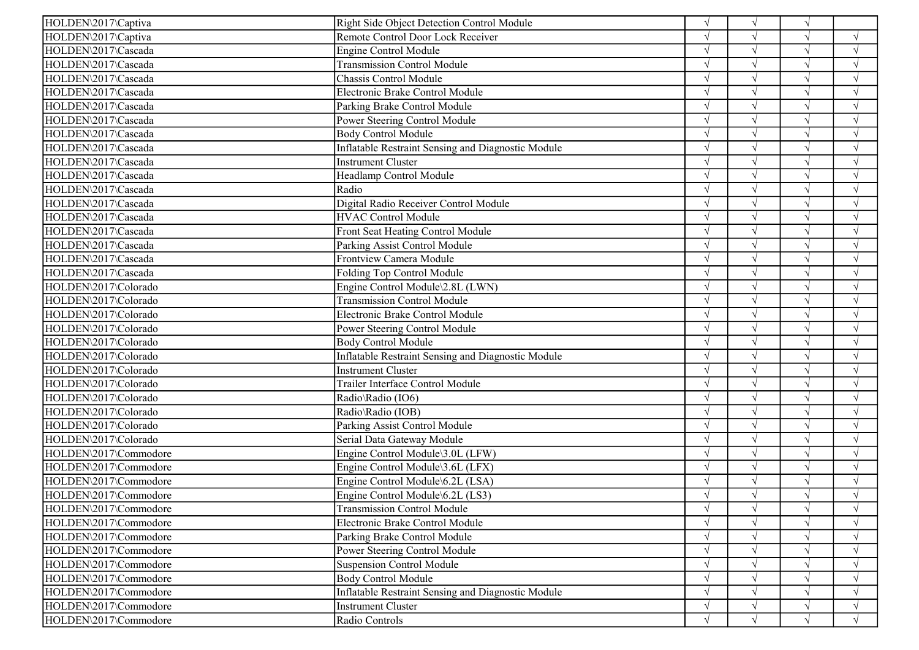| | | | | | |
|---|---|---|---|---|---|
| HOLDEN\2017\Captiva | Right Side Object Detection Control Module | √ | √ | √ | |
| HOLDEN\2017\Captiva | Remote Control Door Lock Receiver | √ | √ | √ | √ |
| HOLDEN\2017\Cascada | Engine Control Module | √ | √ | √ | √ |
| HOLDEN\2017\Cascada | Transmission Control Module | √ | √ | √ | √ |
| HOLDEN\2017\Cascada | Chassis Control Module | √ | √ | √ | √ |
| HOLDEN\2017\Cascada | Electronic Brake Control Module | √ | √ | √ | √ |
| HOLDEN\2017\Cascada | Parking Brake Control Module | √ | √ | √ | √ |
| HOLDEN\2017\Cascada | Power Steering Control Module | √ | √ | √ | √ |
| HOLDEN\2017\Cascada | Body Control Module | √ | √ | √ | √ |
| HOLDEN\2017\Cascada | Inflatable Restraint Sensing and Diagnostic Module | √ | √ | √ | √ |
| HOLDEN\2017\Cascada | Instrument Cluster | √ | √ | √ | √ |
| HOLDEN\2017\Cascada | Headlamp Control Module | √ | √ | √ | √ |
| HOLDEN\2017\Cascada | Radio | √ | √ | √ | √ |
| HOLDEN\2017\Cascada | Digital Radio Receiver Control Module | √ | √ | √ | √ |
| HOLDEN\2017\Cascada | HVAC Control Module | √ | √ | √ | √ |
| HOLDEN\2017\Cascada | Front Seat Heating Control Module | √ | √ | √ | √ |
| HOLDEN\2017\Cascada | Parking Assist Control Module | √ | √ | √ | √ |
| HOLDEN\2017\Cascada | Frontview Camera Module | √ | √ | √ | √ |
| HOLDEN\2017\Cascada | Folding Top Control Module | √ | √ | √ | √ |
| HOLDEN\2017\Colorado | Engine Control Module\2.8L (LWN) | √ | √ | √ | √ |
| HOLDEN\2017\Colorado | Transmission Control Module | √ | √ | √ | √ |
| HOLDEN\2017\Colorado | Electronic Brake Control Module | √ | √ | √ | √ |
| HOLDEN\2017\Colorado | Power Steering Control Module | √ | √ | √ | √ |
| HOLDEN\2017\Colorado | Body Control Module | √ | √ | √ | √ |
| HOLDEN\2017\Colorado | Inflatable Restraint Sensing and Diagnostic Module | √ | √ | √ | √ |
| HOLDEN\2017\Colorado | Instrument Cluster | √ | √ | √ | √ |
| HOLDEN\2017\Colorado | Trailer Interface Control Module | √ | √ | √ | √ |
| HOLDEN\2017\Colorado | Radio\Radio (IO6) | √ | √ | √ | √ |
| HOLDEN\2017\Colorado | Radio\Radio (IOB) | √ | √ | √ | √ |
| HOLDEN\2017\Colorado | Parking Assist Control Module | √ | √ | √ | √ |
| HOLDEN\2017\Colorado | Serial Data Gateway Module | √ | √ | √ | √ |
| HOLDEN\2017\Commodore | Engine Control Module\3.0L (LFW) | √ | √ | √ | √ |
| HOLDEN\2017\Commodore | Engine Control Module\3.6L (LFX) | √ | √ | √ | √ |
| HOLDEN\2017\Commodore | Engine Control Module\6.2L (LSA) | √ | √ | √ | √ |
| HOLDEN\2017\Commodore | Engine Control Module\6.2L (LS3) | √ | √ | √ | √ |
| HOLDEN\2017\Commodore | Transmission Control Module | √ | √ | √ | √ |
| HOLDEN\2017\Commodore | Electronic Brake Control Module | √ | √ | √ | √ |
| HOLDEN\2017\Commodore | Parking Brake Control Module | √ | √ | √ | √ |
| HOLDEN\2017\Commodore | Power Steering Control Module | √ | √ | √ | √ |
| HOLDEN\2017\Commodore | Suspension Control Module | √ | √ | √ | √ |
| HOLDEN\2017\Commodore | Body Control Module | √ | √ | √ | √ |
| HOLDEN\2017\Commodore | Inflatable Restraint Sensing and Diagnostic Module | √ | √ | √ | √ |
| HOLDEN\2017\Commodore | Instrument Cluster | √ | √ | √ | √ |
| HOLDEN\2017\Commodore | Radio Controls | √ | √ | √ | √ |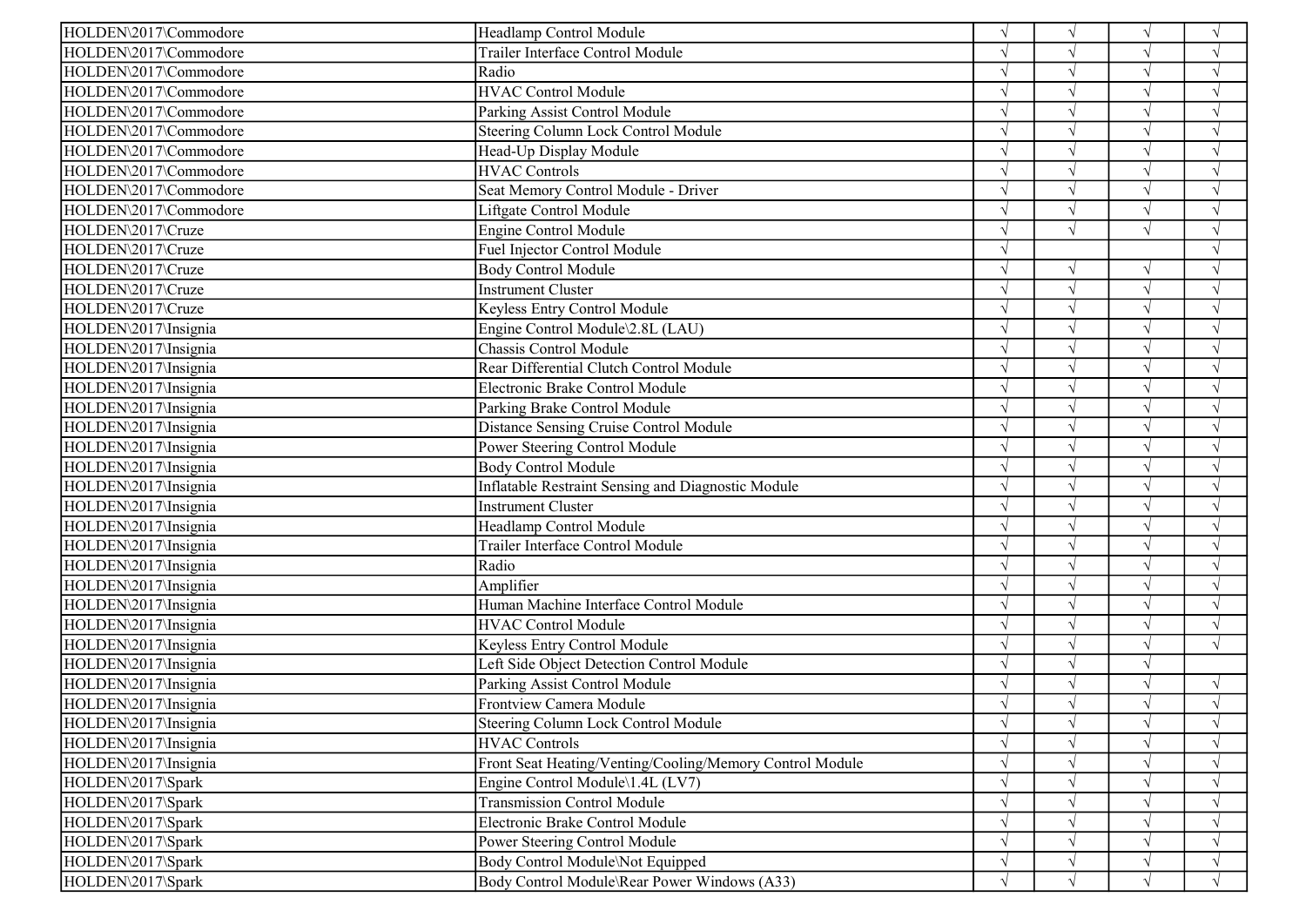| | | | | | |
|---|---|---|---|---|---|
| HOLDEN\2017\Commodore | Headlamp Control Module | √ | √ | √ | √ |
| HOLDEN\2017\Commodore | Trailer Interface Control Module | √ | √ | √ | √ |
| HOLDEN\2017\Commodore | Radio | √ | √ | √ | √ |
| HOLDEN\2017\Commodore | HVAC Control Module | √ | √ | √ | √ |
| HOLDEN\2017\Commodore | Parking Assist Control Module | √ | √ | √ | √ |
| HOLDEN\2017\Commodore | Steering Column Lock Control Module | √ | √ | √ | √ |
| HOLDEN\2017\Commodore | Head-Up Display Module | √ | √ | √ | √ |
| HOLDEN\2017\Commodore | HVAC Controls | √ | √ | √ | √ |
| HOLDEN\2017\Commodore | Seat Memory Control Module - Driver | √ | √ | √ | √ |
| HOLDEN\2017\Commodore | Liftgate Control Module | √ | √ | √ | √ |
| HOLDEN\2017\Cruze | Engine Control Module | √ | √ | √ | √ |
| HOLDEN\2017\Cruze | Fuel Injector Control Module | √ | | | √ |
| HOLDEN\2017\Cruze | Body Control Module | √ | √ | √ | √ |
| HOLDEN\2017\Cruze | Instrument Cluster | √ | √ | √ | √ |
| HOLDEN\2017\Cruze | Keyless Entry Control Module | √ | √ | √ | √ |
| HOLDEN\2017\Insignia | Engine Control Module\2.8L (LAU) | √ | √ | √ | √ |
| HOLDEN\2017\Insignia | Chassis Control Module | √ | √ | √ | √ |
| HOLDEN\2017\Insignia | Rear Differential Clutch Control Module | √ | √ | √ | √ |
| HOLDEN\2017\Insignia | Electronic Brake Control Module | √ | √ | √ | √ |
| HOLDEN\2017\Insignia | Parking Brake Control Module | √ | √ | √ | √ |
| HOLDEN\2017\Insignia | Distance Sensing Cruise Control Module | √ | √ | √ | √ |
| HOLDEN\2017\Insignia | Power Steering Control Module | √ | √ | √ | √ |
| HOLDEN\2017\Insignia | Body Control Module | √ | √ | √ | √ |
| HOLDEN\2017\Insignia | Inflatable Restraint Sensing and Diagnostic Module | √ | √ | √ | √ |
| HOLDEN\2017\Insignia | Instrument Cluster | √ | √ | √ | √ |
| HOLDEN\2017\Insignia | Headlamp Control Module | √ | √ | √ | √ |
| HOLDEN\2017\Insignia | Trailer Interface Control Module | √ | √ | √ | √ |
| HOLDEN\2017\Insignia | Radio | √ | √ | √ | √ |
| HOLDEN\2017\Insignia | Amplifier | √ | √ | √ | √ |
| HOLDEN\2017\Insignia | Human Machine Interface Control Module | √ | √ | √ | √ |
| HOLDEN\2017\Insignia | HVAC Control Module | √ | √ | √ | √ |
| HOLDEN\2017\Insignia | Keyless Entry Control Module | √ | √ | √ | √ |
| HOLDEN\2017\Insignia | Left Side Object Detection Control Module | √ | √ | √ | |
| HOLDEN\2017\Insignia | Parking Assist Control Module | √ | √ | √ | √ |
| HOLDEN\2017\Insignia | Frontview Camera Module | √ | √ | √ | √ |
| HOLDEN\2017\Insignia | Steering Column Lock Control Module | √ | √ | √ | √ |
| HOLDEN\2017\Insignia | HVAC Controls | √ | √ | √ | √ |
| HOLDEN\2017\Insignia | Front Seat Heating/Venting/Cooling/Memory Control Module | √ | √ | √ | √ |
| HOLDEN\2017\Spark | Engine Control Module\1.4L (LV7) | √ | √ | √ | √ |
| HOLDEN\2017\Spark | Transmission Control Module | √ | √ | √ | √ |
| HOLDEN\2017\Spark | Electronic Brake Control Module | √ | √ | √ | √ |
| HOLDEN\2017\Spark | Power Steering Control Module | √ | √ | √ | √ |
| HOLDEN\2017\Spark | Body Control Module\Not Equipped | √ | √ | √ | √ |
| HOLDEN\2017\Spark | Body Control Module\Rear Power Windows (A33) | √ | √ | √ | √ |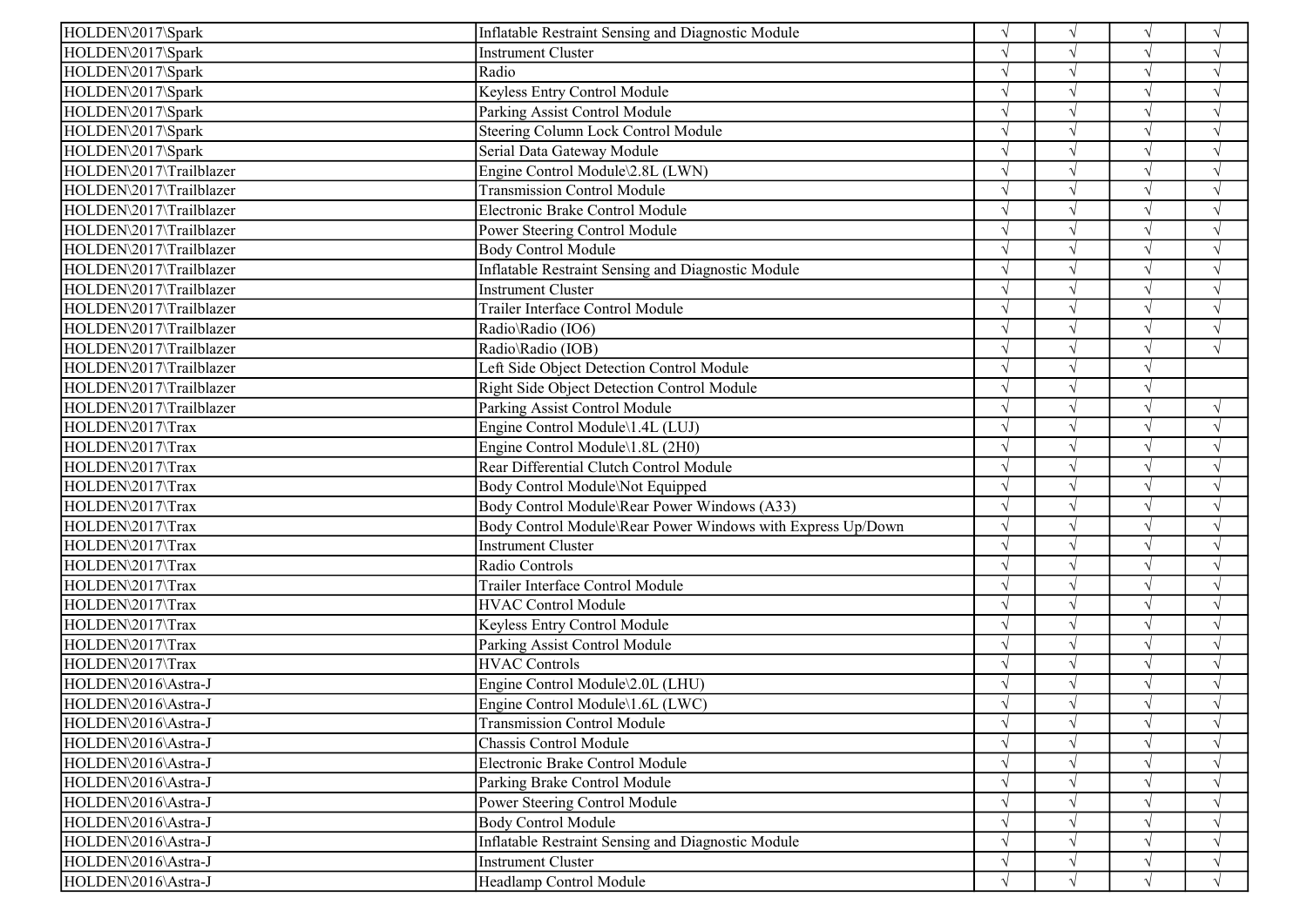| | | | | | |
|---|---|---|---|---|---|
| HOLDEN\2017\Spark | Inflatable Restraint Sensing and Diagnostic Module | √ | √ | √ | √ |
| HOLDEN\2017\Spark | Instrument Cluster | √ | √ | √ | √ |
| HOLDEN\2017\Spark | Radio | √ | √ | √ | √ |
| HOLDEN\2017\Spark | Keyless Entry Control Module | √ | √ | √ | √ |
| HOLDEN\2017\Spark | Parking Assist Control Module | √ | √ | √ | √ |
| HOLDEN\2017\Spark | Steering Column Lock Control Module | √ | √ | √ | √ |
| HOLDEN\2017\Spark | Serial Data Gateway Module | √ | √ | √ | √ |
| HOLDEN\2017\Trailblazer | Engine Control Module\2.8L (LWN) | √ | √ | √ | √ |
| HOLDEN\2017\Trailblazer | Transmission Control Module | √ | √ | √ | √ |
| HOLDEN\2017\Trailblazer | Electronic Brake Control Module | √ | √ | √ | √ |
| HOLDEN\2017\Trailblazer | Power Steering Control Module | √ | √ | √ | √ |
| HOLDEN\2017\Trailblazer | Body Control Module | √ | √ | √ | √ |
| HOLDEN\2017\Trailblazer | Inflatable Restraint Sensing and Diagnostic Module | √ | √ | √ | √ |
| HOLDEN\2017\Trailblazer | Instrument Cluster | √ | √ | √ | √ |
| HOLDEN\2017\Trailblazer | Trailer Interface Control Module | √ | √ | √ | √ |
| HOLDEN\2017\Trailblazer | Radio\Radio (IO6) | √ | √ | √ | √ |
| HOLDEN\2017\Trailblazer | Radio\Radio (IOB) | √ | √ | √ | √ |
| HOLDEN\2017\Trailblazer | Left Side Object Detection Control Module | √ | √ | √ | |
| HOLDEN\2017\Trailblazer | Right Side Object Detection Control Module | √ | √ | √ | |
| HOLDEN\2017\Trailblazer | Parking Assist Control Module | √ | √ | √ | √ |
| HOLDEN\2017\Trax | Engine Control Module\1.4L (LUJ) | √ | √ | √ | √ |
| HOLDEN\2017\Trax | Engine Control Module\1.8L (2H0) | √ | √ | √ | √ |
| HOLDEN\2017\Trax | Rear Differential Clutch Control Module | √ | √ | √ | √ |
| HOLDEN\2017\Trax | Body Control Module\Not Equipped | √ | √ | √ | √ |
| HOLDEN\2017\Trax | Body Control Module\Rear Power Windows (A33) | √ | √ | √ | √ |
| HOLDEN\2017\Trax | Body Control Module\Rear Power Windows with Express Up/Down | √ | √ | √ | √ |
| HOLDEN\2017\Trax | Instrument Cluster | √ | √ | √ | √ |
| HOLDEN\2017\Trax | Radio Controls | √ | √ | √ | √ |
| HOLDEN\2017\Trax | Trailer Interface Control Module | √ | √ | √ | √ |
| HOLDEN\2017\Trax | HVAC Control Module | √ | √ | √ | √ |
| HOLDEN\2017\Trax | Keyless Entry Control Module | √ | √ | √ | √ |
| HOLDEN\2017\Trax | Parking Assist Control Module | √ | √ | √ | √ |
| HOLDEN\2017\Trax | HVAC Controls | √ | √ | √ | √ |
| HOLDEN\2016\Astra-J | Engine Control Module\2.0L (LHU) | √ | √ | √ | √ |
| HOLDEN\2016\Astra-J | Engine Control Module\1.6L (LWC) | √ | √ | √ | √ |
| HOLDEN\2016\Astra-J | Transmission Control Module | √ | √ | √ | √ |
| HOLDEN\2016\Astra-J | Chassis Control Module | √ | √ | √ | √ |
| HOLDEN\2016\Astra-J | Electronic Brake Control Module | √ | √ | √ | √ |
| HOLDEN\2016\Astra-J | Parking Brake Control Module | √ | √ | √ | √ |
| HOLDEN\2016\Astra-J | Power Steering Control Module | √ | √ | √ | √ |
| HOLDEN\2016\Astra-J | Body Control Module | √ | √ | √ | √ |
| HOLDEN\2016\Astra-J | Inflatable Restraint Sensing and Diagnostic Module | √ | √ | √ | √ |
| HOLDEN\2016\Astra-J | Instrument Cluster | √ | √ | √ | √ |
| HOLDEN\2016\Astra-J | Headlamp Control Module | √ | √ | √ | √ |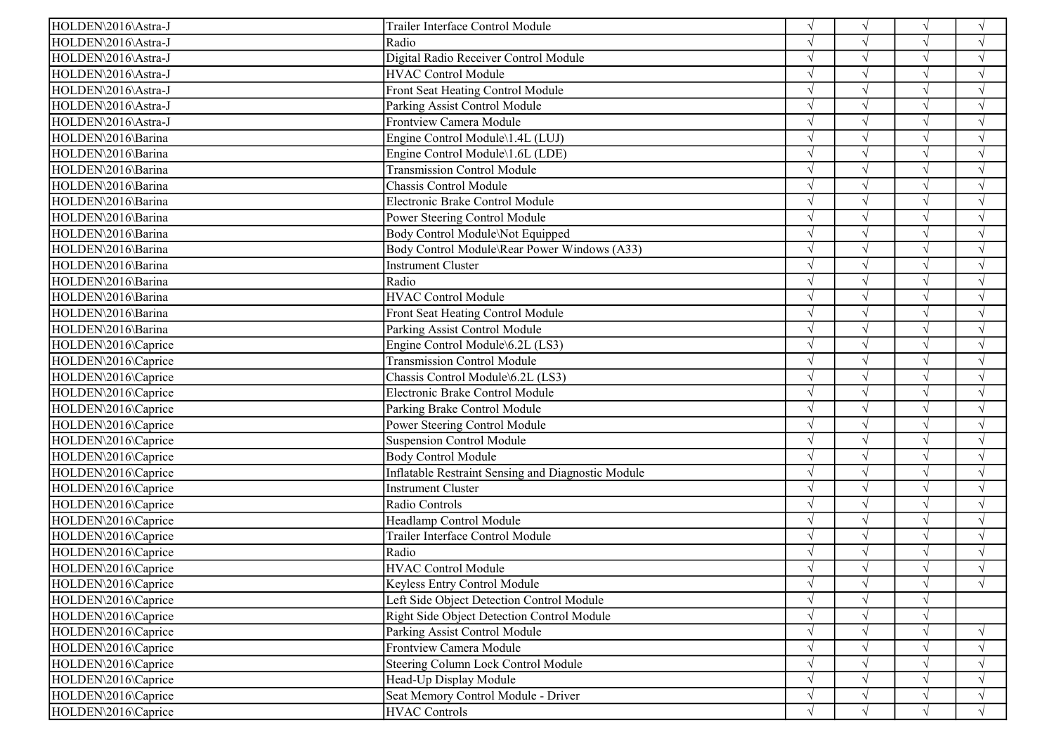| | | | | | |
|---|---|---|---|---|---|
| HOLDEN\2016\Astra-J | Trailer Interface Control Module | √ | √ | √ | √ |
| HOLDEN\2016\Astra-J | Radio | √ | √ | √ | √ |
| HOLDEN\2016\Astra-J | Digital Radio Receiver Control Module | √ | √ | √ | √ |
| HOLDEN\2016\Astra-J | HVAC Control Module | √ | √ | √ | √ |
| HOLDEN\2016\Astra-J | Front Seat Heating Control Module | √ | √ | √ | √ |
| HOLDEN\2016\Astra-J | Parking Assist Control Module | √ | √ | √ | √ |
| HOLDEN\2016\Astra-J | Frontview Camera Module | √ | √ | √ | √ |
| HOLDEN\2016\Barina | Engine Control Module\1.4L (LUJ) | √ | √ | √ | √ |
| HOLDEN\2016\Barina | Engine Control Module\1.6L (LDE) | √ | √ | √ | √ |
| HOLDEN\2016\Barina | Transmission Control Module | √ | √ | √ | √ |
| HOLDEN\2016\Barina | Chassis Control Module | √ | √ | √ | √ |
| HOLDEN\2016\Barina | Electronic Brake Control Module | √ | √ | √ | √ |
| HOLDEN\2016\Barina | Power Steering Control Module | √ | √ | √ | √ |
| HOLDEN\2016\Barina | Body Control Module\Not Equipped | √ | √ | √ | √ |
| HOLDEN\2016\Barina | Body Control Module\Rear Power Windows (A33) | √ | √ | √ | √ |
| HOLDEN\2016\Barina | Instrument Cluster | √ | √ | √ | √ |
| HOLDEN\2016\Barina | Radio | √ | √ | √ | √ |
| HOLDEN\2016\Barina | HVAC Control Module | √ | √ | √ | √ |
| HOLDEN\2016\Barina | Front Seat Heating Control Module | √ | √ | √ | √ |
| HOLDEN\2016\Barina | Parking Assist Control Module | √ | √ | √ | √ |
| HOLDEN\2016\Caprice | Engine Control Module\6.2L (LS3) | √ | √ | √ | √ |
| HOLDEN\2016\Caprice | Transmission Control Module | √ | √ | √ | √ |
| HOLDEN\2016\Caprice | Chassis Control Module\6.2L (LS3) | √ | √ | √ | √ |
| HOLDEN\2016\Caprice | Electronic Brake Control Module | √ | √ | √ | √ |
| HOLDEN\2016\Caprice | Parking Brake Control Module | √ | √ | √ | √ |
| HOLDEN\2016\Caprice | Power Steering Control Module | √ | √ | √ | √ |
| HOLDEN\2016\Caprice | Suspension Control Module | √ | √ | √ | √ |
| HOLDEN\2016\Caprice | Body Control Module | √ | √ | √ | √ |
| HOLDEN\2016\Caprice | Inflatable Restraint Sensing and Diagnostic Module | √ | √ | √ | √ |
| HOLDEN\2016\Caprice | Instrument Cluster | √ | √ | √ | √ |
| HOLDEN\2016\Caprice | Radio Controls | √ | √ | √ | √ |
| HOLDEN\2016\Caprice | Headlamp Control Module | √ | √ | √ | √ |
| HOLDEN\2016\Caprice | Trailer Interface Control Module | √ | √ | √ | √ |
| HOLDEN\2016\Caprice | Radio | √ | √ | √ | √ |
| HOLDEN\2016\Caprice | HVAC Control Module | √ | √ | √ | √ |
| HOLDEN\2016\Caprice | Keyless Entry Control Module | √ | √ | √ | √ |
| HOLDEN\2016\Caprice | Left Side Object Detection Control Module | √ | √ | √ | |
| HOLDEN\2016\Caprice | Right Side Object Detection Control Module | √ | √ | √ | |
| HOLDEN\2016\Caprice | Parking Assist Control Module | √ | √ | √ | √ |
| HOLDEN\2016\Caprice | Frontview Camera Module | √ | √ | √ | √ |
| HOLDEN\2016\Caprice | Steering Column Lock Control Module | √ | √ | √ | √ |
| HOLDEN\2016\Caprice | Head-Up Display Module | √ | √ | √ | √ |
| HOLDEN\2016\Caprice | Seat Memory Control Module - Driver | √ | √ | √ | √ |
| HOLDEN\2016\Caprice | HVAC Controls | √ | √ | √ | √ |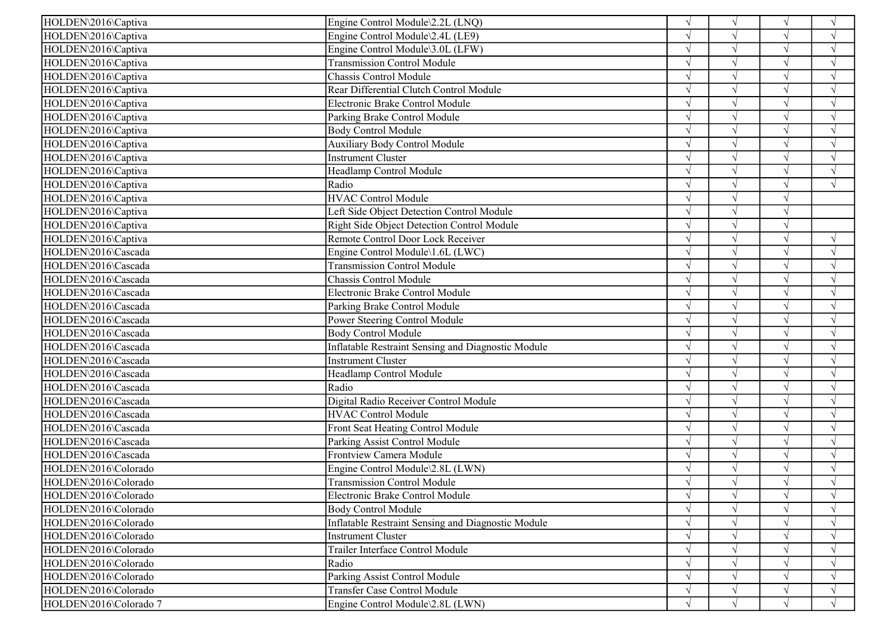| | | | | | |
|---|---|---|---|---|---|
| HOLDEN\2016\Captiva | Engine Control Module\2.2L (LNQ) | √ | √ | √ | √ |
| HOLDEN\2016\Captiva | Engine Control Module\2.4L (LE9) | √ | √ | √ | √ |
| HOLDEN\2016\Captiva | Engine Control Module\3.0L (LFW) | √ | √ | √ | √ |
| HOLDEN\2016\Captiva | Transmission Control Module | √ | √ | √ | √ |
| HOLDEN\2016\Captiva | Chassis Control Module | √ | √ | √ | √ |
| HOLDEN\2016\Captiva | Rear Differential Clutch Control Module | √ | √ | √ | √ |
| HOLDEN\2016\Captiva | Electronic Brake Control Module | √ | √ | √ | √ |
| HOLDEN\2016\Captiva | Parking Brake Control Module | √ | √ | √ | √ |
| HOLDEN\2016\Captiva | Body Control Module | √ | √ | √ | √ |
| HOLDEN\2016\Captiva | Auxiliary Body Control Module | √ | √ | √ | √ |
| HOLDEN\2016\Captiva | Instrument Cluster | √ | √ | √ | √ |
| HOLDEN\2016\Captiva | Headlamp Control Module | √ | √ | √ | √ |
| HOLDEN\2016\Captiva | Radio | √ | √ | √ | √ |
| HOLDEN\2016\Captiva | HVAC Control Module | √ | √ | √ | |
| HOLDEN\2016\Captiva | Left Side Object Detection Control Module | √ | √ | √ | |
| HOLDEN\2016\Captiva | Right Side Object Detection Control Module | √ | √ | √ | |
| HOLDEN\2016\Captiva | Remote Control Door Lock Receiver | √ | √ | √ | √ |
| HOLDEN\2016\Cascada | Engine Control Module\1.6L (LWC) | √ | √ | √ | √ |
| HOLDEN\2016\Cascada | Transmission Control Module | √ | √ | √ | √ |
| HOLDEN\2016\Cascada | Chassis Control Module | √ | √ | √ | √ |
| HOLDEN\2016\Cascada | Electronic Brake Control Module | √ | √ | √ | √ |
| HOLDEN\2016\Cascada | Parking Brake Control Module | √ | √ | √ | √ |
| HOLDEN\2016\Cascada | Power Steering Control Module | √ | √ | √ | √ |
| HOLDEN\2016\Cascada | Body Control Module | √ | √ | √ | √ |
| HOLDEN\2016\Cascada | Inflatable Restraint Sensing and Diagnostic Module | √ | √ | √ | √ |
| HOLDEN\2016\Cascada | Instrument Cluster | √ | √ | √ | √ |
| HOLDEN\2016\Cascada | Headlamp Control Module | √ | √ | √ | √ |
| HOLDEN\2016\Cascada | Radio | √ | √ | √ | √ |
| HOLDEN\2016\Cascada | Digital Radio Receiver Control Module | √ | √ | √ | √ |
| HOLDEN\2016\Cascada | HVAC Control Module | √ | √ | √ | √ |
| HOLDEN\2016\Cascada | Front Seat Heating Control Module | √ | √ | √ | √ |
| HOLDEN\2016\Cascada | Parking Assist Control Module | √ | √ | √ | √ |
| HOLDEN\2016\Cascada | Frontview Camera Module | √ | √ | √ | √ |
| HOLDEN\2016\Colorado | Engine Control Module\2.8L (LWN) | √ | √ | √ | √ |
| HOLDEN\2016\Colorado | Transmission Control Module | √ | √ | √ | √ |
| HOLDEN\2016\Colorado | Electronic Brake Control Module | √ | √ | √ | √ |
| HOLDEN\2016\Colorado | Body Control Module | √ | √ | √ | √ |
| HOLDEN\2016\Colorado | Inflatable Restraint Sensing and Diagnostic Module | √ | √ | √ | √ |
| HOLDEN\2016\Colorado | Instrument Cluster | √ | √ | √ | √ |
| HOLDEN\2016\Colorado | Trailer Interface Control Module | √ | √ | √ | √ |
| HOLDEN\2016\Colorado | Radio | √ | √ | √ | √ |
| HOLDEN\2016\Colorado | Parking Assist Control Module | √ | √ | √ | √ |
| HOLDEN\2016\Colorado | Transfer Case Control Module | √ | √ | √ | √ |
| HOLDEN\2016\Colorado 7 | Engine Control Module\2.8L (LWN) | √ | √ | √ | √ |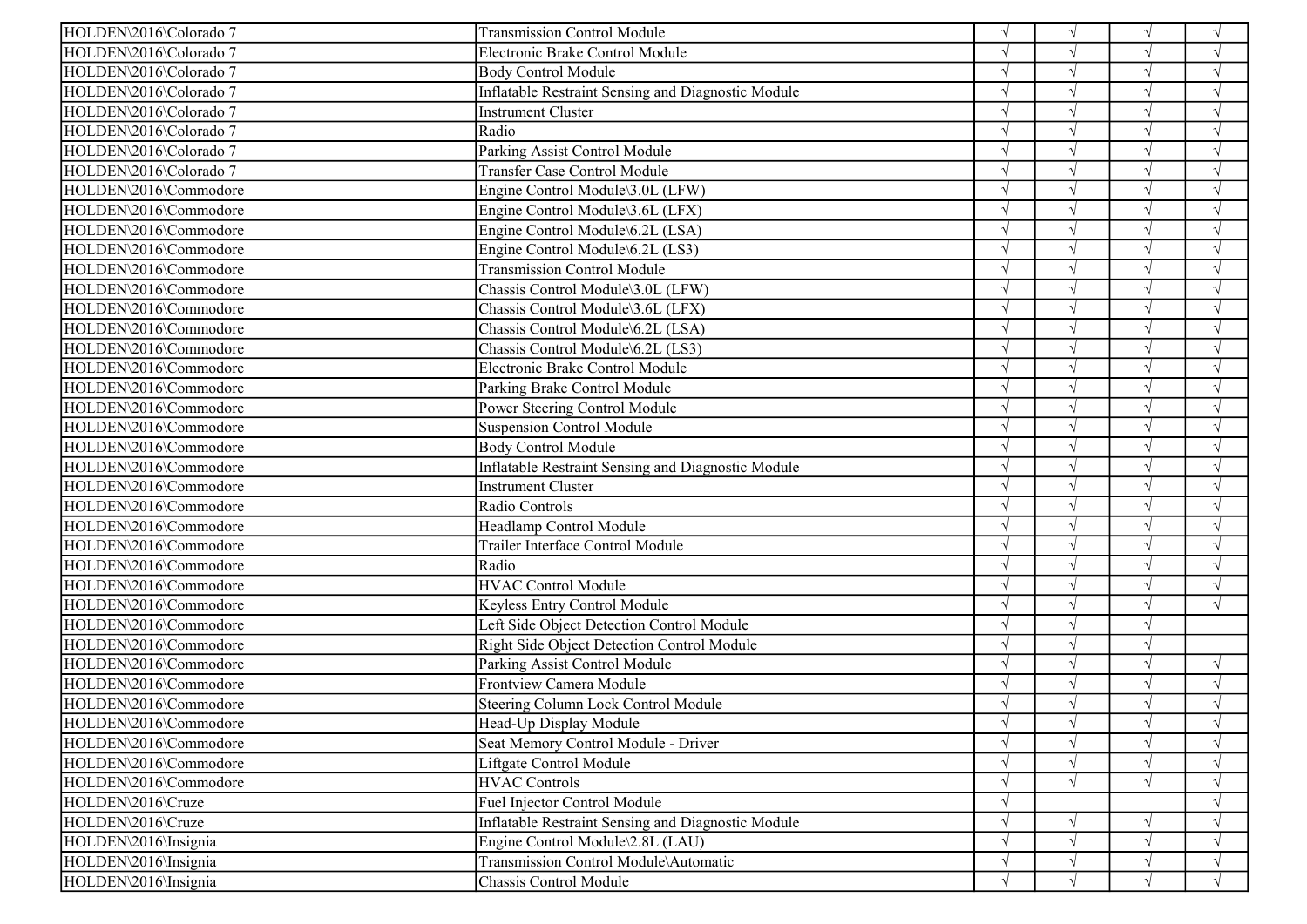| | | | | | |
|---|---|---|---|---|---|
| HOLDEN\2016\Colorado 7 | Transmission Control Module | √ | √ | √ | √ |
| HOLDEN\2016\Colorado 7 | Electronic Brake Control Module | √ | √ | √ | √ |
| HOLDEN\2016\Colorado 7 | Body Control Module | √ | √ | √ | √ |
| HOLDEN\2016\Colorado 7 | Inflatable Restraint Sensing and Diagnostic Module | √ | √ | √ | √ |
| HOLDEN\2016\Colorado 7 | Instrument Cluster | √ | √ | √ | √ |
| HOLDEN\2016\Colorado 7 | Radio | √ | √ | √ | √ |
| HOLDEN\2016\Colorado 7 | Parking Assist Control Module | √ | √ | √ | √ |
| HOLDEN\2016\Colorado 7 | Transfer Case Control Module | √ | √ | √ | √ |
| HOLDEN\2016\Commodore | Engine Control Module\3.0L (LFW) | √ | √ | √ | √ |
| HOLDEN\2016\Commodore | Engine Control Module\3.6L (LFX) | √ | √ | √ | √ |
| HOLDEN\2016\Commodore | Engine Control Module\6.2L (LSA) | √ | √ | √ | √ |
| HOLDEN\2016\Commodore | Engine Control Module\6.2L (LS3) | √ | √ | √ | √ |
| HOLDEN\2016\Commodore | Transmission Control Module | √ | √ | √ | √ |
| HOLDEN\2016\Commodore | Chassis Control Module\3.0L (LFW) | √ | √ | √ | √ |
| HOLDEN\2016\Commodore | Chassis Control Module\3.6L (LFX) | √ | √ | √ | √ |
| HOLDEN\2016\Commodore | Chassis Control Module\6.2L (LSA) | √ | √ | √ | √ |
| HOLDEN\2016\Commodore | Chassis Control Module\6.2L (LS3) | √ | √ | √ | √ |
| HOLDEN\2016\Commodore | Electronic Brake Control Module | √ | √ | √ | √ |
| HOLDEN\2016\Commodore | Parking Brake Control Module | √ | √ | √ | √ |
| HOLDEN\2016\Commodore | Power Steering Control Module | √ | √ | √ | √ |
| HOLDEN\2016\Commodore | Suspension Control Module | √ | √ | √ | √ |
| HOLDEN\2016\Commodore | Body Control Module | √ | √ | √ | √ |
| HOLDEN\2016\Commodore | Inflatable Restraint Sensing and Diagnostic Module | √ | √ | √ | √ |
| HOLDEN\2016\Commodore | Instrument Cluster | √ | √ | √ | √ |
| HOLDEN\2016\Commodore | Radio Controls | √ | √ | √ | √ |
| HOLDEN\2016\Commodore | Headlamp Control Module | √ | √ | √ | √ |
| HOLDEN\2016\Commodore | Trailer Interface Control Module | √ | √ | √ | √ |
| HOLDEN\2016\Commodore | Radio | √ | √ | √ | √ |
| HOLDEN\2016\Commodore | HVAC Control Module | √ | √ | √ | √ |
| HOLDEN\2016\Commodore | Keyless Entry Control Module | √ | √ | √ | √ |
| HOLDEN\2016\Commodore | Left Side Object Detection Control Module | √ | √ | √ | |
| HOLDEN\2016\Commodore | Right Side Object Detection Control Module | √ | √ | √ | |
| HOLDEN\2016\Commodore | Parking Assist Control Module | √ | √ | √ | √ |
| HOLDEN\2016\Commodore | Frontview Camera Module | √ | √ | √ | √ |
| HOLDEN\2016\Commodore | Steering Column Lock Control Module | √ | √ | √ | √ |
| HOLDEN\2016\Commodore | Head-Up Display Module | √ | √ | √ | √ |
| HOLDEN\2016\Commodore | Seat Memory Control Module - Driver | √ | √ | √ | √ |
| HOLDEN\2016\Commodore | Liftgate Control Module | √ | √ | √ | √ |
| HOLDEN\2016\Commodore | HVAC Controls | √ | √ | √ | √ |
| HOLDEN\2016\Cruze | Fuel Injector Control Module | √ | | | √ |
| HOLDEN\2016\Cruze | Inflatable Restraint Sensing and Diagnostic Module | √ | √ | √ | √ |
| HOLDEN\2016\Insignia | Engine Control Module\2.8L (LAU) | √ | √ | √ | √ |
| HOLDEN\2016\Insignia | Transmission Control Module\Automatic | √ | √ | √ | √ |
| HOLDEN\2016\Insignia | Chassis Control Module | √ | √ | √ | √ |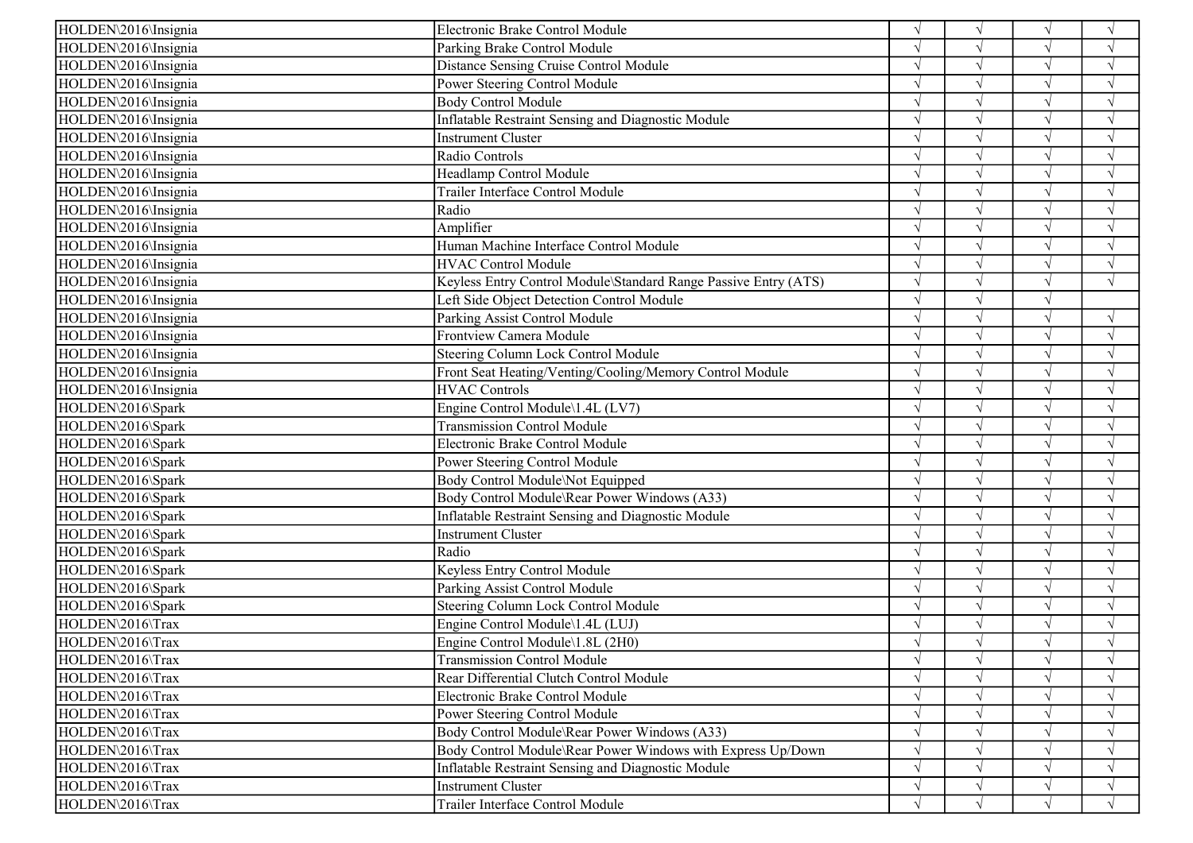| | | | | | |
|---|---|---|---|---|---|
| HOLDEN\2016\Insignia | Electronic Brake Control Module | √ | √ | √ | √ |
| HOLDEN\2016\Insignia | Parking Brake Control Module | √ | √ | √ | √ |
| HOLDEN\2016\Insignia | Distance Sensing Cruise Control Module | √ | √ | √ | √ |
| HOLDEN\2016\Insignia | Power Steering Control Module | √ | √ | √ | √ |
| HOLDEN\2016\Insignia | Body Control Module | √ | √ | √ | √ |
| HOLDEN\2016\Insignia | Inflatable Restraint Sensing and Diagnostic Module | √ | √ | √ | √ |
| HOLDEN\2016\Insignia | Instrument Cluster | √ | √ | √ | √ |
| HOLDEN\2016\Insignia | Radio Controls | √ | √ | √ | √ |
| HOLDEN\2016\Insignia | Headlamp Control Module | √ | √ | √ | √ |
| HOLDEN\2016\Insignia | Trailer Interface Control Module | √ | √ | √ | √ |
| HOLDEN\2016\Insignia | Radio | √ | √ | √ | √ |
| HOLDEN\2016\Insignia | Amplifier | √ | √ | √ | √ |
| HOLDEN\2016\Insignia | Human Machine Interface Control Module | √ | √ | √ | √ |
| HOLDEN\2016\Insignia | HVAC Control Module | √ | √ | √ | √ |
| HOLDEN\2016\Insignia | Keyless Entry Control Module\Standard Range Passive Entry (ATS) | √ | √ | √ | √ |
| HOLDEN\2016\Insignia | Left Side Object Detection Control Module | √ | √ | √ | |
| HOLDEN\2016\Insignia | Parking Assist Control Module | √ | √ | √ | √ |
| HOLDEN\2016\Insignia | Frontview Camera Module | √ | √ | √ | √ |
| HOLDEN\2016\Insignia | Steering Column Lock Control Module | √ | √ | √ | √ |
| HOLDEN\2016\Insignia | Front Seat Heating/Venting/Cooling/Memory Control Module | √ | √ | √ | √ |
| HOLDEN\2016\Insignia | HVAC Controls | √ | √ | √ | √ |
| HOLDEN\2016\Spark | Engine Control Module\1.4L (LV7) | √ | √ | √ | √ |
| HOLDEN\2016\Spark | Transmission Control Module | √ | √ | √ | √ |
| HOLDEN\2016\Spark | Electronic Brake Control Module | √ | √ | √ | √ |
| HOLDEN\2016\Spark | Power Steering Control Module | √ | √ | √ | √ |
| HOLDEN\2016\Spark | Body Control Module\Not Equipped | √ | √ | √ | √ |
| HOLDEN\2016\Spark | Body Control Module\Rear Power Windows (A33) | √ | √ | √ | √ |
| HOLDEN\2016\Spark | Inflatable Restraint Sensing and Diagnostic Module | √ | √ | √ | √ |
| HOLDEN\2016\Spark | Instrument Cluster | √ | √ | √ | √ |
| HOLDEN\2016\Spark | Radio | √ | √ | √ | √ |
| HOLDEN\2016\Spark | Keyless Entry Control Module | √ | √ | √ | √ |
| HOLDEN\2016\Spark | Parking Assist Control Module | √ | √ | √ | √ |
| HOLDEN\2016\Spark | Steering Column Lock Control Module | √ | √ | √ | √ |
| HOLDEN\2016\Trax | Engine Control Module\1.4L (LUJ) | √ | √ | √ | √ |
| HOLDEN\2016\Trax | Engine Control Module\1.8L (2H0) | √ | √ | √ | √ |
| HOLDEN\2016\Trax | Transmission Control Module | √ | √ | √ | √ |
| HOLDEN\2016\Trax | Rear Differential Clutch Control Module | √ | √ | √ | √ |
| HOLDEN\2016\Trax | Electronic Brake Control Module | √ | √ | √ | √ |
| HOLDEN\2016\Trax | Power Steering Control Module | √ | √ | √ | √ |
| HOLDEN\2016\Trax | Body Control Module\Rear Power Windows (A33) | √ | √ | √ | √ |
| HOLDEN\2016\Trax | Body Control Module\Rear Power Windows with Express Up/Down | √ | √ | √ | √ |
| HOLDEN\2016\Trax | Inflatable Restraint Sensing and Diagnostic Module | √ | √ | √ | √ |
| HOLDEN\2016\Trax | Instrument Cluster | √ | √ | √ | √ |
| HOLDEN\2016\Trax | Trailer Interface Control Module | √ | √ | √ | √ |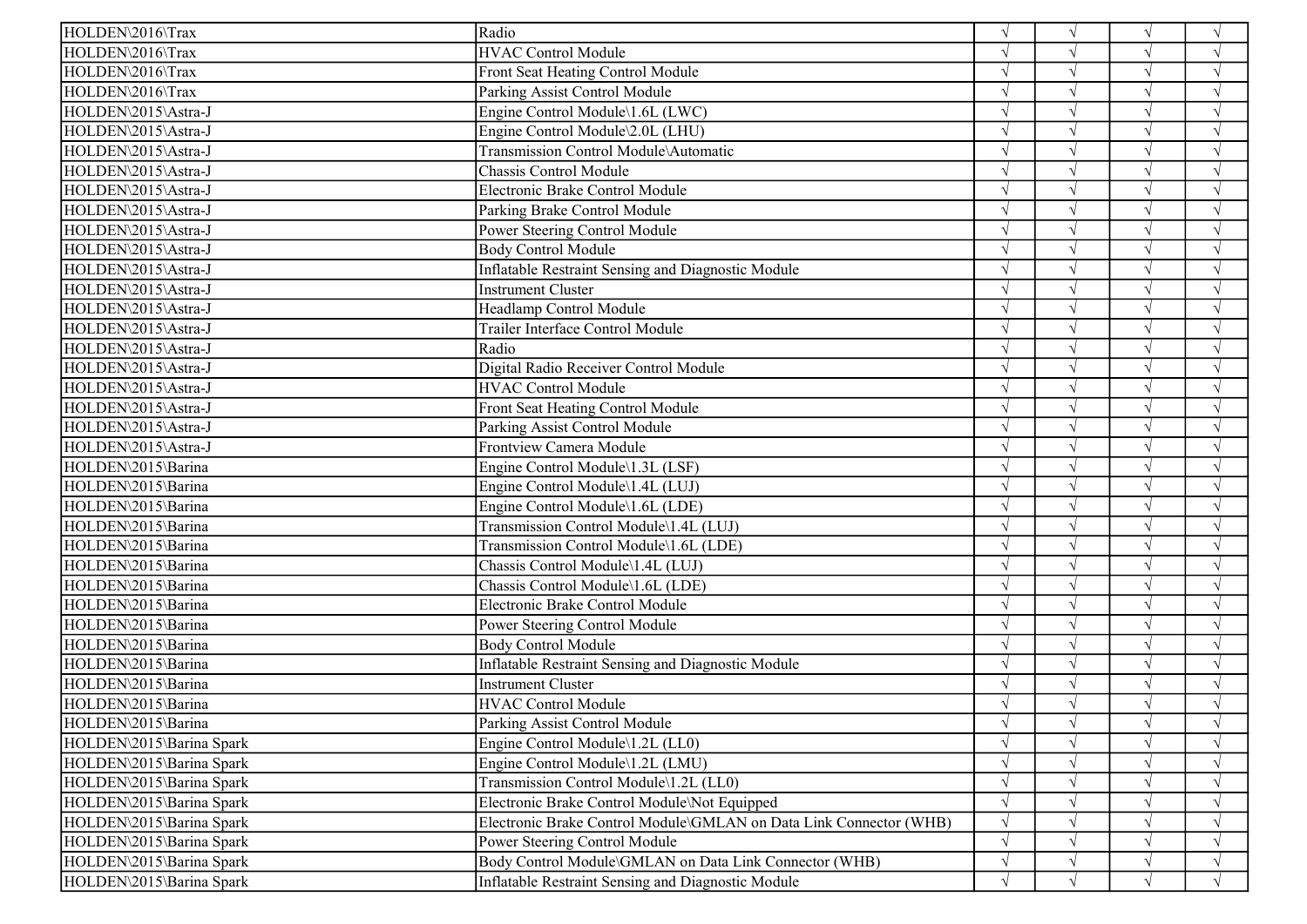| | | | | | |
|---|---|---|---|---|---|
| HOLDEN\2016\Trax | Radio | √ | √ | √ | √ |
| HOLDEN\2016\Trax | HVAC Control Module | √ | √ | √ | √ |
| HOLDEN\2016\Trax | Front Seat Heating Control Module | √ | √ | √ | √ |
| HOLDEN\2016\Trax | Parking Assist Control Module | √ | √ | √ | √ |
| HOLDEN\2015\Astra-J | Engine Control Module\1.6L (LWC) | √ | √ | √ | √ |
| HOLDEN\2015\Astra-J | Engine Control Module\2.0L (LHU) | √ | √ | √ | √ |
| HOLDEN\2015\Astra-J | Transmission Control Module\Automatic | √ | √ | √ | √ |
| HOLDEN\2015\Astra-J | Chassis Control Module | √ | √ | √ | √ |
| HOLDEN\2015\Astra-J | Electronic Brake Control Module | √ | √ | √ | √ |
| HOLDEN\2015\Astra-J | Parking Brake Control Module | √ | √ | √ | √ |
| HOLDEN\2015\Astra-J | Power Steering Control Module | √ | √ | √ | √ |
| HOLDEN\2015\Astra-J | Body Control Module | √ | √ | √ | √ |
| HOLDEN\2015\Astra-J | Inflatable Restraint Sensing and Diagnostic Module | √ | √ | √ | √ |
| HOLDEN\2015\Astra-J | Instrument Cluster | √ | √ | √ | √ |
| HOLDEN\2015\Astra-J | Headlamp Control Module | √ | √ | √ | √ |
| HOLDEN\2015\Astra-J | Trailer Interface Control Module | √ | √ | √ | √ |
| HOLDEN\2015\Astra-J | Radio | √ | √ | √ | √ |
| HOLDEN\2015\Astra-J | Digital Radio Receiver Control Module | √ | √ | √ | √ |
| HOLDEN\2015\Astra-J | HVAC Control Module | √ | √ | √ | √ |
| HOLDEN\2015\Astra-J | Front Seat Heating Control Module | √ | √ | √ | √ |
| HOLDEN\2015\Astra-J | Parking Assist Control Module | √ | √ | √ | √ |
| HOLDEN\2015\Astra-J | Frontview Camera Module | √ | √ | √ | √ |
| HOLDEN\2015\Barina | Engine Control Module\1.3L (LSF) | √ | √ | √ | √ |
| HOLDEN\2015\Barina | Engine Control Module\1.4L (LUJ) | √ | √ | √ | √ |
| HOLDEN\2015\Barina | Engine Control Module\1.6L (LDE) | √ | √ | √ | √ |
| HOLDEN\2015\Barina | Transmission Control Module\1.4L (LUJ) | √ | √ | √ | √ |
| HOLDEN\2015\Barina | Transmission Control Module\1.6L (LDE) | √ | √ | √ | √ |
| HOLDEN\2015\Barina | Chassis Control Module\1.4L (LUJ) | √ | √ | √ | √ |
| HOLDEN\2015\Barina | Chassis Control Module\1.6L (LDE) | √ | √ | √ | √ |
| HOLDEN\2015\Barina | Electronic Brake Control Module | √ | √ | √ | √ |
| HOLDEN\2015\Barina | Power Steering Control Module | √ | √ | √ | √ |
| HOLDEN\2015\Barina | Body Control Module | √ | √ | √ | √ |
| HOLDEN\2015\Barina | Inflatable Restraint Sensing and Diagnostic Module | √ | √ | √ | √ |
| HOLDEN\2015\Barina | Instrument Cluster | √ | √ | √ | √ |
| HOLDEN\2015\Barina | HVAC Control Module | √ | √ | √ | √ |
| HOLDEN\2015\Barina | Parking Assist Control Module | √ | √ | √ | √ |
| HOLDEN\2015\Barina Spark | Engine Control Module\1.2L (LL0) | √ | √ | √ | √ |
| HOLDEN\2015\Barina Spark | Engine Control Module\1.2L (LMU) | √ | √ | √ | √ |
| HOLDEN\2015\Barina Spark | Transmission Control Module\1.2L (LL0) | √ | √ | √ | √ |
| HOLDEN\2015\Barina Spark | Electronic Brake Control Module\Not Equipped | √ | √ | √ | √ |
| HOLDEN\2015\Barina Spark | Electronic Brake Control Module\GMLAN on Data Link Connector (WHB) | √ | √ | √ | √ |
| HOLDEN\2015\Barina Spark | Power Steering Control Module | √ | √ | √ | √ |
| HOLDEN\2015\Barina Spark | Body Control Module\GMLAN on Data Link Connector (WHB) | √ | √ | √ | √ |
| HOLDEN\2015\Barina Spark | Inflatable Restraint Sensing and Diagnostic Module | √ | √ | √ | √ |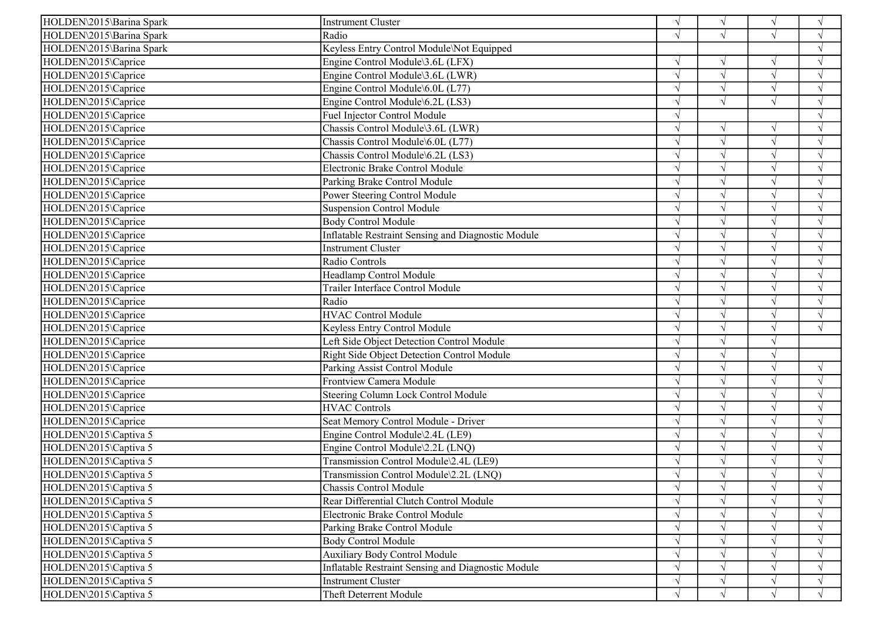| | | | | | |
|---|---|---|---|---|---|
| HOLDEN\2015\Barina Spark | Instrument Cluster | √ | √ | √ | √ |
| HOLDEN\2015\Barina Spark | Radio | √ | √ | √ | √ |
| HOLDEN\2015\Barina Spark | Keyless Entry Control Module\Not Equipped | | | | √ |
| HOLDEN\2015\Caprice | Engine Control Module\3.6L (LFX) | √ | √ | √ | √ |
| HOLDEN\2015\Caprice | Engine Control Module\3.6L (LWR) | √ | √ | √ | √ |
| HOLDEN\2015\Caprice | Engine Control Module\6.0L (L77) | √ | √ | √ | √ |
| HOLDEN\2015\Caprice | Engine Control Module\6.2L (LS3) | √ | √ | √ | √ |
| HOLDEN\2015\Caprice | Fuel Injector Control Module | √ | | | √ |
| HOLDEN\2015\Caprice | Chassis Control Module\3.6L (LWR) | √ | √ | √ | √ |
| HOLDEN\2015\Caprice | Chassis Control Module\6.0L (L77) | √ | √ | √ | √ |
| HOLDEN\2015\Caprice | Chassis Control Module\6.2L (LS3) | √ | √ | √ | √ |
| HOLDEN\2015\Caprice | Electronic Brake Control Module | √ | √ | √ | √ |
| HOLDEN\2015\Caprice | Parking Brake Control Module | √ | √ | √ | √ |
| HOLDEN\2015\Caprice | Power Steering Control Module | √ | √ | √ | √ |
| HOLDEN\2015\Caprice | Suspension Control Module | √ | √ | √ | √ |
| HOLDEN\2015\Caprice | Body Control Module | √ | √ | √ | √ |
| HOLDEN\2015\Caprice | Inflatable Restraint Sensing and Diagnostic Module | √ | √ | √ | √ |
| HOLDEN\2015\Caprice | Instrument Cluster | √ | √ | √ | √ |
| HOLDEN\2015\Caprice | Radio Controls | √ | √ | √ | √ |
| HOLDEN\2015\Caprice | Headlamp Control Module | √ | √ | √ | √ |
| HOLDEN\2015\Caprice | Trailer Interface Control Module | √ | √ | √ | √ |
| HOLDEN\2015\Caprice | Radio | √ | √ | √ | √ |
| HOLDEN\2015\Caprice | HVAC Control Module | √ | √ | √ | √ |
| HOLDEN\2015\Caprice | Keyless Entry Control Module | √ | √ | √ | √ |
| HOLDEN\2015\Caprice | Left Side Object Detection Control Module | √ | √ | √ | |
| HOLDEN\2015\Caprice | Right Side Object Detection Control Module | √ | √ | √ | |
| HOLDEN\2015\Caprice | Parking Assist Control Module | √ | √ | √ | √ |
| HOLDEN\2015\Caprice | Frontview Camera Module | √ | √ | √ | √ |
| HOLDEN\2015\Caprice | Steering Column Lock Control Module | √ | √ | √ | √ |
| HOLDEN\2015\Caprice | HVAC Controls | √ | √ | √ | √ |
| HOLDEN\2015\Caprice | Seat Memory Control Module - Driver | √ | √ | √ | √ |
| HOLDEN\2015\Captiva 5 | Engine Control Module\2.4L (LE9) | √ | √ | √ | √ |
| HOLDEN\2015\Captiva 5 | Engine Control Module\2.2L (LNQ) | √ | √ | √ | √ |
| HOLDEN\2015\Captiva 5 | Transmission Control Module\2.4L (LE9) | √ | √ | √ | √ |
| HOLDEN\2015\Captiva 5 | Transmission Control Module\2.2L (LNQ) | √ | √ | √ | √ |
| HOLDEN\2015\Captiva 5 | Chassis Control Module | √ | √ | √ | √ |
| HOLDEN\2015\Captiva 5 | Rear Differential Clutch Control Module | √ | √ | √ | √ |
| HOLDEN\2015\Captiva 5 | Electronic Brake Control Module | √ | √ | √ | √ |
| HOLDEN\2015\Captiva 5 | Parking Brake Control Module | √ | √ | √ | √ |
| HOLDEN\2015\Captiva 5 | Body Control Module | √ | √ | √ | √ |
| HOLDEN\2015\Captiva 5 | Auxiliary Body Control Module | √ | √ | √ | √ |
| HOLDEN\2015\Captiva 5 | Inflatable Restraint Sensing and Diagnostic Module | √ | √ | √ | √ |
| HOLDEN\2015\Captiva 5 | Instrument Cluster | √ | √ | √ | √ |
| HOLDEN\2015\Captiva 5 | Theft Deterrent Module | √ | √ | √ | √ |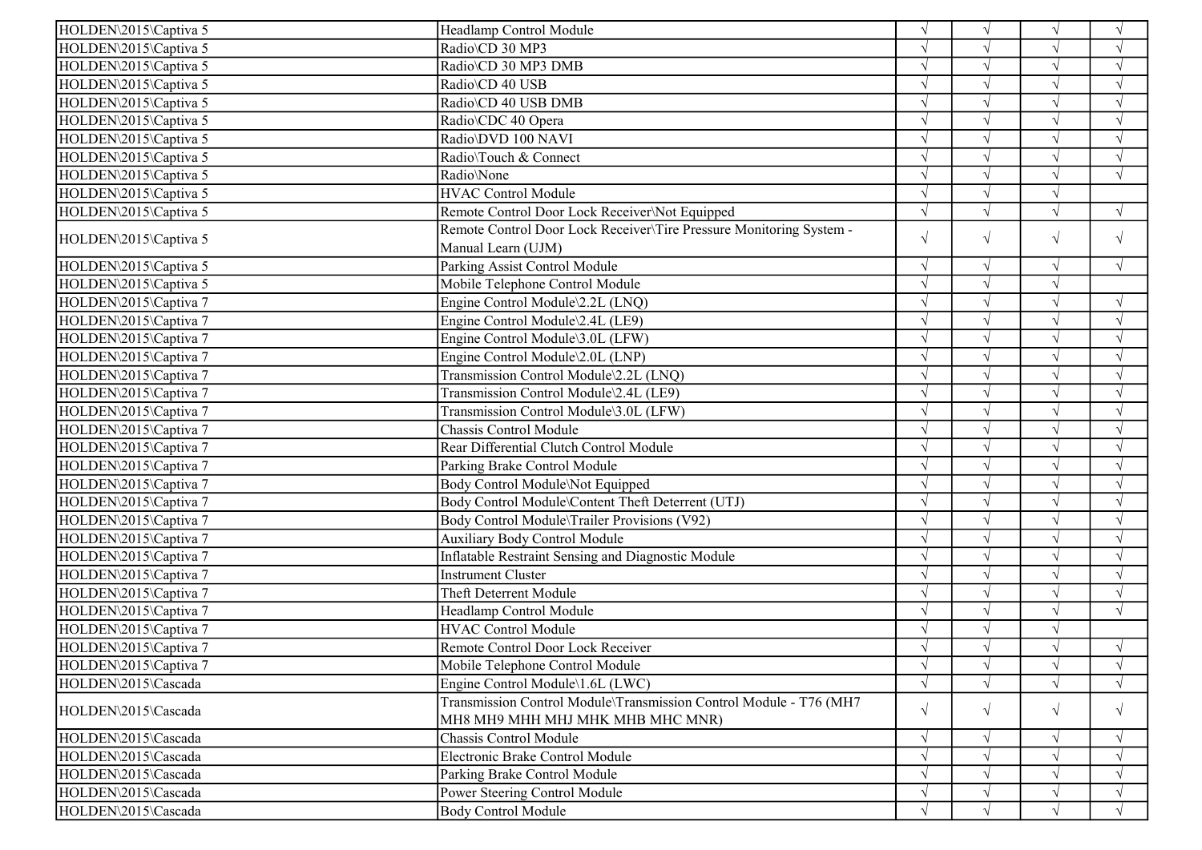| | | | | | |
|---|---|---|---|---|---|
| HOLDEN\2015\Captiva 5 | Headlamp Control Module | √ | √ | √ | √ |
| HOLDEN\2015\Captiva 5 | Radio\CD 30 MP3 | √ | √ | √ | √ |
| HOLDEN\2015\Captiva 5 | Radio\CD 30 MP3 DMB | √ | √ | √ | √ |
| HOLDEN\2015\Captiva 5 | Radio\CD 40 USB | √ | √ | √ | √ |
| HOLDEN\2015\Captiva 5 | Radio\CD 40 USB DMB | √ | √ | √ | √ |
| HOLDEN\2015\Captiva 5 | Radio\CDC 40 Opera | √ | √ | √ | √ |
| HOLDEN\2015\Captiva 5 | Radio\DVD 100 NAVI | √ | √ | √ | √ |
| HOLDEN\2015\Captiva 5 | Radio\Touch & Connect | √ | √ | √ | √ |
| HOLDEN\2015\Captiva 5 | Radio\None | √ | √ | √ | √ |
| HOLDEN\2015\Captiva 5 | HVAC Control Module | √ | √ | √ | |
| HOLDEN\2015\Captiva 5 | Remote Control Door Lock Receiver\Not Equipped | √ | √ | √ | √ |
| HOLDEN\2015\Captiva 5 | Remote Control Door Lock Receiver\Tire Pressure Monitoring System - Manual Learn (UJM) | √ | √ | √ | √ |
| HOLDEN\2015\Captiva 5 | Parking Assist Control Module | √ | √ | √ | √ |
| HOLDEN\2015\Captiva 5 | Mobile Telephone Control Module | √ | √ | √ | |
| HOLDEN\2015\Captiva 7 | Engine Control Module\2.2L (LNQ) | √ | √ | √ | √ |
| HOLDEN\2015\Captiva 7 | Engine Control Module\2.4L (LE9) | √ | √ | √ | √ |
| HOLDEN\2015\Captiva 7 | Engine Control Module\3.0L (LFW) | √ | √ | √ | √ |
| HOLDEN\2015\Captiva 7 | Engine Control Module\2.0L (LNP) | √ | √ | √ | √ |
| HOLDEN\2015\Captiva 7 | Transmission Control Module\2.2L (LNQ) | √ | √ | √ | √ |
| HOLDEN\2015\Captiva 7 | Transmission Control Module\2.4L (LE9) | √ | √ | √ | √ |
| HOLDEN\2015\Captiva 7 | Transmission Control Module\3.0L (LFW) | √ | √ | √ | √ |
| HOLDEN\2015\Captiva 7 | Chassis Control Module | √ | √ | √ | √ |
| HOLDEN\2015\Captiva 7 | Rear Differential Clutch Control Module | √ | √ | √ | √ |
| HOLDEN\2015\Captiva 7 | Parking Brake Control Module | √ | √ | √ | √ |
| HOLDEN\2015\Captiva 7 | Body Control Module\Not Equipped | √ | √ | √ | √ |
| HOLDEN\2015\Captiva 7 | Body Control Module\Content Theft Deterrent (UTJ) | √ | √ | √ | √ |
| HOLDEN\2015\Captiva 7 | Body Control Module\Trailer Provisions (V92) | √ | √ | √ | √ |
| HOLDEN\2015\Captiva 7 | Auxiliary Body Control Module | √ | √ | √ | √ |
| HOLDEN\2015\Captiva 7 | Inflatable Restraint Sensing and Diagnostic Module | √ | √ | √ | √ |
| HOLDEN\2015\Captiva 7 | Instrument Cluster | √ | √ | √ | √ |
| HOLDEN\2015\Captiva 7 | Theft Deterrent Module | √ | √ | √ | √ |
| HOLDEN\2015\Captiva 7 | Headlamp Control Module | √ | √ | √ | √ |
| HOLDEN\2015\Captiva 7 | HVAC Control Module | √ | √ | √ | |
| HOLDEN\2015\Captiva 7 | Remote Control Door Lock Receiver | √ | √ | √ | √ |
| HOLDEN\2015\Captiva 7 | Mobile Telephone Control Module | √ | √ | √ | √ |
| HOLDEN\2015\Cascada | Engine Control Module\1.6L (LWC) | √ | √ | √ | √ |
| HOLDEN\2015\Cascada | Transmission Control Module\Transmission Control Module - T76 (MH7 MH8 MH9 MHH MHJ MHK MHB MHC MNR) | √ | √ | √ | √ |
| HOLDEN\2015\Cascada | Chassis Control Module | √ | √ | √ | √ |
| HOLDEN\2015\Cascada | Electronic Brake Control Module | √ | √ | √ | √ |
| HOLDEN\2015\Cascada | Parking Brake Control Module | √ | √ | √ | √ |
| HOLDEN\2015\Cascada | Power Steering Control Module | √ | √ | √ | √ |
| HOLDEN\2015\Cascada | Body Control Module | √ | √ | √ | √ |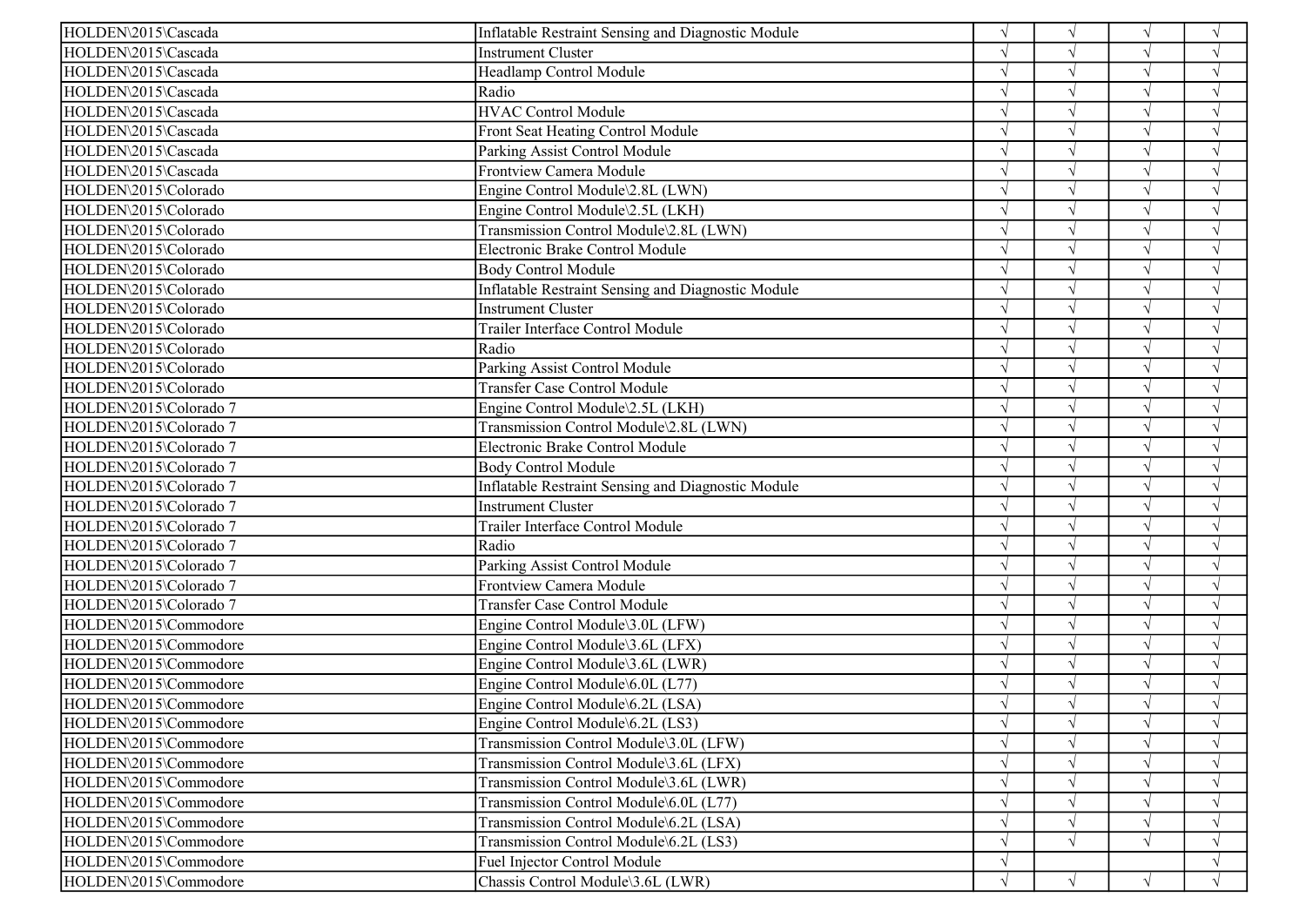| | | | | | |
|---|---|---|---|---|---|
| HOLDEN\2015\Cascada | Inflatable Restraint Sensing and Diagnostic Module | √ | √ | √ | √ |
| HOLDEN\2015\Cascada | Instrument Cluster | √ | √ | √ | √ |
| HOLDEN\2015\Cascada | Headlamp Control Module | √ | √ | √ | √ |
| HOLDEN\2015\Cascada | Radio | √ | √ | √ | √ |
| HOLDEN\2015\Cascada | HVAC Control Module | √ | √ | √ | √ |
| HOLDEN\2015\Cascada | Front Seat Heating Control Module | √ | √ | √ | √ |
| HOLDEN\2015\Cascada | Parking Assist Control Module | √ | √ | √ | √ |
| HOLDEN\2015\Cascada | Frontview Camera Module | √ | √ | √ | √ |
| HOLDEN\2015\Colorado | Engine Control Module\2.8L (LWN) | √ | √ | √ | √ |
| HOLDEN\2015\Colorado | Engine Control Module\2.5L (LKH) | √ | √ | √ | √ |
| HOLDEN\2015\Colorado | Transmission Control Module\2.8L (LWN) | √ | √ | √ | √ |
| HOLDEN\2015\Colorado | Electronic Brake Control Module | √ | √ | √ | √ |
| HOLDEN\2015\Colorado | Body Control Module | √ | √ | √ | √ |
| HOLDEN\2015\Colorado | Inflatable Restraint Sensing and Diagnostic Module | √ | √ | √ | √ |
| HOLDEN\2015\Colorado | Instrument Cluster | √ | √ | √ | √ |
| HOLDEN\2015\Colorado | Trailer Interface Control Module | √ | √ | √ | √ |
| HOLDEN\2015\Colorado | Radio | √ | √ | √ | √ |
| HOLDEN\2015\Colorado | Parking Assist Control Module | √ | √ | √ | √ |
| HOLDEN\2015\Colorado | Transfer Case Control Module | √ | √ | √ | √ |
| HOLDEN\2015\Colorado 7 | Engine Control Module\2.5L (LKH) | √ | √ | √ | √ |
| HOLDEN\2015\Colorado 7 | Transmission Control Module\2.8L (LWN) | √ | √ | √ | √ |
| HOLDEN\2015\Colorado 7 | Electronic Brake Control Module | √ | √ | √ | √ |
| HOLDEN\2015\Colorado 7 | Body Control Module | √ | √ | √ | √ |
| HOLDEN\2015\Colorado 7 | Inflatable Restraint Sensing and Diagnostic Module | √ | √ | √ | √ |
| HOLDEN\2015\Colorado 7 | Instrument Cluster | √ | √ | √ | √ |
| HOLDEN\2015\Colorado 7 | Trailer Interface Control Module | √ | √ | √ | √ |
| HOLDEN\2015\Colorado 7 | Radio | √ | √ | √ | √ |
| HOLDEN\2015\Colorado 7 | Parking Assist Control Module | √ | √ | √ | √ |
| HOLDEN\2015\Colorado 7 | Frontview Camera Module | √ | √ | √ | √ |
| HOLDEN\2015\Colorado 7 | Transfer Case Control Module | √ | √ | √ | √ |
| HOLDEN\2015\Commodore | Engine Control Module\3.0L (LFW) | √ | √ | √ | √ |
| HOLDEN\2015\Commodore | Engine Control Module\3.6L (LFX) | √ | √ | √ | √ |
| HOLDEN\2015\Commodore | Engine Control Module\3.6L (LWR) | √ | √ | √ | √ |
| HOLDEN\2015\Commodore | Engine Control Module\6.0L (L77) | √ | √ | √ | √ |
| HOLDEN\2015\Commodore | Engine Control Module\6.2L (LSA) | √ | √ | √ | √ |
| HOLDEN\2015\Commodore | Engine Control Module\6.2L (LS3) | √ | √ | √ | √ |
| HOLDEN\2015\Commodore | Transmission Control Module\3.0L (LFW) | √ | √ | √ | √ |
| HOLDEN\2015\Commodore | Transmission Control Module\3.6L (LFX) | √ | √ | √ | √ |
| HOLDEN\2015\Commodore | Transmission Control Module\3.6L (LWR) | √ | √ | √ | √ |
| HOLDEN\2015\Commodore | Transmission Control Module\6.0L (L77) | √ | √ | √ | √ |
| HOLDEN\2015\Commodore | Transmission Control Module\6.2L (LSA) | √ | √ | √ | √ |
| HOLDEN\2015\Commodore | Transmission Control Module\6.2L (LS3) | √ | √ | √ | √ |
| HOLDEN\2015\Commodore | Fuel Injector Control Module | √ | | | √ |
| HOLDEN\2015\Commodore | Chassis Control Module\3.6L (LWR) | √ | √ | √ | √ |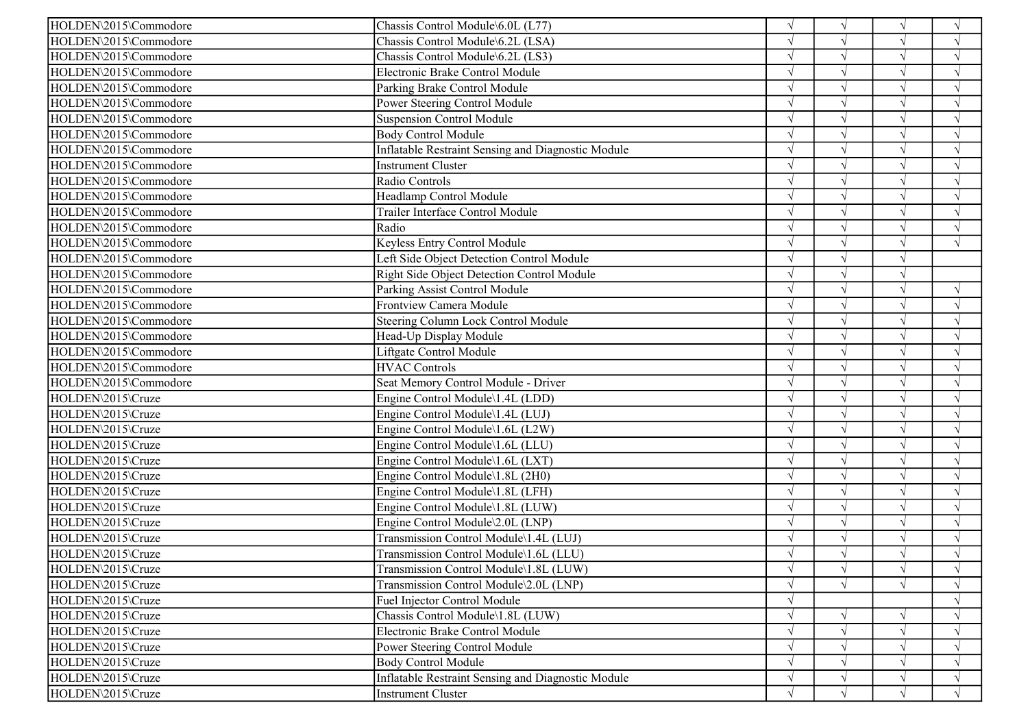| | | | | | |
|---|---|---|---|---|---|
| HOLDEN\2015\Commodore | Chassis Control Module\6.0L (L77) | √ | √ | √ | √ |
| HOLDEN\2015\Commodore | Chassis Control Module\6.2L (LSA) | √ | √ | √ | √ |
| HOLDEN\2015\Commodore | Chassis Control Module\6.2L (LS3) | √ | √ | √ | √ |
| HOLDEN\2015\Commodore | Electronic Brake Control Module | √ | √ | √ | √ |
| HOLDEN\2015\Commodore | Parking Brake Control Module | √ | √ | √ | √ |
| HOLDEN\2015\Commodore | Power Steering Control Module | √ | √ | √ | √ |
| HOLDEN\2015\Commodore | Suspension Control Module | √ | √ | √ | √ |
| HOLDEN\2015\Commodore | Body Control Module | √ | √ | √ | √ |
| HOLDEN\2015\Commodore | Inflatable Restraint Sensing and Diagnostic Module | √ | √ | √ | √ |
| HOLDEN\2015\Commodore | Instrument Cluster | √ | √ | √ | √ |
| HOLDEN\2015\Commodore | Radio Controls | √ | √ | √ | √ |
| HOLDEN\2015\Commodore | Headlamp Control Module | √ | √ | √ | √ |
| HOLDEN\2015\Commodore | Trailer Interface Control Module | √ | √ | √ | √ |
| HOLDEN\2015\Commodore | Radio | √ | √ | √ | √ |
| HOLDEN\2015\Commodore | Keyless Entry Control Module | √ | √ | √ | √ |
| HOLDEN\2015\Commodore | Left Side Object Detection Control Module | √ | √ | √ | |
| HOLDEN\2015\Commodore | Right Side Object Detection Control Module | √ | √ | √ | |
| HOLDEN\2015\Commodore | Parking Assist Control Module | √ | √ | √ | √ |
| HOLDEN\2015\Commodore | Frontview Camera Module | √ | √ | √ | √ |
| HOLDEN\2015\Commodore | Steering Column Lock Control Module | √ | √ | √ | √ |
| HOLDEN\2015\Commodore | Head-Up Display Module | √ | √ | √ | √ |
| HOLDEN\2015\Commodore | Liftgate Control Module | √ | √ | √ | √ |
| HOLDEN\2015\Commodore | HVAC Controls | √ | √ | √ | √ |
| HOLDEN\2015\Commodore | Seat Memory Control Module - Driver | √ | √ | √ | √ |
| HOLDEN\2015\Cruze | Engine Control Module\1.4L (LDD) | √ | √ | √ | √ |
| HOLDEN\2015\Cruze | Engine Control Module\1.4L (LUJ) | √ | √ | √ | √ |
| HOLDEN\2015\Cruze | Engine Control Module\1.6L (L2W) | √ | √ | √ | √ |
| HOLDEN\2015\Cruze | Engine Control Module\1.6L (LLU) | √ | √ | √ | √ |
| HOLDEN\2015\Cruze | Engine Control Module\1.6L (LXT) | √ | √ | √ | √ |
| HOLDEN\2015\Cruze | Engine Control Module\1.8L (2H0) | √ | √ | √ | √ |
| HOLDEN\2015\Cruze | Engine Control Module\1.8L (LFH) | √ | √ | √ | √ |
| HOLDEN\2015\Cruze | Engine Control Module\1.8L (LUW) | √ | √ | √ | √ |
| HOLDEN\2015\Cruze | Engine Control Module\2.0L (LNP) | √ | √ | √ | √ |
| HOLDEN\2015\Cruze | Transmission Control Module\1.4L (LUJ) | √ | √ | √ | √ |
| HOLDEN\2015\Cruze | Transmission Control Module\1.6L (LLU) | √ | √ | √ | √ |
| HOLDEN\2015\Cruze | Transmission Control Module\1.8L (LUW) | √ | √ | √ | √ |
| HOLDEN\2015\Cruze | Transmission Control Module\2.0L (LNP) | √ | √ | √ | √ |
| HOLDEN\2015\Cruze | Fuel Injector Control Module | √ | | | √ |
| HOLDEN\2015\Cruze | Chassis Control Module\1.8L (LUW) | √ | √ | √ | √ |
| HOLDEN\2015\Cruze | Electronic Brake Control Module | √ | √ | √ | √ |
| HOLDEN\2015\Cruze | Power Steering Control Module | √ | √ | √ | √ |
| HOLDEN\2015\Cruze | Body Control Module | √ | √ | √ | √ |
| HOLDEN\2015\Cruze | Inflatable Restraint Sensing and Diagnostic Module | √ | √ | √ | √ |
| HOLDEN\2015\Cruze | Instrument Cluster | √ | √ | √ | √ |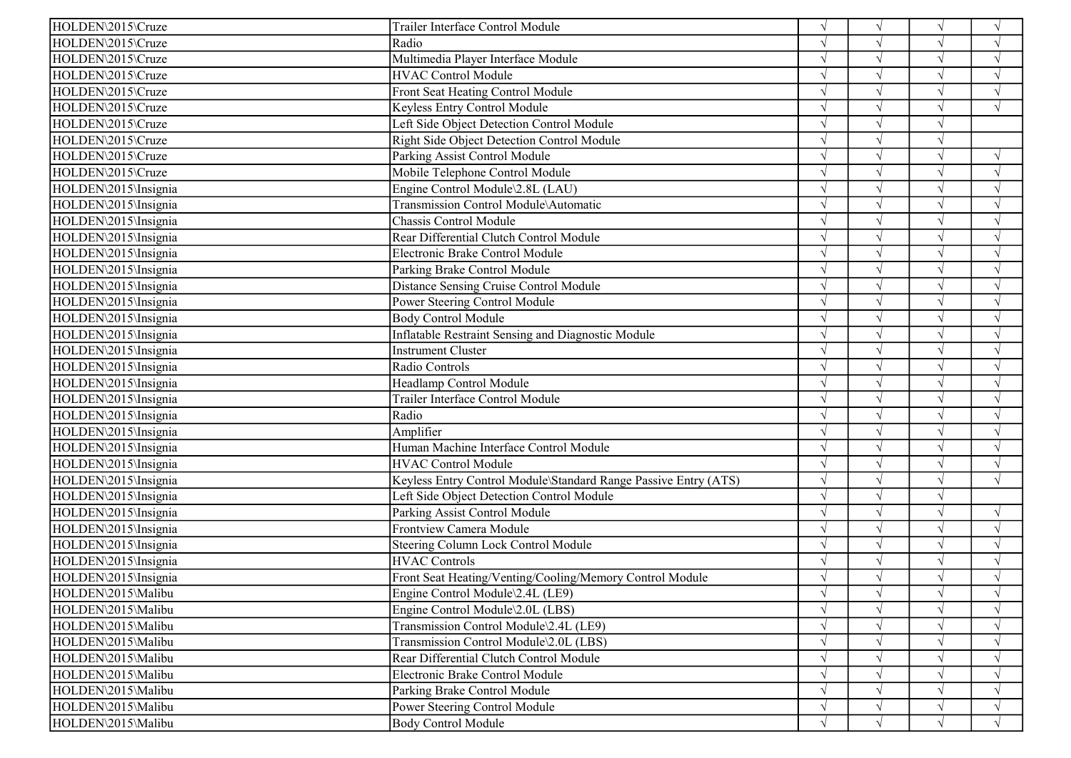| | | | | | |
|---|---|---|---|---|---|
| HOLDEN\2015\Cruze | Trailer Interface Control Module | √ | √ | √ | √ |
| HOLDEN\2015\Cruze | Radio | √ | √ | √ | √ |
| HOLDEN\2015\Cruze | Multimedia Player Interface Module | √ | √ | √ | √ |
| HOLDEN\2015\Cruze | HVAC Control Module | √ | √ | √ | √ |
| HOLDEN\2015\Cruze | Front Seat Heating Control Module | √ | √ | √ | √ |
| HOLDEN\2015\Cruze | Keyless Entry Control Module | √ | √ | √ | √ |
| HOLDEN\2015\Cruze | Left Side Object Detection Control Module | √ | √ | √ | |
| HOLDEN\2015\Cruze | Right Side Object Detection Control Module | √ | √ | √ | |
| HOLDEN\2015\Cruze | Parking Assist Control Module | √ | √ | √ | √ |
| HOLDEN\2015\Cruze | Mobile Telephone Control Module | √ | √ | √ | √ |
| HOLDEN\2015\Insignia | Engine Control Module\2.8L (LAU) | √ | √ | √ | √ |
| HOLDEN\2015\Insignia | Transmission Control Module\Automatic | √ | √ | √ | √ |
| HOLDEN\2015\Insignia | Chassis Control Module | √ | √ | √ | √ |
| HOLDEN\2015\Insignia | Rear Differential Clutch Control Module | √ | √ | √ | √ |
| HOLDEN\2015\Insignia | Electronic Brake Control Module | √ | √ | √ | √ |
| HOLDEN\2015\Insignia | Parking Brake Control Module | √ | √ | √ | √ |
| HOLDEN\2015\Insignia | Distance Sensing Cruise Control Module | √ | √ | √ | √ |
| HOLDEN\2015\Insignia | Power Steering Control Module | √ | √ | √ | √ |
| HOLDEN\2015\Insignia | Body Control Module | √ | √ | √ | √ |
| HOLDEN\2015\Insignia | Inflatable Restraint Sensing and Diagnostic Module | √ | √ | √ | √ |
| HOLDEN\2015\Insignia | Instrument Cluster | √ | √ | √ | √ |
| HOLDEN\2015\Insignia | Radio Controls | √ | √ | √ | √ |
| HOLDEN\2015\Insignia | Headlamp Control Module | √ | √ | √ | √ |
| HOLDEN\2015\Insignia | Trailer Interface Control Module | √ | √ | √ | √ |
| HOLDEN\2015\Insignia | Radio | √ | √ | √ | √ |
| HOLDEN\2015\Insignia | Amplifier | √ | √ | √ | √ |
| HOLDEN\2015\Insignia | Human Machine Interface Control Module | √ | √ | √ | √ |
| HOLDEN\2015\Insignia | HVAC Control Module | √ | √ | √ | √ |
| HOLDEN\2015\Insignia | Keyless Entry Control Module\Standard Range Passive Entry (ATS) | √ | √ | √ | √ |
| HOLDEN\2015\Insignia | Left Side Object Detection Control Module | √ | √ | √ | |
| HOLDEN\2015\Insignia | Parking Assist Control Module | √ | √ | √ | √ |
| HOLDEN\2015\Insignia | Frontview Camera Module | √ | √ | √ | √ |
| HOLDEN\2015\Insignia | Steering Column Lock Control Module | √ | √ | √ | √ |
| HOLDEN\2015\Insignia | HVAC Controls | √ | √ | √ | √ |
| HOLDEN\2015\Insignia | Front Seat Heating/Venting/Cooling/Memory Control Module | √ | √ | √ | √ |
| HOLDEN\2015\Malibu | Engine Control Module\2.4L (LE9) | √ | √ | √ | √ |
| HOLDEN\2015\Malibu | Engine Control Module\2.0L (LBS) | √ | √ | √ | √ |
| HOLDEN\2015\Malibu | Transmission Control Module\2.4L (LE9) | √ | √ | √ | √ |
| HOLDEN\2015\Malibu | Transmission Control Module\2.0L (LBS) | √ | √ | √ | √ |
| HOLDEN\2015\Malibu | Rear Differential Clutch Control Module | √ | √ | √ | √ |
| HOLDEN\2015\Malibu | Electronic Brake Control Module | √ | √ | √ | √ |
| HOLDEN\2015\Malibu | Parking Brake Control Module | √ | √ | √ | √ |
| HOLDEN\2015\Malibu | Power Steering Control Module | √ | √ | √ | √ |
| HOLDEN\2015\Malibu | Body Control Module | √ | √ | √ | √ |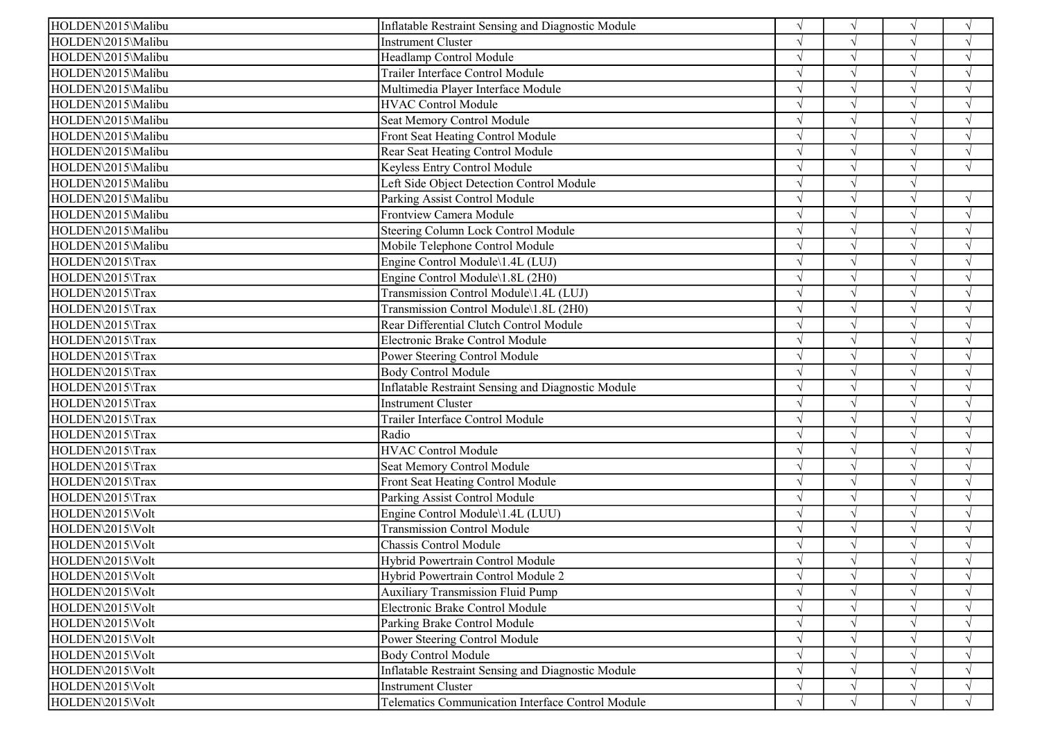| | | | | | |
|---|---|---|---|---|---|
| HOLDEN\2015\Malibu | Inflatable Restraint Sensing and Diagnostic Module | √ | √ | √ | √ |
| HOLDEN\2015\Malibu | Instrument Cluster | √ | √ | √ | √ |
| HOLDEN\2015\Malibu | Headlamp Control Module | √ | √ | √ | √ |
| HOLDEN\2015\Malibu | Trailer Interface Control Module | √ | √ | √ | √ |
| HOLDEN\2015\Malibu | Multimedia Player Interface Module | √ | √ | √ | √ |
| HOLDEN\2015\Malibu | HVAC Control Module | √ | √ | √ | √ |
| HOLDEN\2015\Malibu | Seat Memory Control Module | √ | √ | √ | √ |
| HOLDEN\2015\Malibu | Front Seat Heating Control Module | √ | √ | √ | √ |
| HOLDEN\2015\Malibu | Rear Seat Heating Control Module | √ | √ | √ | √ |
| HOLDEN\2015\Malibu | Keyless Entry Control Module | √ | √ | √ | √ |
| HOLDEN\2015\Malibu | Left Side Object Detection Control Module | √ | √ | √ | |
| HOLDEN\2015\Malibu | Parking Assist Control Module | √ | √ | √ | √ |
| HOLDEN\2015\Malibu | Frontview Camera Module | √ | √ | √ | √ |
| HOLDEN\2015\Malibu | Steering Column Lock Control Module | √ | √ | √ | √ |
| HOLDEN\2015\Malibu | Mobile Telephone Control Module | √ | √ | √ | √ |
| HOLDEN\2015\Trax | Engine Control Module\1.4L (LUJ) | √ | √ | √ | √ |
| HOLDEN\2015\Trax | Engine Control Module\1.8L (2H0) | √ | √ | √ | √ |
| HOLDEN\2015\Trax | Transmission Control Module\1.4L (LUJ) | √ | √ | √ | √ |
| HOLDEN\2015\Trax | Transmission Control Module\1.8L (2H0) | √ | √ | √ | √ |
| HOLDEN\2015\Trax | Rear Differential Clutch Control Module | √ | √ | √ | √ |
| HOLDEN\2015\Trax | Electronic Brake Control Module | √ | √ | √ | √ |
| HOLDEN\2015\Trax | Power Steering Control Module | √ | √ | √ | √ |
| HOLDEN\2015\Trax | Body Control Module | √ | √ | √ | √ |
| HOLDEN\2015\Trax | Inflatable Restraint Sensing and Diagnostic Module | √ | √ | √ | √ |
| HOLDEN\2015\Trax | Instrument Cluster | √ | √ | √ | √ |
| HOLDEN\2015\Trax | Trailer Interface Control Module | √ | √ | √ | √ |
| HOLDEN\2015\Trax | Radio | √ | √ | √ | √ |
| HOLDEN\2015\Trax | HVAC Control Module | √ | √ | √ | √ |
| HOLDEN\2015\Trax | Seat Memory Control Module | √ | √ | √ | √ |
| HOLDEN\2015\Trax | Front Seat Heating Control Module | √ | √ | √ | √ |
| HOLDEN\2015\Trax | Parking Assist Control Module | √ | √ | √ | √ |
| HOLDEN\2015\Volt | Engine Control Module\1.4L (LUU) | √ | √ | √ | √ |
| HOLDEN\2015\Volt | Transmission Control Module | √ | √ | √ | √ |
| HOLDEN\2015\Volt | Chassis Control Module | √ | √ | √ | √ |
| HOLDEN\2015\Volt | Hybrid Powertrain Control Module | √ | √ | √ | √ |
| HOLDEN\2015\Volt | Hybrid Powertrain Control Module 2 | √ | √ | √ | √ |
| HOLDEN\2015\Volt | Auxiliary Transmission Fluid Pump | √ | √ | √ | √ |
| HOLDEN\2015\Volt | Electronic Brake Control Module | √ | √ | √ | √ |
| HOLDEN\2015\Volt | Parking Brake Control Module | √ | √ | √ | √ |
| HOLDEN\2015\Volt | Power Steering Control Module | √ | √ | √ | √ |
| HOLDEN\2015\Volt | Body Control Module | √ | √ | √ | √ |
| HOLDEN\2015\Volt | Inflatable Restraint Sensing and Diagnostic Module | √ | √ | √ | √ |
| HOLDEN\2015\Volt | Instrument Cluster | √ | √ | √ | √ |
| HOLDEN\2015\Volt | Telematics Communication Interface Control Module | √ | √ | √ | √ |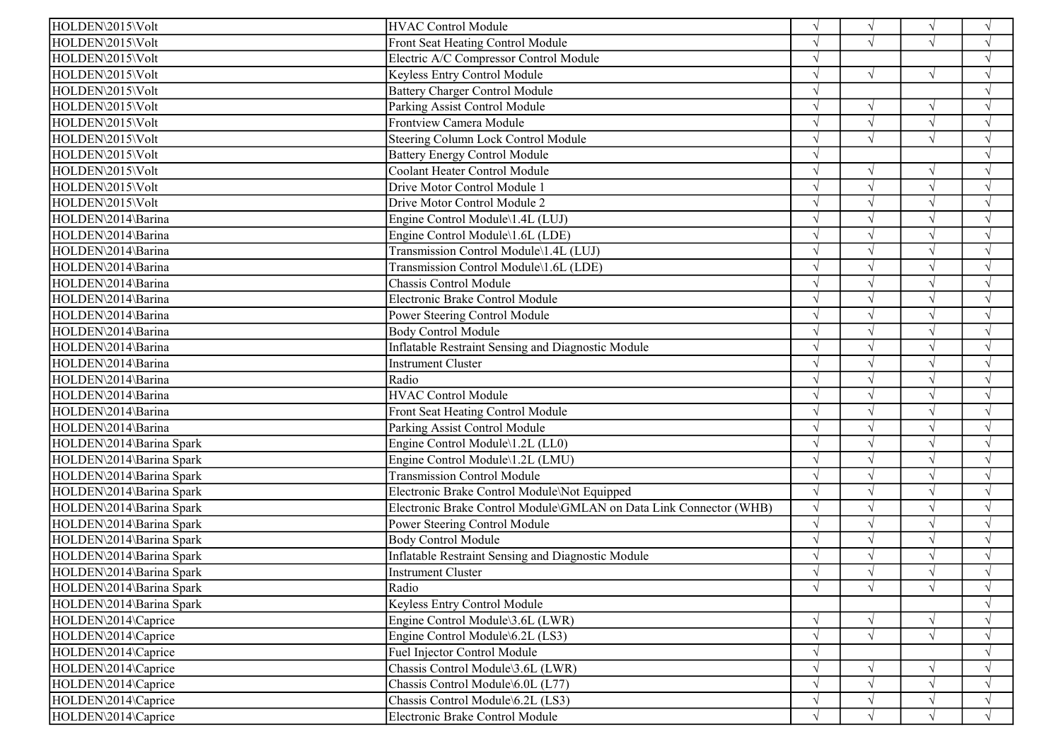| | | | | | |
|---|---|---|---|---|---|
| HOLDEN\2015\Volt | HVAC Control Module | √ | √ | √ | √ |
| HOLDEN\2015\Volt | Front Seat Heating Control Module | √ | √ | √ | √ |
| HOLDEN\2015\Volt | Electric A/C Compressor Control Module | √ | | | √ |
| HOLDEN\2015\Volt | Keyless Entry Control Module | √ | √ | √ | √ |
| HOLDEN\2015\Volt | Battery Charger Control Module | √ | | | √ |
| HOLDEN\2015\Volt | Parking Assist Control Module | √ | √ | √ | √ |
| HOLDEN\2015\Volt | Frontview Camera Module | √ | √ | √ | √ |
| HOLDEN\2015\Volt | Steering Column Lock Control Module | √ | √ | √ | √ |
| HOLDEN\2015\Volt | Battery Energy Control Module | √ | | | √ |
| HOLDEN\2015\Volt | Coolant Heater Control Module | √ | √ | √ | √ |
| HOLDEN\2015\Volt | Drive Motor Control Module 1 | √ | √ | √ | √ |
| HOLDEN\2015\Volt | Drive Motor Control Module 2 | √ | √ | √ | √ |
| HOLDEN\2014\Barina | Engine Control Module\1.4L (LUJ) | √ | √ | √ | √ |
| HOLDEN\2014\Barina | Engine Control Module\1.6L (LDE) | √ | √ | √ | √ |
| HOLDEN\2014\Barina | Transmission Control Module\1.4L (LUJ) | √ | √ | √ | √ |
| HOLDEN\2014\Barina | Transmission Control Module\1.6L (LDE) | √ | √ | √ | √ |
| HOLDEN\2014\Barina | Chassis Control Module | √ | √ | √ | √ |
| HOLDEN\2014\Barina | Electronic Brake Control Module | √ | √ | √ | √ |
| HOLDEN\2014\Barina | Power Steering Control Module | √ | √ | √ | √ |
| HOLDEN\2014\Barina | Body Control Module | √ | √ | √ | √ |
| HOLDEN\2014\Barina | Inflatable Restraint Sensing and Diagnostic Module | √ | √ | √ | √ |
| HOLDEN\2014\Barina | Instrument Cluster | √ | √ | √ | √ |
| HOLDEN\2014\Barina | Radio | √ | √ | √ | √ |
| HOLDEN\2014\Barina | HVAC Control Module | √ | √ | √ | √ |
| HOLDEN\2014\Barina | Front Seat Heating Control Module | √ | √ | √ | √ |
| HOLDEN\2014\Barina | Parking Assist Control Module | √ | √ | √ | √ |
| HOLDEN\2014\Barina Spark | Engine Control Module\1.2L (LL0) | √ | √ | √ | √ |
| HOLDEN\2014\Barina Spark | Engine Control Module\1.2L (LMU) | √ | √ | √ | √ |
| HOLDEN\2014\Barina Spark | Transmission Control Module | √ | √ | √ | √ |
| HOLDEN\2014\Barina Spark | Electronic Brake Control Module\Not Equipped | √ | √ | √ | √ |
| HOLDEN\2014\Barina Spark | Electronic Brake Control Module\GMLAN on Data Link Connector (WHB) | √ | √ | √ | √ |
| HOLDEN\2014\Barina Spark | Power Steering Control Module | √ | √ | √ | √ |
| HOLDEN\2014\Barina Spark | Body Control Module | √ | √ | √ | √ |
| HOLDEN\2014\Barina Spark | Inflatable Restraint Sensing and Diagnostic Module | √ | √ | √ | √ |
| HOLDEN\2014\Barina Spark | Instrument Cluster | √ | √ | √ | √ |
| HOLDEN\2014\Barina Spark | Radio | √ | √ | √ | √ |
| HOLDEN\2014\Barina Spark | Keyless Entry Control Module | | | | √ |
| HOLDEN\2014\Caprice | Engine Control Module\3.6L (LWR) | √ | √ | √ | √ |
| HOLDEN\2014\Caprice | Engine Control Module\6.2L (LS3) | √ | √ | √ | √ |
| HOLDEN\2014\Caprice | Fuel Injector Control Module | √ | | | √ |
| HOLDEN\2014\Caprice | Chassis Control Module\3.6L (LWR) | √ | √ | √ | √ |
| HOLDEN\2014\Caprice | Chassis Control Module\6.0L (L77) | √ | √ | √ | √ |
| HOLDEN\2014\Caprice | Chassis Control Module\6.2L (LS3) | √ | √ | √ | √ |
| HOLDEN\2014\Caprice | Electronic Brake Control Module | √ | √ | √ | √ |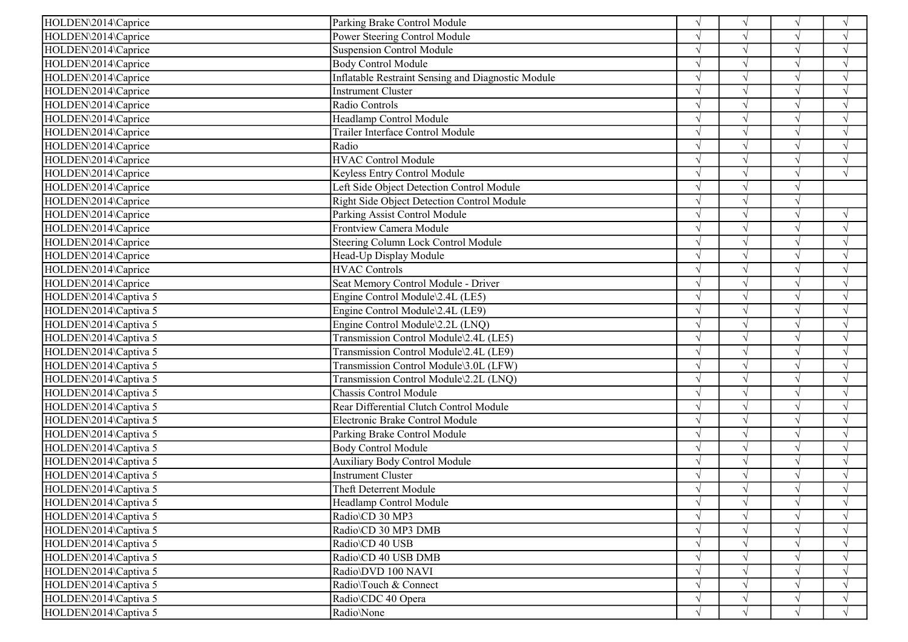| | | | | | |
|---|---|---|---|---|---|
| HOLDEN\2014\Caprice | Parking Brake Control Module | √ | √ | √ | √ |
| HOLDEN\2014\Caprice | Power Steering Control Module | √ | √ | √ | √ |
| HOLDEN\2014\Caprice | Suspension Control Module | √ | √ | √ | √ |
| HOLDEN\2014\Caprice | Body Control Module | √ | √ | √ | √ |
| HOLDEN\2014\Caprice | Inflatable Restraint Sensing and Diagnostic Module | √ | √ | √ | √ |
| HOLDEN\2014\Caprice | Instrument Cluster | √ | √ | √ | √ |
| HOLDEN\2014\Caprice | Radio Controls | √ | √ | √ | √ |
| HOLDEN\2014\Caprice | Headlamp Control Module | √ | √ | √ | √ |
| HOLDEN\2014\Caprice | Trailer Interface Control Module | √ | √ | √ | √ |
| HOLDEN\2014\Caprice | Radio | √ | √ | √ | √ |
| HOLDEN\2014\Caprice | HVAC Control Module | √ | √ | √ | √ |
| HOLDEN\2014\Caprice | Keyless Entry Control Module | √ | √ | √ | √ |
| HOLDEN\2014\Caprice | Left Side Object Detection Control Module | √ | √ | √ | |
| HOLDEN\2014\Caprice | Right Side Object Detection Control Module | √ | √ | √ | |
| HOLDEN\2014\Caprice | Parking Assist Control Module | √ | √ | √ | √ |
| HOLDEN\2014\Caprice | Frontview Camera Module | √ | √ | √ | √ |
| HOLDEN\2014\Caprice | Steering Column Lock Control Module | √ | √ | √ | √ |
| HOLDEN\2014\Caprice | Head-Up Display Module | √ | √ | √ | √ |
| HOLDEN\2014\Caprice | HVAC Controls | √ | √ | √ | √ |
| HOLDEN\2014\Caprice | Seat Memory Control Module - Driver | √ | √ | √ | √ |
| HOLDEN\2014\Captiva 5 | Engine Control Module\2.4L (LE5) | √ | √ | √ | √ |
| HOLDEN\2014\Captiva 5 | Engine Control Module\2.4L (LE9) | √ | √ | √ | √ |
| HOLDEN\2014\Captiva 5 | Engine Control Module\2.2L (LNQ) | √ | √ | √ | √ |
| HOLDEN\2014\Captiva 5 | Transmission Control Module\2.4L (LE5) | √ | √ | √ | √ |
| HOLDEN\2014\Captiva 5 | Transmission Control Module\2.4L (LE9) | √ | √ | √ | √ |
| HOLDEN\2014\Captiva 5 | Transmission Control Module\3.0L (LFW) | √ | √ | √ | √ |
| HOLDEN\2014\Captiva 5 | Transmission Control Module\2.2L (LNQ) | √ | √ | √ | √ |
| HOLDEN\2014\Captiva 5 | Chassis Control Module | √ | √ | √ | √ |
| HOLDEN\2014\Captiva 5 | Rear Differential Clutch Control Module | √ | √ | √ | √ |
| HOLDEN\2014\Captiva 5 | Electronic Brake Control Module | √ | √ | √ | √ |
| HOLDEN\2014\Captiva 5 | Parking Brake Control Module | √ | √ | √ | √ |
| HOLDEN\2014\Captiva 5 | Body Control Module | √ | √ | √ | √ |
| HOLDEN\2014\Captiva 5 | Auxiliary Body Control Module | √ | √ | √ | √ |
| HOLDEN\2014\Captiva 5 | Instrument Cluster | √ | √ | √ | √ |
| HOLDEN\2014\Captiva 5 | Theft Deterrent Module | √ | √ | √ | √ |
| HOLDEN\2014\Captiva 5 | Headlamp Control Module | √ | √ | √ | √ |
| HOLDEN\2014\Captiva 5 | Radio\CD 30 MP3 | √ | √ | √ | √ |
| HOLDEN\2014\Captiva 5 | Radio\CD 30 MP3 DMB | √ | √ | √ | √ |
| HOLDEN\2014\Captiva 5 | Radio\CD 40 USB | √ | √ | √ | √ |
| HOLDEN\2014\Captiva 5 | Radio\CD 40 USB DMB | √ | √ | √ | √ |
| HOLDEN\2014\Captiva 5 | Radio\DVD 100 NAVI | √ | √ | √ | √ |
| HOLDEN\2014\Captiva 5 | Radio\Touch & Connect | √ | √ | √ | √ |
| HOLDEN\2014\Captiva 5 | Radio\CDC 40 Opera | √ | √ | √ | √ |
| HOLDEN\2014\Captiva 5 | Radio\None | √ | √ | √ | √ |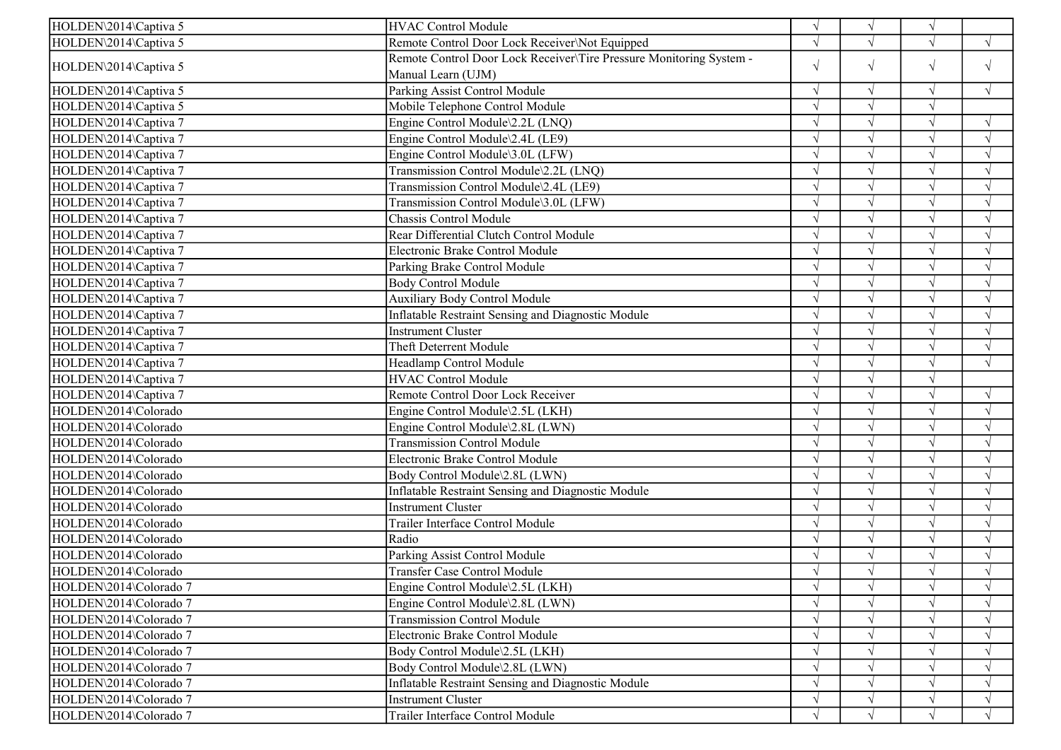| | | | | | |
|---|---|---|---|---|---|
| HOLDEN\2014\Captiva 5 | HVAC Control Module | √ | √ | √ | |
| HOLDEN\2014\Captiva 5 | Remote Control Door Lock Receiver\Not Equipped | √ | √ | √ | √ |
| HOLDEN\2014\Captiva 5 | Remote Control Door Lock Receiver\Tire Pressure Monitoring System - Manual Learn (UJM) | √ | √ | √ | √ |
| HOLDEN\2014\Captiva 5 | Parking Assist Control Module | √ | √ | √ | √ |
| HOLDEN\2014\Captiva 5 | Mobile Telephone Control Module | √ | √ | √ | |
| HOLDEN\2014\Captiva 7 | Engine Control Module\2.2L (LNQ) | √ | √ | √ | √ |
| HOLDEN\2014\Captiva 7 | Engine Control Module\2.4L (LE9) | √ | √ | √ | √ |
| HOLDEN\2014\Captiva 7 | Engine Control Module\3.0L (LFW) | √ | √ | √ | √ |
| HOLDEN\2014\Captiva 7 | Transmission Control Module\2.2L (LNQ) | √ | √ | √ | √ |
| HOLDEN\2014\Captiva 7 | Transmission Control Module\2.4L (LE9) | √ | √ | √ | √ |
| HOLDEN\2014\Captiva 7 | Transmission Control Module\3.0L (LFW) | √ | √ | √ | √ |
| HOLDEN\2014\Captiva 7 | Chassis Control Module | √ | √ | √ | √ |
| HOLDEN\2014\Captiva 7 | Rear Differential Clutch Control Module | √ | √ | √ | √ |
| HOLDEN\2014\Captiva 7 | Electronic Brake Control Module | √ | √ | √ | √ |
| HOLDEN\2014\Captiva 7 | Parking Brake Control Module | √ | √ | √ | √ |
| HOLDEN\2014\Captiva 7 | Body Control Module | √ | √ | √ | √ |
| HOLDEN\2014\Captiva 7 | Auxiliary Body Control Module | √ | √ | √ | √ |
| HOLDEN\2014\Captiva 7 | Inflatable Restraint Sensing and Diagnostic Module | √ | √ | √ | √ |
| HOLDEN\2014\Captiva 7 | Instrument Cluster | √ | √ | √ | √ |
| HOLDEN\2014\Captiva 7 | Theft Deterrent Module | √ | √ | √ | √ |
| HOLDEN\2014\Captiva 7 | Headlamp Control Module | √ | √ | √ | √ |
| HOLDEN\2014\Captiva 7 | HVAC Control Module | √ | √ | √ | |
| HOLDEN\2014\Captiva 7 | Remote Control Door Lock Receiver | √ | √ | √ | √ |
| HOLDEN\2014\Colorado | Engine Control Module\2.5L (LKH) | √ | √ | √ | √ |
| HOLDEN\2014\Colorado | Engine Control Module\2.8L (LWN) | √ | √ | √ | √ |
| HOLDEN\2014\Colorado | Transmission Control Module | √ | √ | √ | √ |
| HOLDEN\2014\Colorado | Electronic Brake Control Module | √ | √ | √ | √ |
| HOLDEN\2014\Colorado | Body Control Module\2.8L (LWN) | √ | √ | √ | √ |
| HOLDEN\2014\Colorado | Inflatable Restraint Sensing and Diagnostic Module | √ | √ | √ | √ |
| HOLDEN\2014\Colorado | Instrument Cluster | √ | √ | √ | √ |
| HOLDEN\2014\Colorado | Trailer Interface Control Module | √ | √ | √ | √ |
| HOLDEN\2014\Colorado | Radio | √ | √ | √ | √ |
| HOLDEN\2014\Colorado | Parking Assist Control Module | √ | √ | √ | √ |
| HOLDEN\2014\Colorado | Transfer Case Control Module | √ | √ | √ | √ |
| HOLDEN\2014\Colorado 7 | Engine Control Module\2.5L (LKH) | √ | √ | √ | √ |
| HOLDEN\2014\Colorado 7 | Engine Control Module\2.8L (LWN) | √ | √ | √ | √ |
| HOLDEN\2014\Colorado 7 | Transmission Control Module | √ | √ | √ | √ |
| HOLDEN\2014\Colorado 7 | Electronic Brake Control Module | √ | √ | √ | √ |
| HOLDEN\2014\Colorado 7 | Body Control Module\2.5L (LKH) | √ | √ | √ | √ |
| HOLDEN\2014\Colorado 7 | Body Control Module\2.8L (LWN) | √ | √ | √ | √ |
| HOLDEN\2014\Colorado 7 | Inflatable Restraint Sensing and Diagnostic Module | √ | √ | √ | √ |
| HOLDEN\2014\Colorado 7 | Instrument Cluster | √ | √ | √ | √ |
| HOLDEN\2014\Colorado 7 | Trailer Interface Control Module | √ | √ | √ | √ |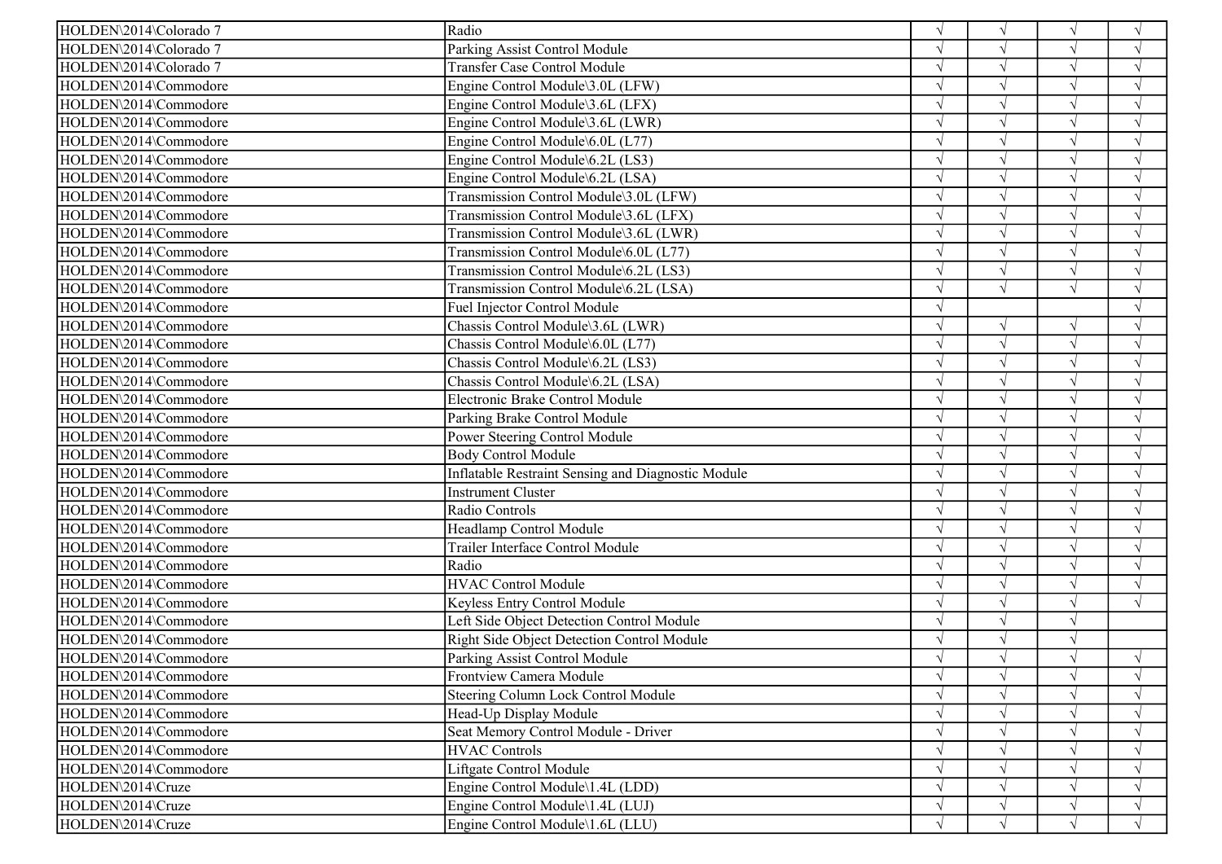| | | | | | |
|---|---|---|---|---|---|
| HOLDEN\2014\Colorado 7 | Radio | √ | √ | √ | √ |
| HOLDEN\2014\Colorado 7 | Parking Assist Control Module | √ | √ | √ | √ |
| HOLDEN\2014\Colorado 7 | Transfer Case Control Module | √ | √ | √ | √ |
| HOLDEN\2014\Commodore | Engine Control Module\3.0L (LFW) | √ | √ | √ | √ |
| HOLDEN\2014\Commodore | Engine Control Module\3.6L (LFX) | √ | √ | √ | √ |
| HOLDEN\2014\Commodore | Engine Control Module\3.6L (LWR) | √ | √ | √ | √ |
| HOLDEN\2014\Commodore | Engine Control Module\6.0L (L77) | √ | √ | √ | √ |
| HOLDEN\2014\Commodore | Engine Control Module\6.2L (LS3) | √ | √ | √ | √ |
| HOLDEN\2014\Commodore | Engine Control Module\6.2L (LSA) | √ | √ | √ | √ |
| HOLDEN\2014\Commodore | Transmission Control Module\3.0L (LFW) | √ | √ | √ | √ |
| HOLDEN\2014\Commodore | Transmission Control Module\3.6L (LFX) | √ | √ | √ | √ |
| HOLDEN\2014\Commodore | Transmission Control Module\3.6L (LWR) | √ | √ | √ | √ |
| HOLDEN\2014\Commodore | Transmission Control Module\6.0L (L77) | √ | √ | √ | √ |
| HOLDEN\2014\Commodore | Transmission Control Module\6.2L (LS3) | √ | √ | √ | √ |
| HOLDEN\2014\Commodore | Transmission Control Module\6.2L (LSA) | √ | √ | √ | √ |
| HOLDEN\2014\Commodore | Fuel Injector Control Module | √ | | | √ |
| HOLDEN\2014\Commodore | Chassis Control Module\3.6L (LWR) | √ | √ | √ | √ |
| HOLDEN\2014\Commodore | Chassis Control Module\6.0L (L77) | √ | √ | √ | √ |
| HOLDEN\2014\Commodore | Chassis Control Module\6.2L (LS3) | √ | √ | √ | √ |
| HOLDEN\2014\Commodore | Chassis Control Module\6.2L (LSA) | √ | √ | √ | √ |
| HOLDEN\2014\Commodore | Electronic Brake Control Module | √ | √ | √ | √ |
| HOLDEN\2014\Commodore | Parking Brake Control Module | √ | √ | √ | √ |
| HOLDEN\2014\Commodore | Power Steering Control Module | √ | √ | √ | √ |
| HOLDEN\2014\Commodore | Body Control Module | √ | √ | √ | √ |
| HOLDEN\2014\Commodore | Inflatable Restraint Sensing and Diagnostic Module | √ | √ | √ | √ |
| HOLDEN\2014\Commodore | Instrument Cluster | √ | √ | √ | √ |
| HOLDEN\2014\Commodore | Radio Controls | √ | √ | √ | √ |
| HOLDEN\2014\Commodore | Headlamp Control Module | √ | √ | √ | √ |
| HOLDEN\2014\Commodore | Trailer Interface Control Module | √ | √ | √ | √ |
| HOLDEN\2014\Commodore | Radio | √ | √ | √ | √ |
| HOLDEN\2014\Commodore | HVAC Control Module | √ | √ | √ | √ |
| HOLDEN\2014\Commodore | Keyless Entry Control Module | √ | √ | √ | √ |
| HOLDEN\2014\Commodore | Left Side Object Detection Control Module | √ | √ | √ | |
| HOLDEN\2014\Commodore | Right Side Object Detection Control Module | √ | √ | √ | |
| HOLDEN\2014\Commodore | Parking Assist Control Module | √ | √ | √ | √ |
| HOLDEN\2014\Commodore | Frontview Camera Module | √ | √ | √ | √ |
| HOLDEN\2014\Commodore | Steering Column Lock Control Module | √ | √ | √ | √ |
| HOLDEN\2014\Commodore | Head-Up Display Module | √ | √ | √ | √ |
| HOLDEN\2014\Commodore | Seat Memory Control Module - Driver | √ | √ | √ | √ |
| HOLDEN\2014\Commodore | HVAC Controls | √ | √ | √ | √ |
| HOLDEN\2014\Commodore | Liftgate Control Module | √ | √ | √ | √ |
| HOLDEN\2014\Cruze | Engine Control Module\1.4L (LDD) | √ | √ | √ | √ |
| HOLDEN\2014\Cruze | Engine Control Module\1.4L (LUJ) | √ | √ | √ | √ |
| HOLDEN\2014\Cruze | Engine Control Module\1.6L (LLU) | √ | √ | √ | √ |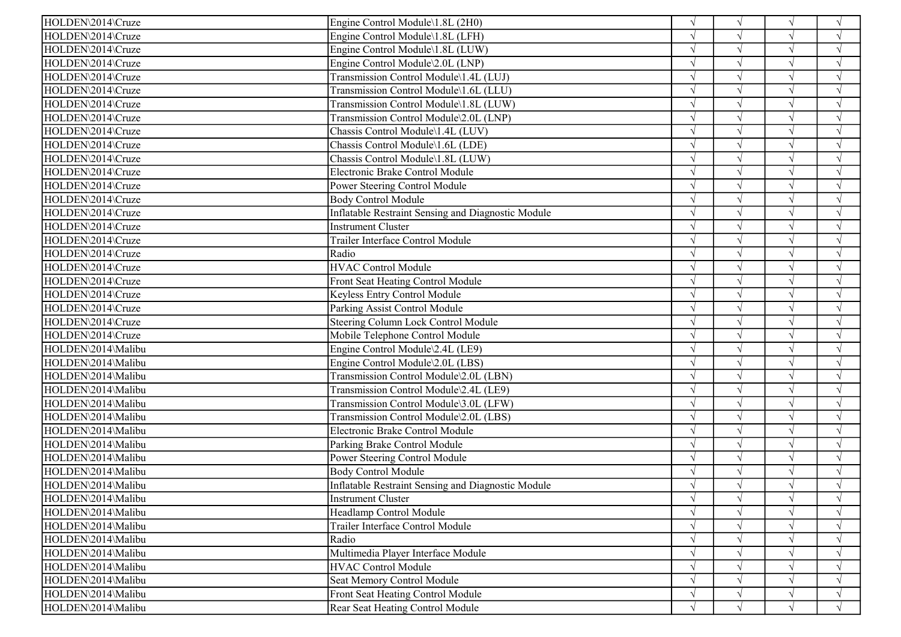| | | | | | |
|---|---|---|---|---|---|
| HOLDEN\2014\Cruze | Engine Control Module\1.8L (2H0) | √ | √ | √ | √ |
| HOLDEN\2014\Cruze | Engine Control Module\1.8L (LFH) | √ | √ | √ | √ |
| HOLDEN\2014\Cruze | Engine Control Module\1.8L (LUW) | √ | √ | √ | √ |
| HOLDEN\2014\Cruze | Engine Control Module\2.0L (LNP) | √ | √ | √ | √ |
| HOLDEN\2014\Cruze | Transmission Control Module\1.4L (LUJ) | √ | √ | √ | √ |
| HOLDEN\2014\Cruze | Transmission Control Module\1.6L (LLU) | √ | √ | √ | √ |
| HOLDEN\2014\Cruze | Transmission Control Module\1.8L (LUW) | √ | √ | √ | √ |
| HOLDEN\2014\Cruze | Transmission Control Module\2.0L (LNP) | √ | √ | √ | √ |
| HOLDEN\2014\Cruze | Chassis Control Module\1.4L (LUV) | √ | √ | √ | √ |
| HOLDEN\2014\Cruze | Chassis Control Module\1.6L (LDE) | √ | √ | √ | √ |
| HOLDEN\2014\Cruze | Chassis Control Module\1.8L (LUW) | √ | √ | √ | √ |
| HOLDEN\2014\Cruze | Electronic Brake Control Module | √ | √ | √ | √ |
| HOLDEN\2014\Cruze | Power Steering Control Module | √ | √ | √ | √ |
| HOLDEN\2014\Cruze | Body Control Module | √ | √ | √ | √ |
| HOLDEN\2014\Cruze | Inflatable Restraint Sensing and Diagnostic Module | √ | √ | √ | √ |
| HOLDEN\2014\Cruze | Instrument Cluster | √ | √ | √ | √ |
| HOLDEN\2014\Cruze | Trailer Interface Control Module | √ | √ | √ | √ |
| HOLDEN\2014\Cruze | Radio | √ | √ | √ | √ |
| HOLDEN\2014\Cruze | HVAC Control Module | √ | √ | √ | √ |
| HOLDEN\2014\Cruze | Front Seat Heating Control Module | √ | √ | √ | √ |
| HOLDEN\2014\Cruze | Keyless Entry Control Module | √ | √ | √ | √ |
| HOLDEN\2014\Cruze | Parking Assist Control Module | √ | √ | √ | √ |
| HOLDEN\2014\Cruze | Steering Column Lock Control Module | √ | √ | √ | √ |
| HOLDEN\2014\Cruze | Mobile Telephone Control Module | √ | √ | √ | √ |
| HOLDEN\2014\Malibu | Engine Control Module\2.4L (LE9) | √ | √ | √ | √ |
| HOLDEN\2014\Malibu | Engine Control Module\2.0L (LBS) | √ | √ | √ | √ |
| HOLDEN\2014\Malibu | Transmission Control Module\2.0L (LBN) | √ | √ | √ | √ |
| HOLDEN\2014\Malibu | Transmission Control Module\2.4L (LE9) | √ | √ | √ | √ |
| HOLDEN\2014\Malibu | Transmission Control Module\3.0L (LFW) | √ | √ | √ | √ |
| HOLDEN\2014\Malibu | Transmission Control Module\2.0L (LBS) | √ | √ | √ | √ |
| HOLDEN\2014\Malibu | Electronic Brake Control Module | √ | √ | √ | √ |
| HOLDEN\2014\Malibu | Parking Brake Control Module | √ | √ | √ | √ |
| HOLDEN\2014\Malibu | Power Steering Control Module | √ | √ | √ | √ |
| HOLDEN\2014\Malibu | Body Control Module | √ | √ | √ | √ |
| HOLDEN\2014\Malibu | Inflatable Restraint Sensing and Diagnostic Module | √ | √ | √ | √ |
| HOLDEN\2014\Malibu | Instrument Cluster | √ | √ | √ | √ |
| HOLDEN\2014\Malibu | Headlamp Control Module | √ | √ | √ | √ |
| HOLDEN\2014\Malibu | Trailer Interface Control Module | √ | √ | √ | √ |
| HOLDEN\2014\Malibu | Radio | √ | √ | √ | √ |
| HOLDEN\2014\Malibu | Multimedia Player Interface Module | √ | √ | √ | √ |
| HOLDEN\2014\Malibu | HVAC Control Module | √ | √ | √ | √ |
| HOLDEN\2014\Malibu | Seat Memory Control Module | √ | √ | √ | √ |
| HOLDEN\2014\Malibu | Front Seat Heating Control Module | √ | √ | √ | √ |
| HOLDEN\2014\Malibu | Rear Seat Heating Control Module | √ | √ | √ | √ |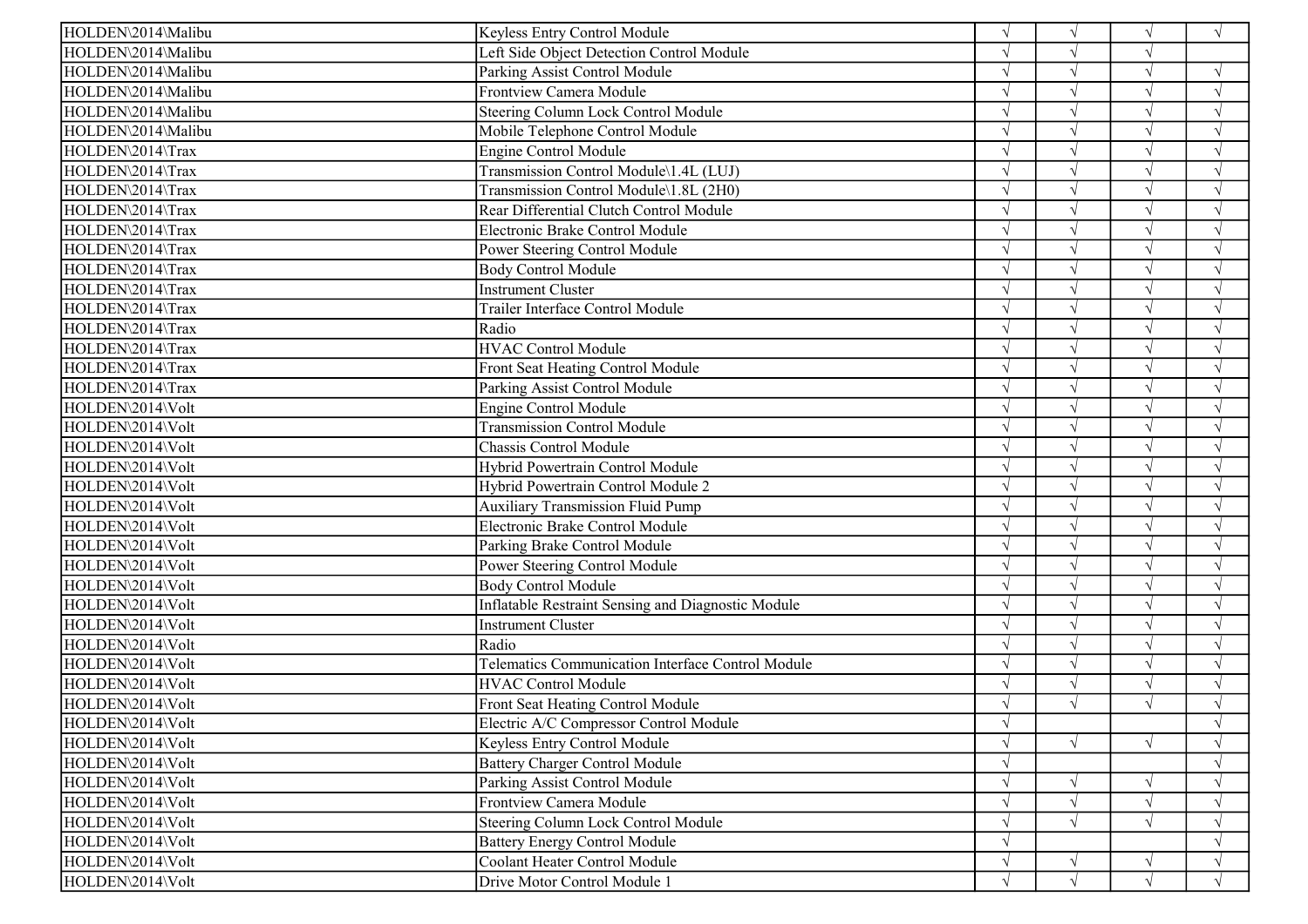| | | | | | |
|---|---|---|---|---|---|
| HOLDEN\2014\Malibu | Keyless Entry Control Module | √ | √ | √ | √ |
| HOLDEN\2014\Malibu | Left Side Object Detection Control Module | √ | √ | √ | |
| HOLDEN\2014\Malibu | Parking Assist Control Module | √ | √ | √ | √ |
| HOLDEN\2014\Malibu | Frontview Camera Module | √ | √ | √ | √ |
| HOLDEN\2014\Malibu | Steering Column Lock Control Module | √ | √ | √ | √ |
| HOLDEN\2014\Malibu | Mobile Telephone Control Module | √ | √ | √ | √ |
| HOLDEN\2014\Trax | Engine Control Module | √ | √ | √ | √ |
| HOLDEN\2014\Trax | Transmission Control Module\1.4L (LUJ) | √ | √ | √ | √ |
| HOLDEN\2014\Trax | Transmission Control Module\1.8L (2H0) | √ | √ | √ | √ |
| HOLDEN\2014\Trax | Rear Differential Clutch Control Module | √ | √ | √ | √ |
| HOLDEN\2014\Trax | Electronic Brake Control Module | √ | √ | √ | √ |
| HOLDEN\2014\Trax | Power Steering Control Module | √ | √ | √ | √ |
| HOLDEN\2014\Trax | Body Control Module | √ | √ | √ | √ |
| HOLDEN\2014\Trax | Instrument Cluster | √ | √ | √ | √ |
| HOLDEN\2014\Trax | Trailer Interface Control Module | √ | √ | √ | √ |
| HOLDEN\2014\Trax | Radio | √ | √ | √ | √ |
| HOLDEN\2014\Trax | HVAC Control Module | √ | √ | √ | √ |
| HOLDEN\2014\Trax | Front Seat Heating Control Module | √ | √ | √ | √ |
| HOLDEN\2014\Trax | Parking Assist Control Module | √ | √ | √ | √ |
| HOLDEN\2014\Volt | Engine Control Module | √ | √ | √ | √ |
| HOLDEN\2014\Volt | Transmission Control Module | √ | √ | √ | √ |
| HOLDEN\2014\Volt | Chassis Control Module | √ | √ | √ | √ |
| HOLDEN\2014\Volt | Hybrid Powertrain Control Module | √ | √ | √ | √ |
| HOLDEN\2014\Volt | Hybrid Powertrain Control Module 2 | √ | √ | √ | √ |
| HOLDEN\2014\Volt | Auxiliary Transmission Fluid Pump | √ | √ | √ | √ |
| HOLDEN\2014\Volt | Electronic Brake Control Module | √ | √ | √ | √ |
| HOLDEN\2014\Volt | Parking Brake Control Module | √ | √ | √ | √ |
| HOLDEN\2014\Volt | Power Steering Control Module | √ | √ | √ | √ |
| HOLDEN\2014\Volt | Body Control Module | √ | √ | √ | √ |
| HOLDEN\2014\Volt | Inflatable Restraint Sensing and Diagnostic Module | √ | √ | √ | √ |
| HOLDEN\2014\Volt | Instrument Cluster | √ | √ | √ | √ |
| HOLDEN\2014\Volt | Radio | √ | √ | √ | √ |
| HOLDEN\2014\Volt | Telematics Communication Interface Control Module | √ | √ | √ | √ |
| HOLDEN\2014\Volt | HVAC Control Module | √ | √ | √ | √ |
| HOLDEN\2014\Volt | Front Seat Heating Control Module | √ | √ | √ | √ |
| HOLDEN\2014\Volt | Electric A/C Compressor Control Module | √ | | | √ |
| HOLDEN\2014\Volt | Keyless Entry Control Module | √ | √ | √ | √ |
| HOLDEN\2014\Volt | Battery Charger Control Module | √ | | | √ |
| HOLDEN\2014\Volt | Parking Assist Control Module | √ | √ | √ | √ |
| HOLDEN\2014\Volt | Frontview Camera Module | √ | √ | √ | √ |
| HOLDEN\2014\Volt | Steering Column Lock Control Module | √ | √ | √ | √ |
| HOLDEN\2014\Volt | Battery Energy Control Module | √ | | | √ |
| HOLDEN\2014\Volt | Coolant Heater Control Module | √ | √ | √ | √ |
| HOLDEN\2014\Volt | Drive Motor Control Module 1 | √ | √ | √ | √ |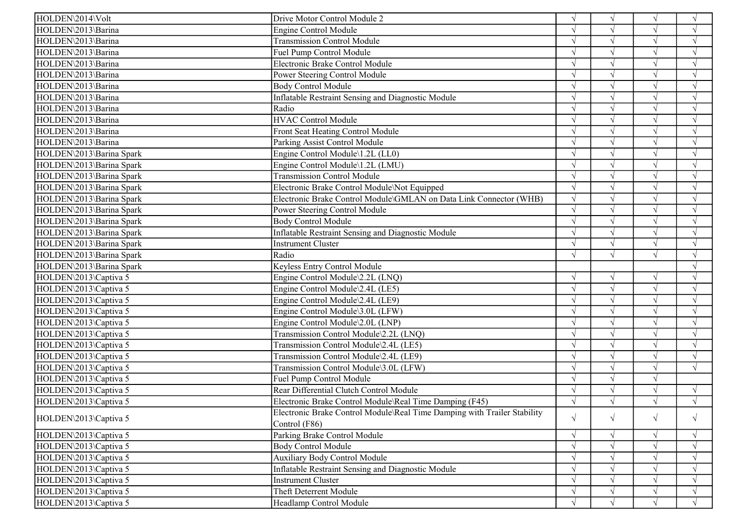| | | | | | |
|---|---|---|---|---|---|
| HOLDEN\2014\Volt | Drive Motor Control Module 2 | √ | √ | √ | √ |
| HOLDEN\2013\Barina | Engine Control Module | √ | √ | √ | √ |
| HOLDEN\2013\Barina | Transmission Control Module | √ | √ | √ | √ |
| HOLDEN\2013\Barina | Fuel Pump Control Module | √ | √ | √ | √ |
| HOLDEN\2013\Barina | Electronic Brake Control Module | √ | √ | √ | √ |
| HOLDEN\2013\Barina | Power Steering Control Module | √ | √ | √ | √ |
| HOLDEN\2013\Barina | Body Control Module | √ | √ | √ | √ |
| HOLDEN\2013\Barina | Inflatable Restraint Sensing and Diagnostic Module | √ | √ | √ | √ |
| HOLDEN\2013\Barina | Radio | √ | √ | √ | √ |
| HOLDEN\2013\Barina | HVAC Control Module | √ | √ | √ | √ |
| HOLDEN\2013\Barina | Front Seat Heating Control Module | √ | √ | √ | √ |
| HOLDEN\2013\Barina | Parking Assist Control Module | √ | √ | √ | √ |
| HOLDEN\2013\Barina Spark | Engine Control Module\1.2L (LL0) | √ | √ | √ | √ |
| HOLDEN\2013\Barina Spark | Engine Control Module\1.2L (LMU) | √ | √ | √ | √ |
| HOLDEN\2013\Barina Spark | Transmission Control Module | √ | √ | √ | √ |
| HOLDEN\2013\Barina Spark | Electronic Brake Control Module\Not Equipped | √ | √ | √ | √ |
| HOLDEN\2013\Barina Spark | Electronic Brake Control Module\GMLAN on Data Link Connector (WHB) | √ | √ | √ | √ |
| HOLDEN\2013\Barina Spark | Power Steering Control Module | √ | √ | √ | √ |
| HOLDEN\2013\Barina Spark | Body Control Module | √ | √ | √ | √ |
| HOLDEN\2013\Barina Spark | Inflatable Restraint Sensing and Diagnostic Module | √ | √ | √ | √ |
| HOLDEN\2013\Barina Spark | Instrument Cluster | √ | √ | √ | √ |
| HOLDEN\2013\Barina Spark | Radio | √ | √ | √ | √ |
| HOLDEN\2013\Barina Spark | Keyless Entry Control Module | | | | √ |
| HOLDEN\2013\Captiva 5 | Engine Control Module\2.2L (LNQ) | √ | √ | √ | √ |
| HOLDEN\2013\Captiva 5 | Engine Control Module\2.4L (LE5) | √ | √ | √ | √ |
| HOLDEN\2013\Captiva 5 | Engine Control Module\2.4L (LE9) | √ | √ | √ | √ |
| HOLDEN\2013\Captiva 5 | Engine Control Module\3.0L (LFW) | √ | √ | √ | √ |
| HOLDEN\2013\Captiva 5 | Engine Control Module\2.0L (LNP) | √ | √ | √ | √ |
| HOLDEN\2013\Captiva 5 | Transmission Control Module\2.2L (LNQ) | √ | √ | √ | √ |
| HOLDEN\2013\Captiva 5 | Transmission Control Module\2.4L (LE5) | √ | √ | √ | √ |
| HOLDEN\2013\Captiva 5 | Transmission Control Module\2.4L (LE9) | √ | √ | √ | √ |
| HOLDEN\2013\Captiva 5 | Transmission Control Module\3.0L (LFW) | √ | √ | √ | √ |
| HOLDEN\2013\Captiva 5 | Fuel Pump Control Module | √ | √ | √ | |
| HOLDEN\2013\Captiva 5 | Rear Differential Clutch Control Module | √ | √ | √ | √ |
| HOLDEN\2013\Captiva 5 | Electronic Brake Control Module\Real Time Damping (F45) | √ | √ | √ | √ |
| HOLDEN\2013\Captiva 5 | Electronic Brake Control Module\Real Time Damping with Trailer Stability Control (F86) | √ | √ | √ | √ |
| HOLDEN\2013\Captiva 5 | Parking Brake Control Module | √ | √ | √ | √ |
| HOLDEN\2013\Captiva 5 | Body Control Module | √ | √ | √ | √ |
| HOLDEN\2013\Captiva 5 | Auxiliary Body Control Module | √ | √ | √ | √ |
| HOLDEN\2013\Captiva 5 | Inflatable Restraint Sensing and Diagnostic Module | √ | √ | √ | √ |
| HOLDEN\2013\Captiva 5 | Instrument Cluster | √ | √ | √ | √ |
| HOLDEN\2013\Captiva 5 | Theft Deterrent Module | √ | √ | √ | √ |
| HOLDEN\2013\Captiva 5 | Headlamp Control Module | √ | √ | √ | √ |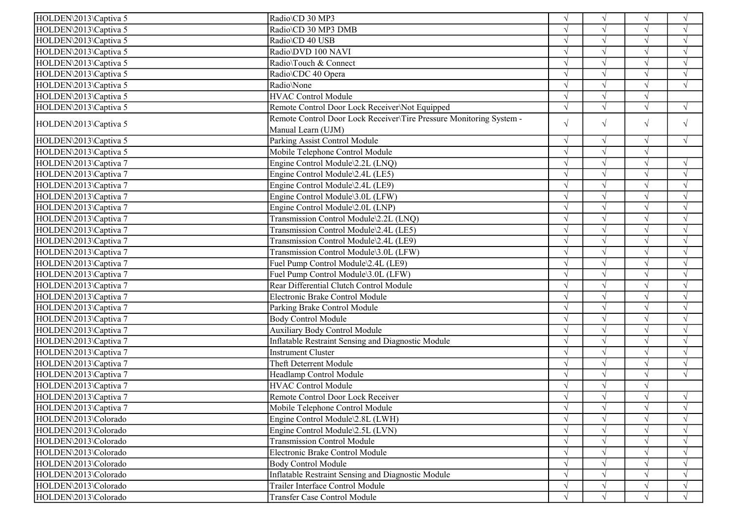| | | | | | |
|---|---|---|---|---|---|
| HOLDEN\2013\Captiva 5 | Radio\CD 30 MP3 | √ | √ | √ | √ |
| HOLDEN\2013\Captiva 5 | Radio\CD 30 MP3 DMB | √ | √ | √ | √ |
| HOLDEN\2013\Captiva 5 | Radio\CD 40 USB | √ | √ | √ | √ |
| HOLDEN\2013\Captiva 5 | Radio\DVD 100 NAVI | √ | √ | √ | √ |
| HOLDEN\2013\Captiva 5 | Radio\Touch & Connect | √ | √ | √ | √ |
| HOLDEN\2013\Captiva 5 | Radio\CDC 40 Opera | √ | √ | √ | √ |
| HOLDEN\2013\Captiva 5 | Radio\None | √ | √ | √ | √ |
| HOLDEN\2013\Captiva 5 | HVAC Control Module | √ | √ | √ | |
| HOLDEN\2013\Captiva 5 | Remote Control Door Lock Receiver\Not Equipped | √ | √ | √ | √ |
| HOLDEN\2013\Captiva 5 | Remote Control Door Lock Receiver\Tire Pressure Monitoring System - Manual Learn (UJM) | √ | √ | √ | √ |
| HOLDEN\2013\Captiva 5 | Parking Assist Control Module | √ | √ | √ | √ |
| HOLDEN\2013\Captiva 5 | Mobile Telephone Control Module | √ | √ | √ | |
| HOLDEN\2013\Captiva 7 | Engine Control Module\2.2L (LNQ) | √ | √ | √ | √ |
| HOLDEN\2013\Captiva 7 | Engine Control Module\2.4L (LE5) | √ | √ | √ | √ |
| HOLDEN\2013\Captiva 7 | Engine Control Module\2.4L (LE9) | √ | √ | √ | √ |
| HOLDEN\2013\Captiva 7 | Engine Control Module\3.0L (LFW) | √ | √ | √ | √ |
| HOLDEN\2013\Captiva 7 | Engine Control Module\2.0L (LNP) | √ | √ | √ | √ |
| HOLDEN\2013\Captiva 7 | Transmission Control Module\2.2L (LNQ) | √ | √ | √ | √ |
| HOLDEN\2013\Captiva 7 | Transmission Control Module\2.4L (LE5) | √ | √ | √ | √ |
| HOLDEN\2013\Captiva 7 | Transmission Control Module\2.4L (LE9) | √ | √ | √ | √ |
| HOLDEN\2013\Captiva 7 | Transmission Control Module\3.0L (LFW) | √ | √ | √ | √ |
| HOLDEN\2013\Captiva 7 | Fuel Pump Control Module\2.4L (LE9) | √ | √ | √ | √ |
| HOLDEN\2013\Captiva 7 | Fuel Pump Control Module\3.0L (LFW) | √ | √ | √ | √ |
| HOLDEN\2013\Captiva 7 | Rear Differential Clutch Control Module | √ | √ | √ | √ |
| HOLDEN\2013\Captiva 7 | Electronic Brake Control Module | √ | √ | √ | √ |
| HOLDEN\2013\Captiva 7 | Parking Brake Control Module | √ | √ | √ | √ |
| HOLDEN\2013\Captiva 7 | Body Control Module | √ | √ | √ | √ |
| HOLDEN\2013\Captiva 7 | Auxiliary Body Control Module | √ | √ | √ | √ |
| HOLDEN\2013\Captiva 7 | Inflatable Restraint Sensing and Diagnostic Module | √ | √ | √ | √ |
| HOLDEN\2013\Captiva 7 | Instrument Cluster | √ | √ | √ | √ |
| HOLDEN\2013\Captiva 7 | Theft Deterrent Module | √ | √ | √ | √ |
| HOLDEN\2013\Captiva 7 | Headlamp Control Module | √ | √ | √ | √ |
| HOLDEN\2013\Captiva 7 | HVAC Control Module | √ | √ | √ | |
| HOLDEN\2013\Captiva 7 | Remote Control Door Lock Receiver | √ | √ | √ | √ |
| HOLDEN\2013\Captiva 7 | Mobile Telephone Control Module | √ | √ | √ | √ |
| HOLDEN\2013\Colorado | Engine Control Module\2.8L (LWH) | √ | √ | √ | √ |
| HOLDEN\2013\Colorado | Engine Control Module\2.5L (LVN) | √ | √ | √ | √ |
| HOLDEN\2013\Colorado | Transmission Control Module | √ | √ | √ | √ |
| HOLDEN\2013\Colorado | Electronic Brake Control Module | √ | √ | √ | √ |
| HOLDEN\2013\Colorado | Body Control Module | √ | √ | √ | √ |
| HOLDEN\2013\Colorado | Inflatable Restraint Sensing and Diagnostic Module | √ | √ | √ | √ |
| HOLDEN\2013\Colorado | Trailer Interface Control Module | √ | √ | √ | √ |
| HOLDEN\2013\Colorado | Transfer Case Control Module | √ | √ | √ | √ |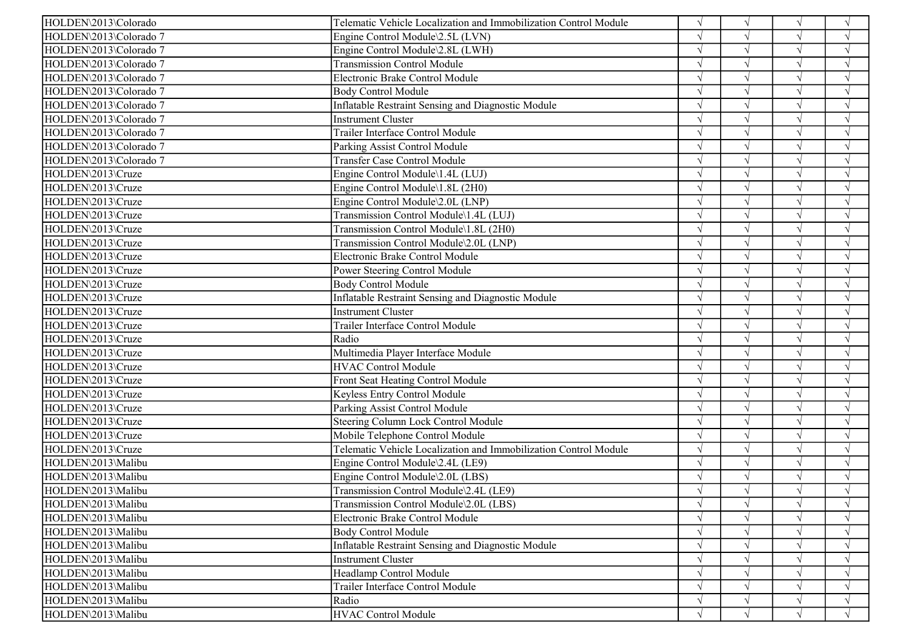| | | | | | |
|---|---|---|---|---|---|
| HOLDEN\2013\Colorado | Telematic Vehicle Localization and Immobilization Control Module | √ | √ | √ | √ |
| HOLDEN\2013\Colorado 7 | Engine Control Module\2.5L (LVN) | √ | √ | √ | √ |
| HOLDEN\2013\Colorado 7 | Engine Control Module\2.8L (LWH) | √ | √ | √ | √ |
| HOLDEN\2013\Colorado 7 | Transmission Control Module | √ | √ | √ | √ |
| HOLDEN\2013\Colorado 7 | Electronic Brake Control Module | √ | √ | √ | √ |
| HOLDEN\2013\Colorado 7 | Body Control Module | √ | √ | √ | √ |
| HOLDEN\2013\Colorado 7 | Inflatable Restraint Sensing and Diagnostic Module | √ | √ | √ | √ |
| HOLDEN\2013\Colorado 7 | Instrument Cluster | √ | √ | √ | √ |
| HOLDEN\2013\Colorado 7 | Trailer Interface Control Module | √ | √ | √ | √ |
| HOLDEN\2013\Colorado 7 | Parking Assist Control Module | √ | √ | √ | √ |
| HOLDEN\2013\Colorado 7 | Transfer Case Control Module | √ | √ | √ | √ |
| HOLDEN\2013\Cruze | Engine Control Module\1.4L (LUJ) | √ | √ | √ | √ |
| HOLDEN\2013\Cruze | Engine Control Module\1.8L (2H0) | √ | √ | √ | √ |
| HOLDEN\2013\Cruze | Engine Control Module\2.0L (LNP) | √ | √ | √ | √ |
| HOLDEN\2013\Cruze | Transmission Control Module\1.4L (LUJ) | √ | √ | √ | √ |
| HOLDEN\2013\Cruze | Transmission Control Module\1.8L (2H0) | √ | √ | √ | √ |
| HOLDEN\2013\Cruze | Transmission Control Module\2.0L (LNP) | √ | √ | √ | √ |
| HOLDEN\2013\Cruze | Electronic Brake Control Module | √ | √ | √ | √ |
| HOLDEN\2013\Cruze | Power Steering Control Module | √ | √ | √ | √ |
| HOLDEN\2013\Cruze | Body Control Module | √ | √ | √ | √ |
| HOLDEN\2013\Cruze | Inflatable Restraint Sensing and Diagnostic Module | √ | √ | √ | √ |
| HOLDEN\2013\Cruze | Instrument Cluster | √ | √ | √ | √ |
| HOLDEN\2013\Cruze | Trailer Interface Control Module | √ | √ | √ | √ |
| HOLDEN\2013\Cruze | Radio | √ | √ | √ | √ |
| HOLDEN\2013\Cruze | Multimedia Player Interface Module | √ | √ | √ | √ |
| HOLDEN\2013\Cruze | HVAC Control Module | √ | √ | √ | √ |
| HOLDEN\2013\Cruze | Front Seat Heating Control Module | √ | √ | √ | √ |
| HOLDEN\2013\Cruze | Keyless Entry Control Module | √ | √ | √ | √ |
| HOLDEN\2013\Cruze | Parking Assist Control Module | √ | √ | √ | √ |
| HOLDEN\2013\Cruze | Steering Column Lock Control Module | √ | √ | √ | √ |
| HOLDEN\2013\Cruze | Mobile Telephone Control Module | √ | √ | √ | √ |
| HOLDEN\2013\Cruze | Telematic Vehicle Localization and Immobilization Control Module | √ | √ | √ | √ |
| HOLDEN\2013\Malibu | Engine Control Module\2.4L (LE9) | √ | √ | √ | √ |
| HOLDEN\2013\Malibu | Engine Control Module\2.0L (LBS) | √ | √ | √ | √ |
| HOLDEN\2013\Malibu | Transmission Control Module\2.4L (LE9) | √ | √ | √ | √ |
| HOLDEN\2013\Malibu | Transmission Control Module\2.0L (LBS) | √ | √ | √ | √ |
| HOLDEN\2013\Malibu | Electronic Brake Control Module | √ | √ | √ | √ |
| HOLDEN\2013\Malibu | Body Control Module | √ | √ | √ | √ |
| HOLDEN\2013\Malibu | Inflatable Restraint Sensing and Diagnostic Module | √ | √ | √ | √ |
| HOLDEN\2013\Malibu | Instrument Cluster | √ | √ | √ | √ |
| HOLDEN\2013\Malibu | Headlamp Control Module | √ | √ | √ | √ |
| HOLDEN\2013\Malibu | Trailer Interface Control Module | √ | √ | √ | √ |
| HOLDEN\2013\Malibu | Radio | √ | √ | √ | √ |
| HOLDEN\2013\Malibu | HVAC Control Module | √ | √ | √ | √ |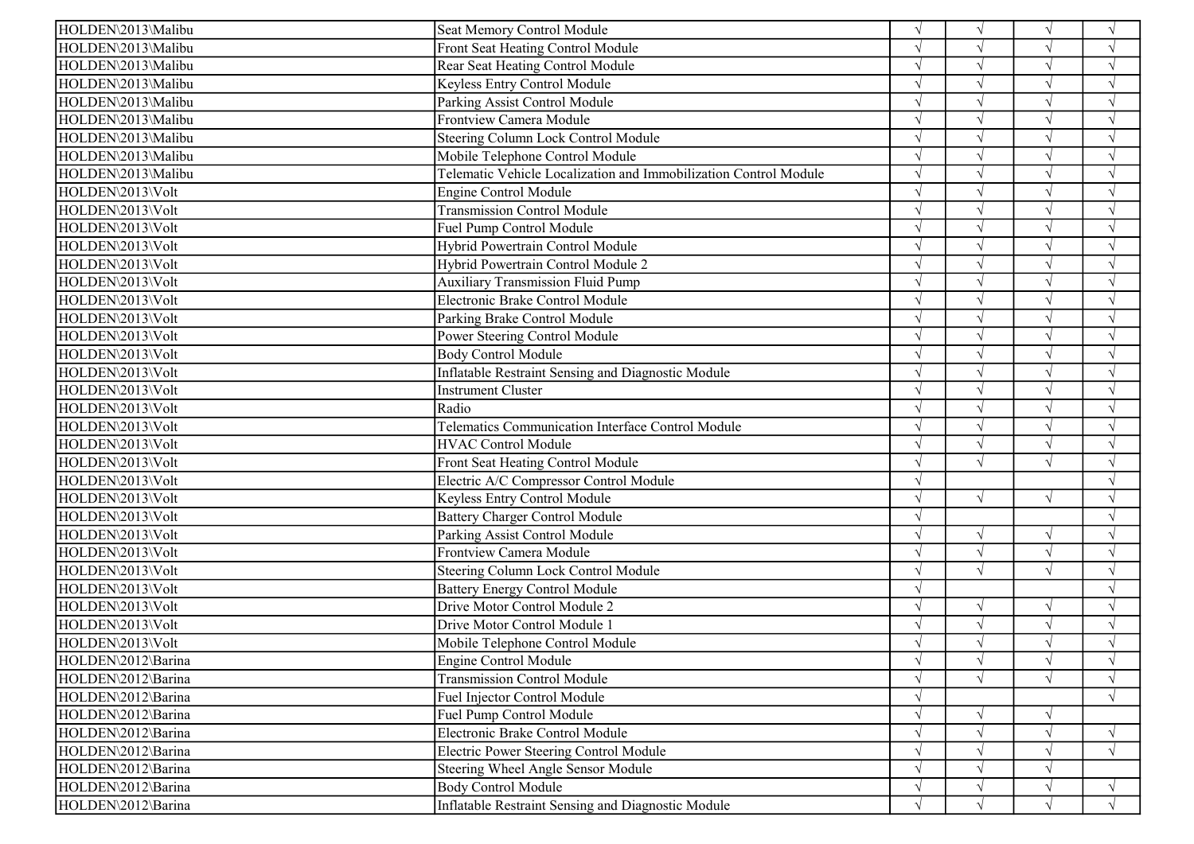| | | | | | |
|---|---|---|---|---|---|
| HOLDEN\2013\Malibu | Seat Memory Control Module | √ | √ | √ | √ |
| HOLDEN\2013\Malibu | Front Seat Heating Control Module | √ | √ | √ | √ |
| HOLDEN\2013\Malibu | Rear Seat Heating Control Module | √ | √ | √ | √ |
| HOLDEN\2013\Malibu | Keyless Entry Control Module | √ | √ | √ | √ |
| HOLDEN\2013\Malibu | Parking Assist Control Module | √ | √ | √ | √ |
| HOLDEN\2013\Malibu | Frontview Camera Module | √ | √ | √ | √ |
| HOLDEN\2013\Malibu | Steering Column Lock Control Module | √ | √ | √ | √ |
| HOLDEN\2013\Malibu | Mobile Telephone Control Module | √ | √ | √ | √ |
| HOLDEN\2013\Malibu | Telematic Vehicle Localization and Immobilization Control Module | √ | √ | √ | √ |
| HOLDEN\2013\Volt | Engine Control Module | √ | √ | √ | √ |
| HOLDEN\2013\Volt | Transmission Control Module | √ | √ | √ | √ |
| HOLDEN\2013\Volt | Fuel Pump Control Module | √ | √ | √ | √ |
| HOLDEN\2013\Volt | Hybrid Powertrain Control Module | √ | √ | √ | √ |
| HOLDEN\2013\Volt | Hybrid Powertrain Control Module 2 | √ | √ | √ | √ |
| HOLDEN\2013\Volt | Auxiliary Transmission Fluid Pump | √ | √ | √ | √ |
| HOLDEN\2013\Volt | Electronic Brake Control Module | √ | √ | √ | √ |
| HOLDEN\2013\Volt | Parking Brake Control Module | √ | √ | √ | √ |
| HOLDEN\2013\Volt | Power Steering Control Module | √ | √ | √ | √ |
| HOLDEN\2013\Volt | Body Control Module | √ | √ | √ | √ |
| HOLDEN\2013\Volt | Inflatable Restraint Sensing and Diagnostic Module | √ | √ | √ | √ |
| HOLDEN\2013\Volt | Instrument Cluster | √ | √ | √ | √ |
| HOLDEN\2013\Volt | Radio | √ | √ | √ | √ |
| HOLDEN\2013\Volt | Telematics Communication Interface Control Module | √ | √ | √ | √ |
| HOLDEN\2013\Volt | HVAC Control Module | √ | √ | √ | √ |
| HOLDEN\2013\Volt | Front Seat Heating Control Module | √ | √ | √ | √ |
| HOLDEN\2013\Volt | Electric A/C Compressor Control Module | √ | | | √ |
| HOLDEN\2013\Volt | Keyless Entry Control Module | √ | √ | √ | √ |
| HOLDEN\2013\Volt | Battery Charger Control Module | √ | | | √ |
| HOLDEN\2013\Volt | Parking Assist Control Module | √ | √ | √ | √ |
| HOLDEN\2013\Volt | Frontview Camera Module | √ | √ | √ | √ |
| HOLDEN\2013\Volt | Steering Column Lock Control Module | √ | √ | √ | √ |
| HOLDEN\2013\Volt | Battery Energy Control Module | √ | | | √ |
| HOLDEN\2013\Volt | Drive Motor Control Module 2 | √ | √ | √ | √ |
| HOLDEN\2013\Volt | Drive Motor Control Module 1 | √ | √ | √ | √ |
| HOLDEN\2013\Volt | Mobile Telephone Control Module | √ | √ | √ | √ |
| HOLDEN\2012\Barina | Engine Control Module | √ | √ | √ | √ |
| HOLDEN\2012\Barina | Transmission Control Module | √ | √ | √ | √ |
| HOLDEN\2012\Barina | Fuel Injector Control Module | √ | | | √ |
| HOLDEN\2012\Barina | Fuel Pump Control Module | √ | √ | √ | |
| HOLDEN\2012\Barina | Electronic Brake Control Module | √ | √ | √ | √ |
| HOLDEN\2012\Barina | Electric Power Steering Control Module | √ | √ | √ | √ |
| HOLDEN\2012\Barina | Steering Wheel Angle Sensor Module | √ | √ | √ | |
| HOLDEN\2012\Barina | Body Control Module | √ | √ | √ | √ |
| HOLDEN\2012\Barina | Inflatable Restraint Sensing and Diagnostic Module | √ | √ | √ | √ |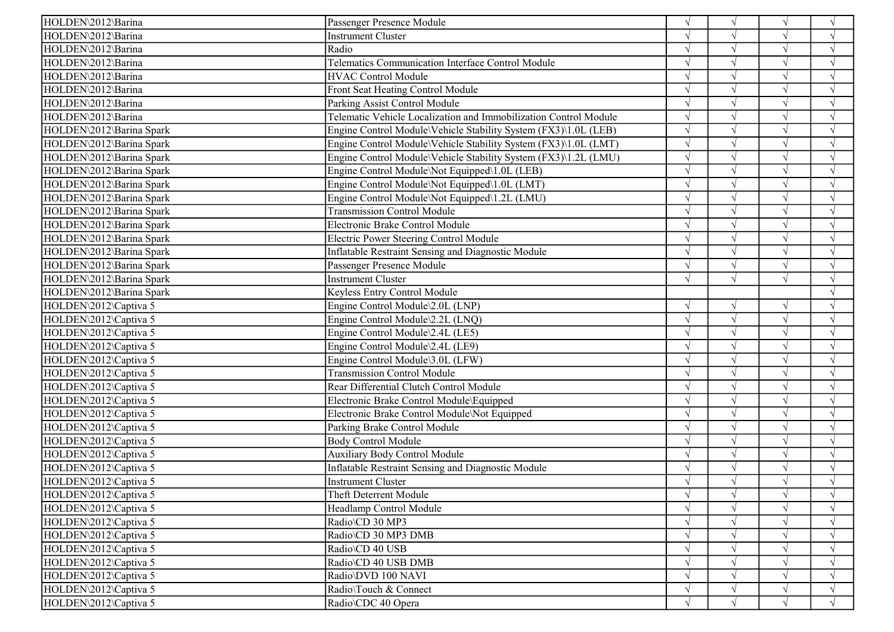| | | | | | |
|---|---|---|---|---|---|
| HOLDEN\2012\Barina | Passenger Presence Module | √ | √ | √ | √ |
| HOLDEN\2012\Barina | Instrument Cluster | √ | √ | √ | √ |
| HOLDEN\2012\Barina | Radio | √ | √ | √ | √ |
| HOLDEN\2012\Barina | Telematics Communication Interface Control Module | √ | √ | √ | √ |
| HOLDEN\2012\Barina | HVAC Control Module | √ | √ | √ | √ |
| HOLDEN\2012\Barina | Front Seat Heating Control Module | √ | √ | √ | √ |
| HOLDEN\2012\Barina | Parking Assist Control Module | √ | √ | √ | √ |
| HOLDEN\2012\Barina | Telematic Vehicle Localization and Immobilization Control Module | √ | √ | √ | √ |
| HOLDEN\2012\Barina Spark | Engine Control Module\Vehicle Stability System (FX3)\1.0L (LEB) | √ | √ | √ | √ |
| HOLDEN\2012\Barina Spark | Engine Control Module\Vehicle Stability System (FX3)\1.0L (LMT) | √ | √ | √ | √ |
| HOLDEN\2012\Barina Spark | Engine Control Module\Vehicle Stability System (FX3)\1.2L (LMU) | √ | √ | √ | √ |
| HOLDEN\2012\Barina Spark | Engine Control Module\Not Equipped\1.0L (LEB) | √ | √ | √ | √ |
| HOLDEN\2012\Barina Spark | Engine Control Module\Not Equipped\1.0L (LMT) | √ | √ | √ | √ |
| HOLDEN\2012\Barina Spark | Engine Control Module\Not Equipped\1.2L (LMU) | √ | √ | √ | √ |
| HOLDEN\2012\Barina Spark | Transmission Control Module | √ | √ | √ | √ |
| HOLDEN\2012\Barina Spark | Electronic Brake Control Module | √ | √ | √ | √ |
| HOLDEN\2012\Barina Spark | Electric Power Steering Control Module | √ | √ | √ | √ |
| HOLDEN\2012\Barina Spark | Inflatable Restraint Sensing and Diagnostic Module | √ | √ | √ | √ |
| HOLDEN\2012\Barina Spark | Passenger Presence Module | √ | √ | √ | √ |
| HOLDEN\2012\Barina Spark | Instrument Cluster | √ | √ | √ | √ |
| HOLDEN\2012\Barina Spark | Keyless Entry Control Module | | | | √ |
| HOLDEN\2012\Captiva 5 | Engine Control Module\2.0L (LNP) | √ | √ | √ | √ |
| HOLDEN\2012\Captiva 5 | Engine Control Module\2.2L (LNQ) | √ | √ | √ | √ |
| HOLDEN\2012\Captiva 5 | Engine Control Module\2.4L (LE5) | √ | √ | √ | √ |
| HOLDEN\2012\Captiva 5 | Engine Control Module\2.4L (LE9) | √ | √ | √ | √ |
| HOLDEN\2012\Captiva 5 | Engine Control Module\3.0L (LFW) | √ | √ | √ | √ |
| HOLDEN\2012\Captiva 5 | Transmission Control Module | √ | √ | √ | √ |
| HOLDEN\2012\Captiva 5 | Rear Differential Clutch Control Module | √ | √ | √ | √ |
| HOLDEN\2012\Captiva 5 | Electronic Brake Control Module\Equipped | √ | √ | √ | √ |
| HOLDEN\2012\Captiva 5 | Electronic Brake Control Module\Not Equipped | √ | √ | √ | √ |
| HOLDEN\2012\Captiva 5 | Parking Brake Control Module | √ | √ | √ | √ |
| HOLDEN\2012\Captiva 5 | Body Control Module | √ | √ | √ | √ |
| HOLDEN\2012\Captiva 5 | Auxiliary Body Control Module | √ | √ | √ | √ |
| HOLDEN\2012\Captiva 5 | Inflatable Restraint Sensing and Diagnostic Module | √ | √ | √ | √ |
| HOLDEN\2012\Captiva 5 | Instrument Cluster | √ | √ | √ | √ |
| HOLDEN\2012\Captiva 5 | Theft Deterrent Module | √ | √ | √ | √ |
| HOLDEN\2012\Captiva 5 | Headlamp Control Module | √ | √ | √ | √ |
| HOLDEN\2012\Captiva 5 | Radio\CD 30 MP3 | √ | √ | √ | √ |
| HOLDEN\2012\Captiva 5 | Radio\CD 30 MP3 DMB | √ | √ | √ | √ |
| HOLDEN\2012\Captiva 5 | Radio\CD 40 USB | √ | √ | √ | √ |
| HOLDEN\2012\Captiva 5 | Radio\CD 40 USB DMB | √ | √ | √ | √ |
| HOLDEN\2012\Captiva 5 | Radio\DVD 100 NAVI | √ | √ | √ | √ |
| HOLDEN\2012\Captiva 5 | Radio\Touch & Connect | √ | √ | √ | √ |
| HOLDEN\2012\Captiva 5 | Radio\CDC 40 Opera | √ | √ | √ | √ |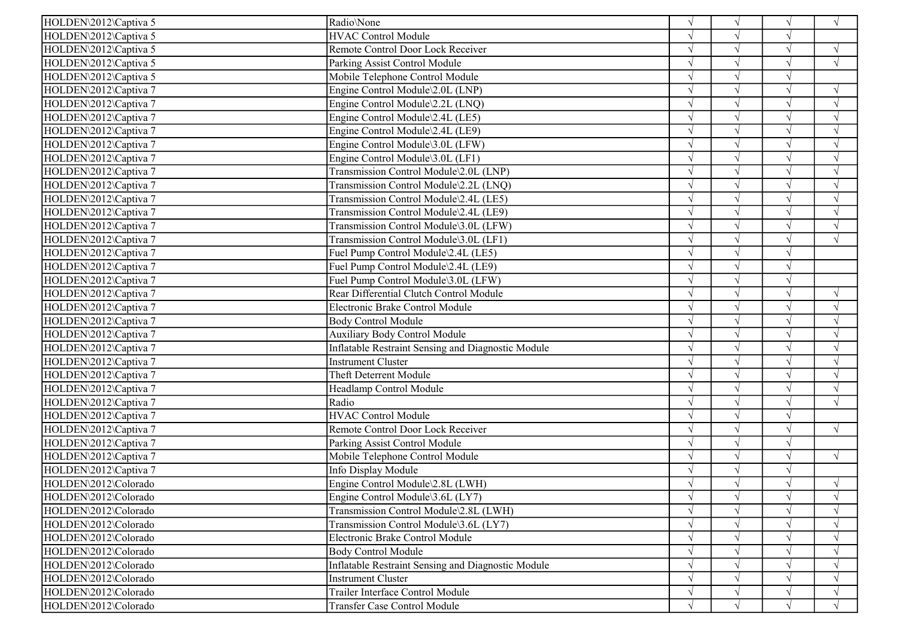| | | | | | |
|---|---|---|---|---|---|
| HOLDEN\2012\Captiva 5 | Radio\None | √ | √ | √ | √ |
| HOLDEN\2012\Captiva 5 | HVAC Control Module | √ | √ | √ | |
| HOLDEN\2012\Captiva 5 | Remote Control Door Lock Receiver | √ | √ | √ | √ |
| HOLDEN\2012\Captiva 5 | Parking Assist Control Module | √ | √ | √ | √ |
| HOLDEN\2012\Captiva 5 | Mobile Telephone Control Module | √ | √ | √ | |
| HOLDEN\2012\Captiva 7 | Engine Control Module\2.0L (LNP) | √ | √ | √ | √ |
| HOLDEN\2012\Captiva 7 | Engine Control Module\2.2L (LNQ) | √ | √ | √ | √ |
| HOLDEN\2012\Captiva 7 | Engine Control Module\2.4L (LE5) | √ | √ | √ | √ |
| HOLDEN\2012\Captiva 7 | Engine Control Module\2.4L (LE9) | √ | √ | √ | √ |
| HOLDEN\2012\Captiva 7 | Engine Control Module\3.0L (LFW) | √ | √ | √ | √ |
| HOLDEN\2012\Captiva 7 | Engine Control Module\3.0L (LF1) | √ | √ | √ | √ |
| HOLDEN\2012\Captiva 7 | Transmission Control Module\2.0L (LNP) | √ | √ | √ | √ |
| HOLDEN\2012\Captiva 7 | Transmission Control Module\2.2L (LNQ) | √ | √ | √ | √ |
| HOLDEN\2012\Captiva 7 | Transmission Control Module\2.4L (LE5) | √ | √ | √ | √ |
| HOLDEN\2012\Captiva 7 | Transmission Control Module\2.4L (LE9) | √ | √ | √ | √ |
| HOLDEN\2012\Captiva 7 | Transmission Control Module\3.0L (LFW) | √ | √ | √ | √ |
| HOLDEN\2012\Captiva 7 | Transmission Control Module\3.0L (LF1) | √ | √ | √ | √ |
| HOLDEN\2012\Captiva 7 | Fuel Pump Control Module\2.4L (LE5) | √ | √ | √ | |
| HOLDEN\2012\Captiva 7 | Fuel Pump Control Module\2.4L (LE9) | √ | √ | √ | |
| HOLDEN\2012\Captiva 7 | Fuel Pump Control Module\3.0L (LFW) | √ | √ | √ | |
| HOLDEN\2012\Captiva 7 | Rear Differential Clutch Control Module | √ | √ | √ | √ |
| HOLDEN\2012\Captiva 7 | Electronic Brake Control Module | √ | √ | √ | √ |
| HOLDEN\2012\Captiva 7 | Body Control Module | √ | √ | √ | √ |
| HOLDEN\2012\Captiva 7 | Auxiliary Body Control Module | √ | √ | √ | √ |
| HOLDEN\2012\Captiva 7 | Inflatable Restraint Sensing and Diagnostic Module | √ | √ | √ | √ |
| HOLDEN\2012\Captiva 7 | Instrument Cluster | √ | √ | √ | √ |
| HOLDEN\2012\Captiva 7 | Theft Deterrent Module | √ | √ | √ | √ |
| HOLDEN\2012\Captiva 7 | Headlamp Control Module | √ | √ | √ | √ |
| HOLDEN\2012\Captiva 7 | Radio | √ | √ | √ | √ |
| HOLDEN\2012\Captiva 7 | HVAC Control Module | √ | √ | √ | |
| HOLDEN\2012\Captiva 7 | Remote Control Door Lock Receiver | √ | √ | √ | √ |
| HOLDEN\2012\Captiva 7 | Parking Assist Control Module | √ | √ | √ | |
| HOLDEN\2012\Captiva 7 | Mobile Telephone Control Module | √ | √ | √ | √ |
| HOLDEN\2012\Captiva 7 | Info Display Module | √ | √ | √ | |
| HOLDEN\2012\Colorado | Engine Control Module\2.8L (LWH) | √ | √ | √ | √ |
| HOLDEN\2012\Colorado | Engine Control Module\3.6L (LY7) | √ | √ | √ | √ |
| HOLDEN\2012\Colorado | Transmission Control Module\2.8L (LWH) | √ | √ | √ | √ |
| HOLDEN\2012\Colorado | Transmission Control Module\3.6L (LY7) | √ | √ | √ | √ |
| HOLDEN\2012\Colorado | Electronic Brake Control Module | √ | √ | √ | √ |
| HOLDEN\2012\Colorado | Body Control Module | √ | √ | √ | √ |
| HOLDEN\2012\Colorado | Inflatable Restraint Sensing and Diagnostic Module | √ | √ | √ | √ |
| HOLDEN\2012\Colorado | Instrument Cluster | √ | √ | √ | √ |
| HOLDEN\2012\Colorado | Trailer Interface Control Module | √ | √ | √ | √ |
| HOLDEN\2012\Colorado | Transfer Case Control Module | √ | √ | √ | √ |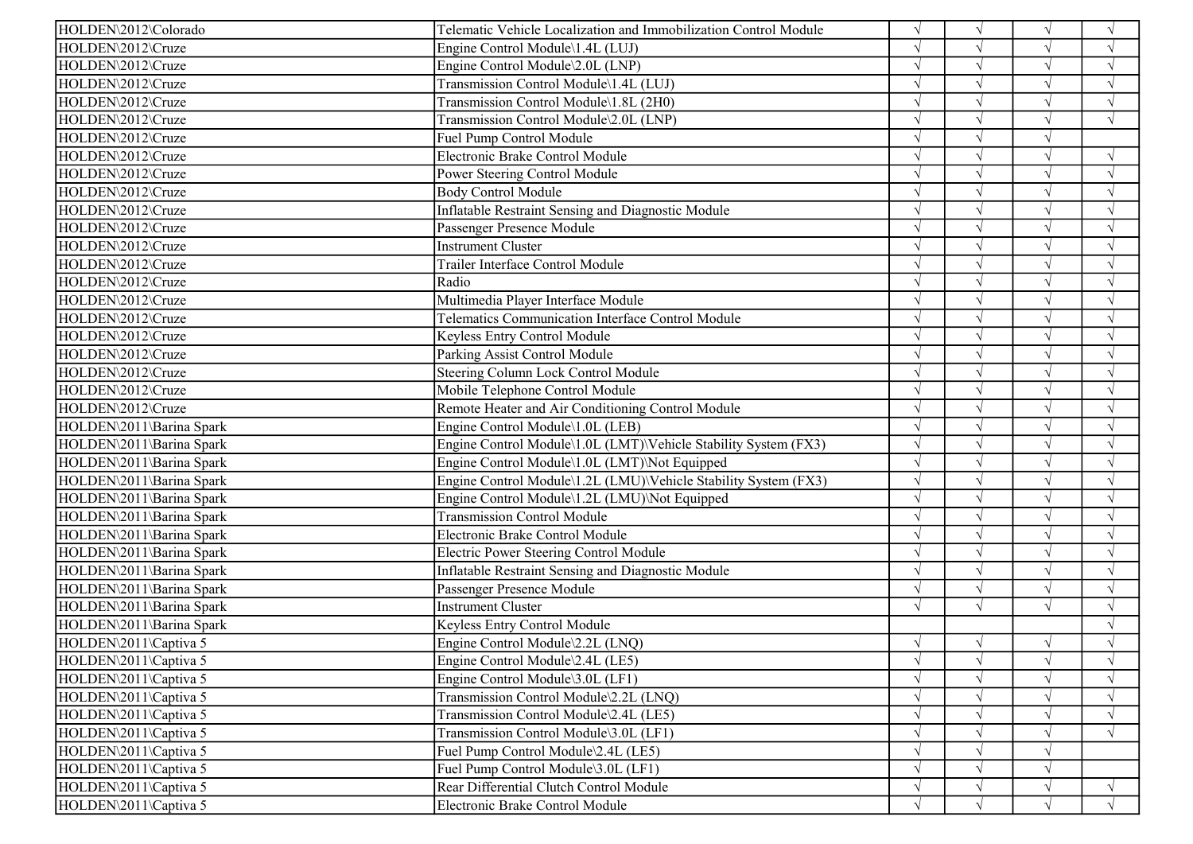| | | | | | |
|---|---|---|---|---|---|
| HOLDEN\2012\Colorado | Telematic Vehicle Localization and Immobilization Control Module | √ | √ | √ | √ |
| HOLDEN\2012\Cruze | Engine Control Module\1.4L (LUJ) | √ | √ | √ | √ |
| HOLDEN\2012\Cruze | Engine Control Module\2.0L (LNP) | √ | √ | √ | √ |
| HOLDEN\2012\Cruze | Transmission Control Module\1.4L (LUJ) | √ | √ | √ | √ |
| HOLDEN\2012\Cruze | Transmission Control Module\1.8L (2H0) | √ | √ | √ | √ |
| HOLDEN\2012\Cruze | Transmission Control Module\2.0L (LNP) | √ | √ | √ | √ |
| HOLDEN\2012\Cruze | Fuel Pump Control Module | √ | √ | √ | |
| HOLDEN\2012\Cruze | Electronic Brake Control Module | √ | √ | √ | √ |
| HOLDEN\2012\Cruze | Power Steering Control Module | √ | √ | √ | √ |
| HOLDEN\2012\Cruze | Body Control Module | √ | √ | √ | √ |
| HOLDEN\2012\Cruze | Inflatable Restraint Sensing and Diagnostic Module | √ | √ | √ | √ |
| HOLDEN\2012\Cruze | Passenger Presence Module | √ | √ | √ | √ |
| HOLDEN\2012\Cruze | Instrument Cluster | √ | √ | √ | √ |
| HOLDEN\2012\Cruze | Trailer Interface Control Module | √ | √ | √ | √ |
| HOLDEN\2012\Cruze | Radio | √ | √ | √ | √ |
| HOLDEN\2012\Cruze | Multimedia Player Interface Module | √ | √ | √ | √ |
| HOLDEN\2012\Cruze | Telematics Communication Interface Control Module | √ | √ | √ | √ |
| HOLDEN\2012\Cruze | Keyless Entry Control Module | √ | √ | √ | √ |
| HOLDEN\2012\Cruze | Parking Assist Control Module | √ | √ | √ | √ |
| HOLDEN\2012\Cruze | Steering Column Lock Control Module | √ | √ | √ | √ |
| HOLDEN\2012\Cruze | Mobile Telephone Control Module | √ | √ | √ | √ |
| HOLDEN\2012\Cruze | Remote Heater and Air Conditioning Control Module | √ | √ | √ | √ |
| HOLDEN\2011\Barina Spark | Engine Control Module\1.0L (LEB) | √ | √ | √ | √ |
| HOLDEN\2011\Barina Spark | Engine Control Module\1.0L (LMT)\Vehicle Stability System (FX3) | √ | √ | √ | √ |
| HOLDEN\2011\Barina Spark | Engine Control Module\1.0L (LMT)\Not Equipped | √ | √ | √ | √ |
| HOLDEN\2011\Barina Spark | Engine Control Module\1.2L (LMU)\Vehicle Stability System (FX3) | √ | √ | √ | √ |
| HOLDEN\2011\Barina Spark | Engine Control Module\1.2L (LMU)\Not Equipped | √ | √ | √ | √ |
| HOLDEN\2011\Barina Spark | Transmission Control Module | √ | √ | √ | √ |
| HOLDEN\2011\Barina Spark | Electronic Brake Control Module | √ | √ | √ | √ |
| HOLDEN\2011\Barina Spark | Electric Power Steering Control Module | √ | √ | √ | √ |
| HOLDEN\2011\Barina Spark | Inflatable Restraint Sensing and Diagnostic Module | √ | √ | √ | √ |
| HOLDEN\2011\Barina Spark | Passenger Presence Module | √ | √ | √ | √ |
| HOLDEN\2011\Barina Spark | Instrument Cluster | √ | √ | √ | √ |
| HOLDEN\2011\Barina Spark | Keyless Entry Control Module | | | | √ |
| HOLDEN\2011\Captiva 5 | Engine Control Module\2.2L (LNQ) | √ | √ | √ | √ |
| HOLDEN\2011\Captiva 5 | Engine Control Module\2.4L (LE5) | √ | √ | √ | √ |
| HOLDEN\2011\Captiva 5 | Engine Control Module\3.0L (LF1) | √ | √ | √ | √ |
| HOLDEN\2011\Captiva 5 | Transmission Control Module\2.2L (LNQ) | √ | √ | √ | √ |
| HOLDEN\2011\Captiva 5 | Transmission Control Module\2.4L (LE5) | √ | √ | √ | √ |
| HOLDEN\2011\Captiva 5 | Transmission Control Module\3.0L (LF1) | √ | √ | √ | √ |
| HOLDEN\2011\Captiva 5 | Fuel Pump Control Module\2.4L (LE5) | √ | √ | √ | |
| HOLDEN\2011\Captiva 5 | Fuel Pump Control Module\3.0L (LF1) | √ | √ | √ | |
| HOLDEN\2011\Captiva 5 | Rear Differential Clutch Control Module | √ | √ | √ | √ |
| HOLDEN\2011\Captiva 5 | Electronic Brake Control Module | √ | √ | √ | √ |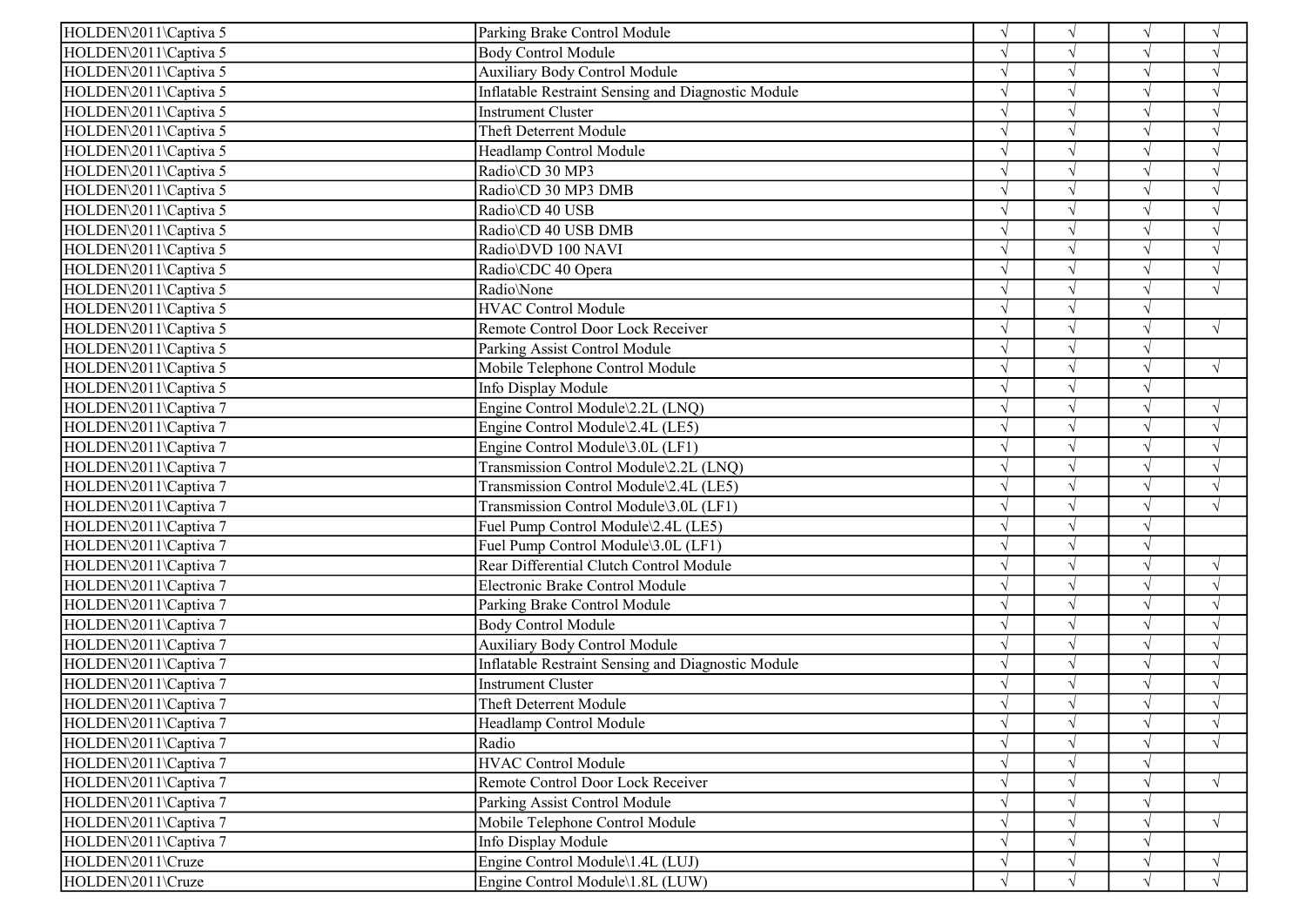| | | | | | |
|---|---|---|---|---|---|
| HOLDEN\2011\Captiva 5 | Parking Brake Control Module | √ | √ | √ | √ |
| HOLDEN\2011\Captiva 5 | Body Control Module | √ | √ | √ | √ |
| HOLDEN\2011\Captiva 5 | Auxiliary Body Control Module | √ | √ | √ | √ |
| HOLDEN\2011\Captiva 5 | Inflatable Restraint Sensing and Diagnostic Module | √ | √ | √ | √ |
| HOLDEN\2011\Captiva 5 | Instrument Cluster | √ | √ | √ | √ |
| HOLDEN\2011\Captiva 5 | Theft Deterrent Module | √ | √ | √ | √ |
| HOLDEN\2011\Captiva 5 | Headlamp Control Module | √ | √ | √ | √ |
| HOLDEN\2011\Captiva 5 | Radio\CD 30 MP3 | √ | √ | √ | √ |
| HOLDEN\2011\Captiva 5 | Radio\CD 30 MP3 DMB | √ | √ | √ | √ |
| HOLDEN\2011\Captiva 5 | Radio\CD 40 USB | √ | √ | √ | √ |
| HOLDEN\2011\Captiva 5 | Radio\CD 40 USB DMB | √ | √ | √ | √ |
| HOLDEN\2011\Captiva 5 | Radio\DVD 100 NAVI | √ | √ | √ | √ |
| HOLDEN\2011\Captiva 5 | Radio\CDC 40 Opera | √ | √ | √ | √ |
| HOLDEN\2011\Captiva 5 | Radio\None | √ | √ | √ | √ |
| HOLDEN\2011\Captiva 5 | HVAC Control Module | √ | √ | √ | |
| HOLDEN\2011\Captiva 5 | Remote Control Door Lock Receiver | √ | √ | √ | √ |
| HOLDEN\2011\Captiva 5 | Parking Assist Control Module | √ | √ | √ | |
| HOLDEN\2011\Captiva 5 | Mobile Telephone Control Module | √ | √ | √ | √ |
| HOLDEN\2011\Captiva 5 | Info Display Module | √ | √ | √ | |
| HOLDEN\2011\Captiva 7 | Engine Control Module\2.2L (LNQ) | √ | √ | √ | √ |
| HOLDEN\2011\Captiva 7 | Engine Control Module\2.4L (LE5) | √ | √ | √ | √ |
| HOLDEN\2011\Captiva 7 | Engine Control Module\3.0L (LF1) | √ | √ | √ | √ |
| HOLDEN\2011\Captiva 7 | Transmission Control Module\2.2L (LNQ) | √ | √ | √ | √ |
| HOLDEN\2011\Captiva 7 | Transmission Control Module\2.4L (LE5) | √ | √ | √ | √ |
| HOLDEN\2011\Captiva 7 | Transmission Control Module\3.0L (LF1) | √ | √ | √ | √ |
| HOLDEN\2011\Captiva 7 | Fuel Pump Control Module\2.4L (LE5) | √ | √ | √ | |
| HOLDEN\2011\Captiva 7 | Fuel Pump Control Module\3.0L (LF1) | √ | √ | √ | |
| HOLDEN\2011\Captiva 7 | Rear Differential Clutch Control Module | √ | √ | √ | √ |
| HOLDEN\2011\Captiva 7 | Electronic Brake Control Module | √ | √ | √ | √ |
| HOLDEN\2011\Captiva 7 | Parking Brake Control Module | √ | √ | √ | √ |
| HOLDEN\2011\Captiva 7 | Body Control Module | √ | √ | √ | √ |
| HOLDEN\2011\Captiva 7 | Auxiliary Body Control Module | √ | √ | √ | √ |
| HOLDEN\2011\Captiva 7 | Inflatable Restraint Sensing and Diagnostic Module | √ | √ | √ | √ |
| HOLDEN\2011\Captiva 7 | Instrument Cluster | √ | √ | √ | √ |
| HOLDEN\2011\Captiva 7 | Theft Deterrent Module | √ | √ | √ | √ |
| HOLDEN\2011\Captiva 7 | Headlamp Control Module | √ | √ | √ | √ |
| HOLDEN\2011\Captiva 7 | Radio | √ | √ | √ | √ |
| HOLDEN\2011\Captiva 7 | HVAC Control Module | √ | √ | √ | |
| HOLDEN\2011\Captiva 7 | Remote Control Door Lock Receiver | √ | √ | √ | √ |
| HOLDEN\2011\Captiva 7 | Parking Assist Control Module | √ | √ | √ | |
| HOLDEN\2011\Captiva 7 | Mobile Telephone Control Module | √ | √ | √ | √ |
| HOLDEN\2011\Captiva 7 | Info Display Module | √ | √ | √ | |
| HOLDEN\2011\Cruze | Engine Control Module\1.4L (LUJ) | √ | √ | √ | √ |
| HOLDEN\2011\Cruze | Engine Control Module\1.8L (LUW) | √ | √ | √ | √ |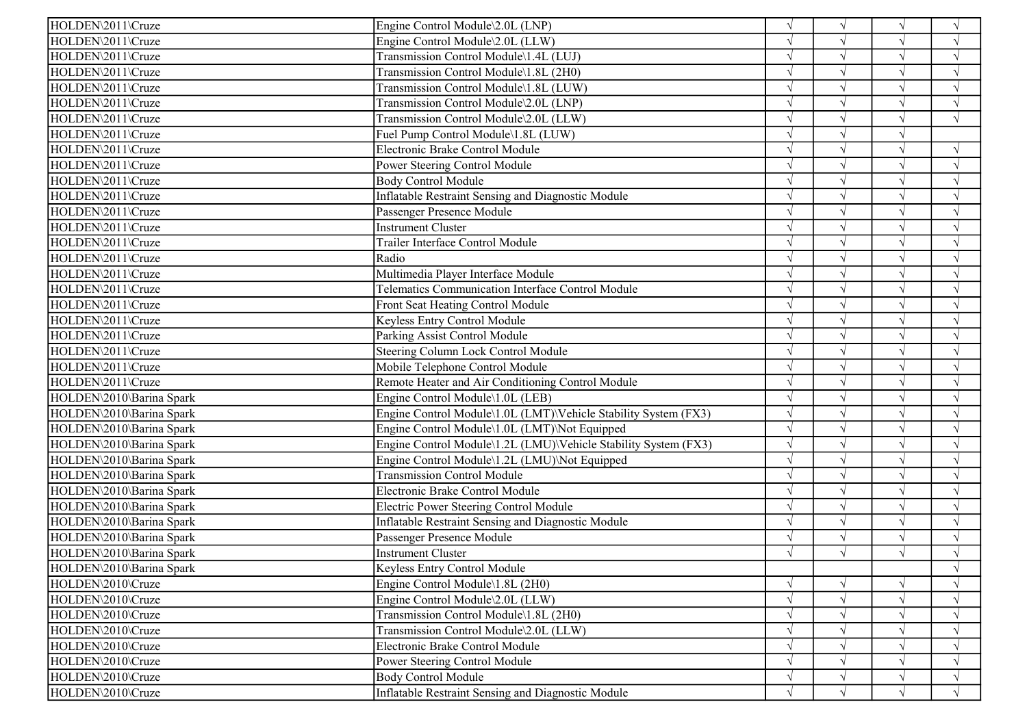| | | | | | |
|---|---|---|---|---|---|
| HOLDEN\2011\Cruze | Engine Control Module\2.0L (LNP) | √ | √ | √ | √ |
| HOLDEN\2011\Cruze | Engine Control Module\2.0L (LLW) | √ | √ | √ | √ |
| HOLDEN\2011\Cruze | Transmission Control Module\1.4L (LUJ) | √ | √ | √ | √ |
| HOLDEN\2011\Cruze | Transmission Control Module\1.8L (2H0) | √ | √ | √ | √ |
| HOLDEN\2011\Cruze | Transmission Control Module\1.8L (LUW) | √ | √ | √ | √ |
| HOLDEN\2011\Cruze | Transmission Control Module\2.0L (LNP) | √ | √ | √ | √ |
| HOLDEN\2011\Cruze | Transmission Control Module\2.0L (LLW) | √ | √ | √ | √ |
| HOLDEN\2011\Cruze | Fuel Pump Control Module\1.8L (LUW) | √ | √ | √ | |
| HOLDEN\2011\Cruze | Electronic Brake Control Module | √ | √ | √ | √ |
| HOLDEN\2011\Cruze | Power Steering Control Module | √ | √ | √ | √ |
| HOLDEN\2011\Cruze | Body Control Module | √ | √ | √ | √ |
| HOLDEN\2011\Cruze | Inflatable Restraint Sensing and Diagnostic Module | √ | √ | √ | √ |
| HOLDEN\2011\Cruze | Passenger Presence Module | √ | √ | √ | √ |
| HOLDEN\2011\Cruze | Instrument Cluster | √ | √ | √ | √ |
| HOLDEN\2011\Cruze | Trailer Interface Control Module | √ | √ | √ | √ |
| HOLDEN\2011\Cruze | Radio | √ | √ | √ | √ |
| HOLDEN\2011\Cruze | Multimedia Player Interface Module | √ | √ | √ | √ |
| HOLDEN\2011\Cruze | Telematics Communication Interface Control Module | √ | √ | √ | √ |
| HOLDEN\2011\Cruze | Front Seat Heating Control Module | √ | √ | √ | √ |
| HOLDEN\2011\Cruze | Keyless Entry Control Module | √ | √ | √ | √ |
| HOLDEN\2011\Cruze | Parking Assist Control Module | √ | √ | √ | √ |
| HOLDEN\2011\Cruze | Steering Column Lock Control Module | √ | √ | √ | √ |
| HOLDEN\2011\Cruze | Mobile Telephone Control Module | √ | √ | √ | √ |
| HOLDEN\2011\Cruze | Remote Heater and Air Conditioning Control Module | √ | √ | √ | √ |
| HOLDEN\2010\Barina Spark | Engine Control Module\1.0L (LEB) | √ | √ | √ | √ |
| HOLDEN\2010\Barina Spark | Engine Control Module\1.0L (LMT)\Vehicle Stability System (FX3) | √ | √ | √ | √ |
| HOLDEN\2010\Barina Spark | Engine Control Module\1.0L (LMT)\Not Equipped | √ | √ | √ | √ |
| HOLDEN\2010\Barina Spark | Engine Control Module\1.2L (LMU)\Vehicle Stability System (FX3) | √ | √ | √ | √ |
| HOLDEN\2010\Barina Spark | Engine Control Module\1.2L (LMU)\Not Equipped | √ | √ | √ | √ |
| HOLDEN\2010\Barina Spark | Transmission Control Module | √ | √ | √ | √ |
| HOLDEN\2010\Barina Spark | Electronic Brake Control Module | √ | √ | √ | √ |
| HOLDEN\2010\Barina Spark | Electric Power Steering Control Module | √ | √ | √ | √ |
| HOLDEN\2010\Barina Spark | Inflatable Restraint Sensing and Diagnostic Module | √ | √ | √ | √ |
| HOLDEN\2010\Barina Spark | Passenger Presence Module | √ | √ | √ | √ |
| HOLDEN\2010\Barina Spark | Instrument Cluster | √ | √ | √ | √ |
| HOLDEN\2010\Barina Spark | Keyless Entry Control Module | | | | √ |
| HOLDEN\2010\Cruze | Engine Control Module\1.8L (2H0) | √ | √ | √ | √ |
| HOLDEN\2010\Cruze | Engine Control Module\2.0L (LLW) | √ | √ | √ | √ |
| HOLDEN\2010\Cruze | Transmission Control Module\1.8L (2H0) | √ | √ | √ | √ |
| HOLDEN\2010\Cruze | Transmission Control Module\2.0L (LLW) | √ | √ | √ | √ |
| HOLDEN\2010\Cruze | Electronic Brake Control Module | √ | √ | √ | √ |
| HOLDEN\2010\Cruze | Power Steering Control Module | √ | √ | √ | √ |
| HOLDEN\2010\Cruze | Body Control Module | √ | √ | √ | √ |
| HOLDEN\2010\Cruze | Inflatable Restraint Sensing and Diagnostic Module | √ | √ | √ | √ |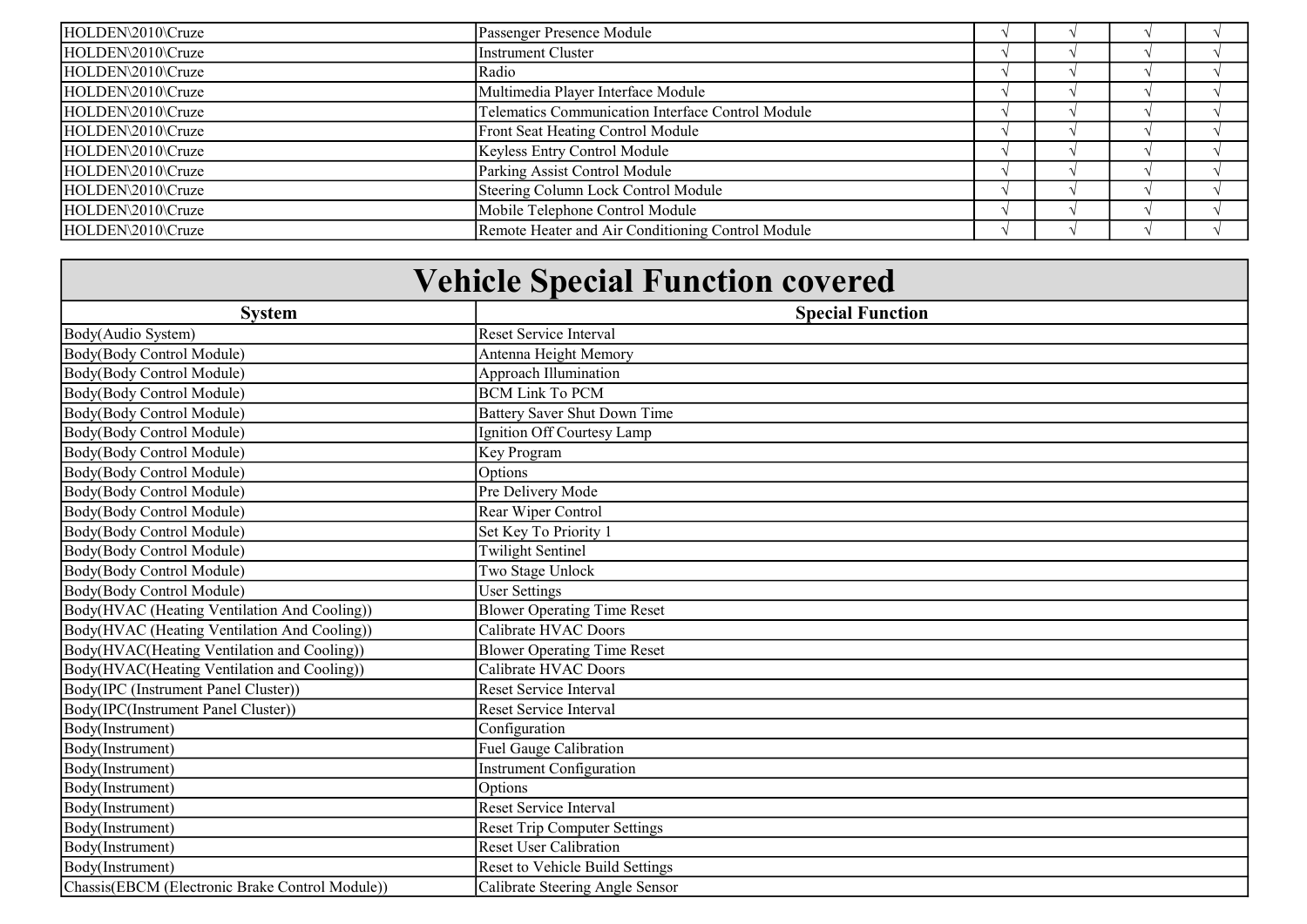| | | | | | |
|---|---|---|---|---|---|
| HOLDEN\2010\Cruze | Passenger Presence Module | √ | √ | √ | √ |
| HOLDEN\2010\Cruze | Instrument Cluster | √ | √ | √ | √ |
| HOLDEN\2010\Cruze | Radio | √ | √ | √ | √ |
| HOLDEN\2010\Cruze | Multimedia Player Interface Module | √ | √ | √ | √ |
| HOLDEN\2010\Cruze | Telematics Communication Interface Control Module | √ | √ | √ | √ |
| HOLDEN\2010\Cruze | Front Seat Heating Control Module | √ | √ | √ | √ |
| HOLDEN\2010\Cruze | Keyless Entry Control Module | √ | √ | √ | √ |
| HOLDEN\2010\Cruze | Parking Assist Control Module | √ | √ | √ | √ |
| HOLDEN\2010\Cruze | Steering Column Lock Control Module | √ | √ | √ | √ |
| HOLDEN\2010\Cruze | Mobile Telephone Control Module | √ | √ | √ | √ |
| HOLDEN\2010\Cruze | Remote Heater and Air Conditioning Control Module | √ | √ | √ | √ |

# Vehicle Special Function covered

| System | Special Function |
|---|---|
| Body(Audio System) | Reset Service Interval |
| Body(Body Control Module) | Antenna Height Memory |
| Body(Body Control Module) | Approach Illumination |
| Body(Body Control Module) | BCM Link To PCM |
| Body(Body Control Module) | Battery Saver Shut Down Time |
| Body(Body Control Module) | Ignition Off Courtesy Lamp |
| Body(Body Control Module) | Key Program |
| Body(Body Control Module) | Options |
| Body(Body Control Module) | Pre Delivery Mode |
| Body(Body Control Module) | Rear Wiper Control |
| Body(Body Control Module) | Set Key To Priority 1 |
| Body(Body Control Module) | Twilight Sentinel |
| Body(Body Control Module) | Two Stage Unlock |
| Body(Body Control Module) | User Settings |
| Body(HVAC (Heating Ventilation And Cooling)) | Blower Operating Time Reset |
| Body(HVAC (Heating Ventilation And Cooling)) | Calibrate HVAC Doors |
| Body(HVAC(Heating Ventilation and Cooling)) | Blower Operating Time Reset |
| Body(HVAC(Heating Ventilation and Cooling)) | Calibrate HVAC Doors |
| Body(IPC (Instrument Panel Cluster)) | Reset Service Interval |
| Body(IPC(Instrument Panel Cluster)) | Reset Service Interval |
| Body(Instrument) | Configuration |
| Body(Instrument) | Fuel Gauge Calibration |
| Body(Instrument) | Instrument Configuration |
| Body(Instrument) | Options |
| Body(Instrument) | Reset Service Interval |
| Body(Instrument) | Reset Trip Computer Settings |
| Body(Instrument) | Reset User Calibration |
| Body(Instrument) | Reset to Vehicle Build Settings |
| Chassis(EBCM (Electronic Brake Control Module)) | Calibrate Steering Angle Sensor |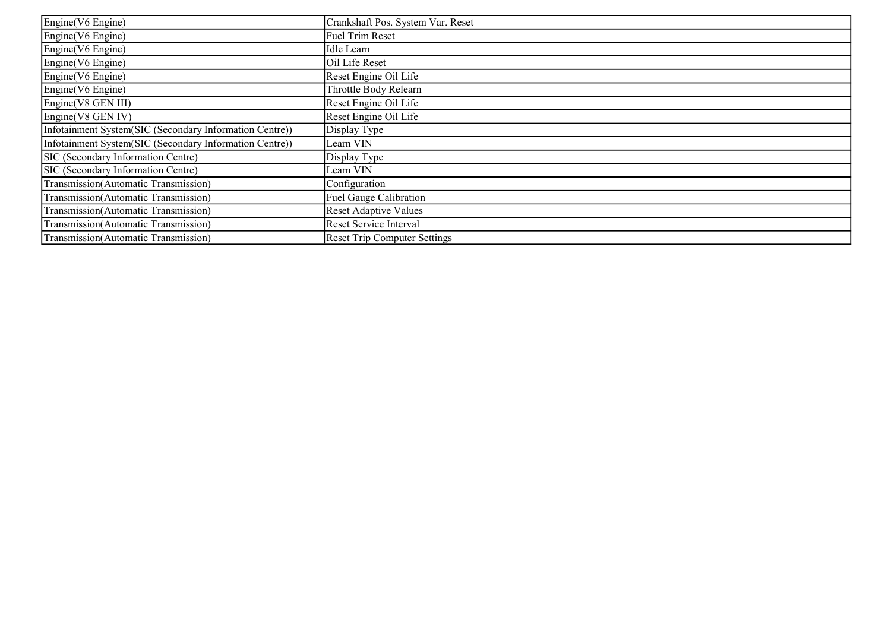| | |
|---|---|
| Engine(V6 Engine) | Crankshaft Pos. System Var. Reset |
| Engine(V6 Engine) | Fuel Trim Reset |
| Engine(V6 Engine) | Idle Learn |
| Engine(V6 Engine) | Oil Life Reset |
| Engine(V6 Engine) | Reset Engine Oil Life |
| Engine(V6 Engine) | Throttle Body Relearn |
| Engine(V8 GEN III) | Reset Engine Oil Life |
| Engine(V8 GEN IV) | Reset Engine Oil Life |
| Infotainment System(SIC (Secondary Information Centre)) | Display Type |
| Infotainment System(SIC (Secondary Information Centre)) | Learn VIN |
| SIC (Secondary Information Centre) | Display Type |
| SIC (Secondary Information Centre) | Learn VIN |
| Transmission(Automatic Transmission) | Configuration |
| Transmission(Automatic Transmission) | Fuel Gauge Calibration |
| Transmission(Automatic Transmission) | Reset Adaptive Values |
| Transmission(Automatic Transmission) | Reset Service Interval |
| Transmission(Automatic Transmission) | Reset Trip Computer Settings |